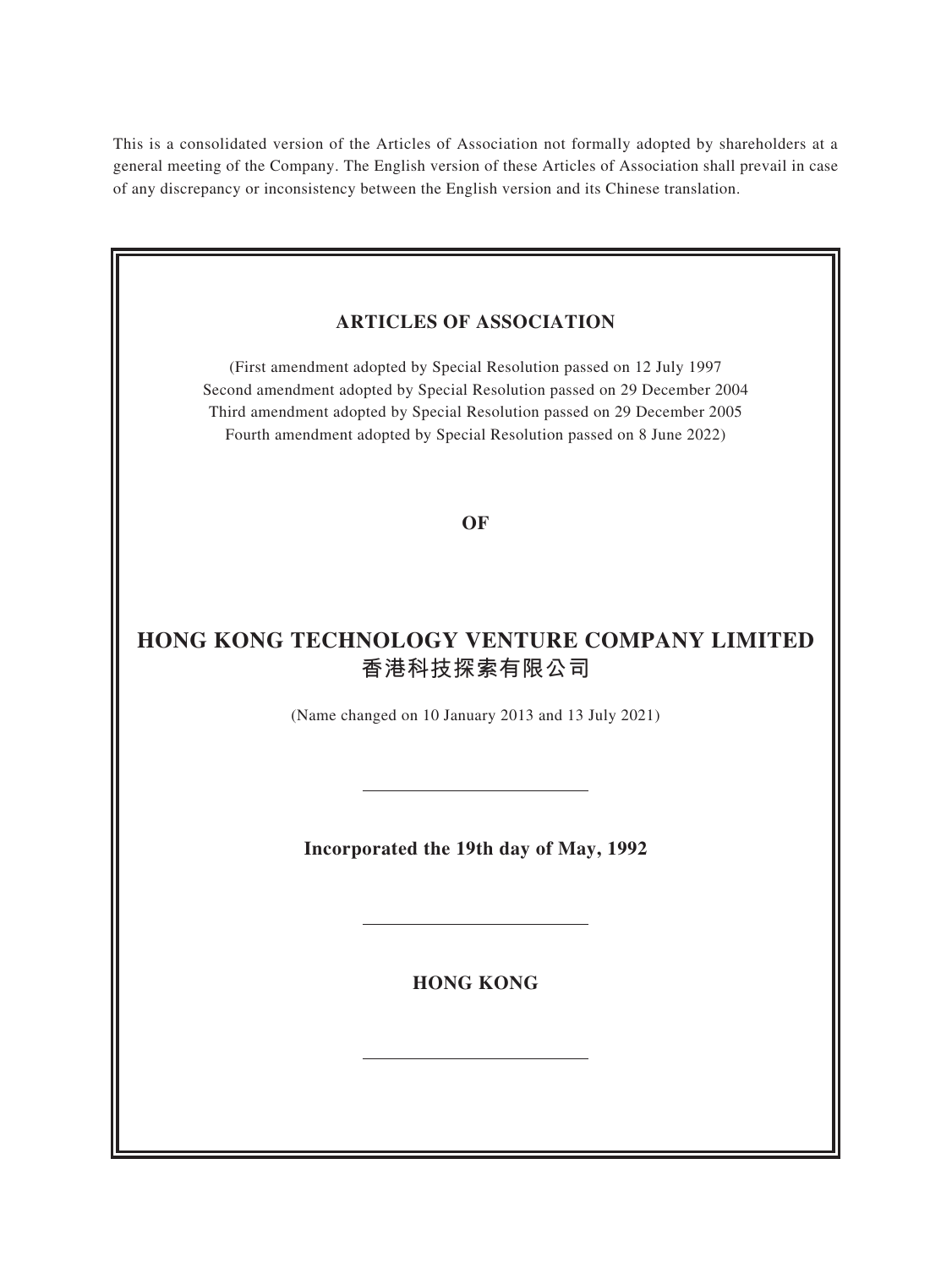This is a consolidated version of the Articles of Association not formally adopted by shareholders at a general meeting of the Company. The English version of these Articles of Association shall prevail in case of any discrepancy or inconsistency between the English version and its Chinese translation.

# ARTICLES OF ASSOCIATION

(First amendment adopted by Special Resolution passed on 12 July 1997
Second amendment adopted by Special Resolution passed on 29 December 2004
Third amendment adopted by Special Resolution passed on 29 December 2005
Fourth amendment adopted by Special Resolution passed on 8 June 2022)

**OF**

# HONG KONG TECHNOLOGY VENTURE COMPANY LIMITED
# 香港科技探索有限公司

(Name changed on 10 January 2013 and 13 July 2021)

---

**Incorporated the 19th day of May, 1992**

---

**HONG KONG**

---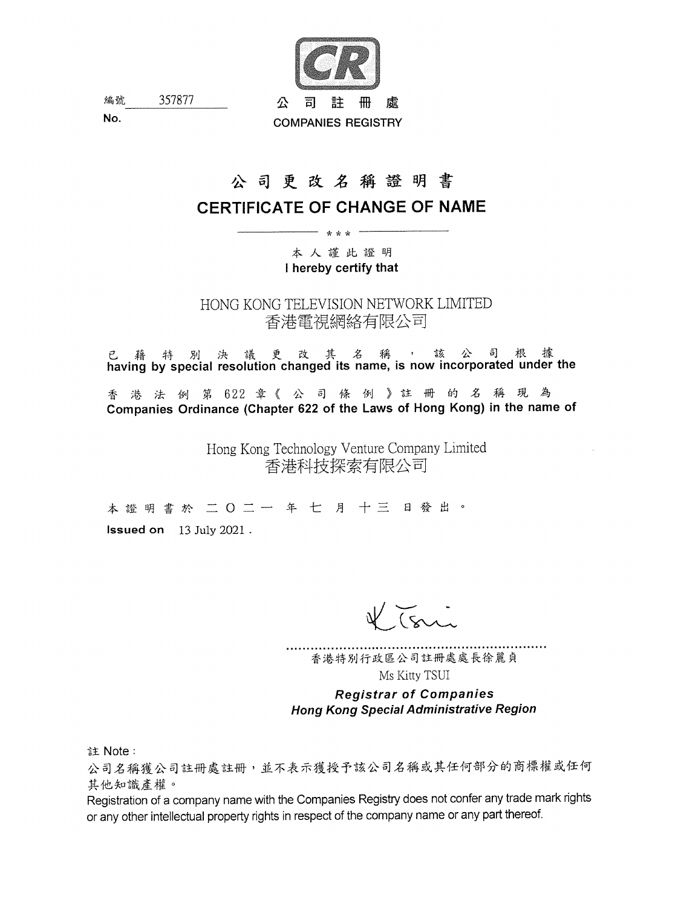編號 357877
No.

公司註冊處
COMPANIES REGISTRY

# 公司更改名稱證明書
# CERTIFICATE OF CHANGE OF NAME

\* \* \*

本人謹此證明
**I hereby certify that**

HONG KONG TELEVISION NETWORK LIMITED
香港電視網絡有限公司

已藉特別決議更改其名稱，該公司根據
**having by special resolution changed its name, is now incorporated under the**

香港法例第622章《公司條例》註冊的名稱現為
**Companies Ordinance (Chapter 622 of the Laws of Hong Kong) in the name of**

Hong Kong Technology Venture Company Limited
香港科技探索有限公司

本證明書於二〇二一年七月十三日發出。
**Issued on** 13 July 2021 .

香港特別行政區公司註冊處處長徐麗貞
Ms Kitty TSUI
***Registrar of Companies***
***Hong Kong Special Administrative Region***

註 Note：
公司名稱獲公司註冊處註冊，並不表示獲授予該公司名稱或其任何部分的商標權或任何其他知識產權。
Registration of a company name with the Companies Registry does not confer any trade mark rights or any other intellectual property rights in respect of the company name or any part thereof.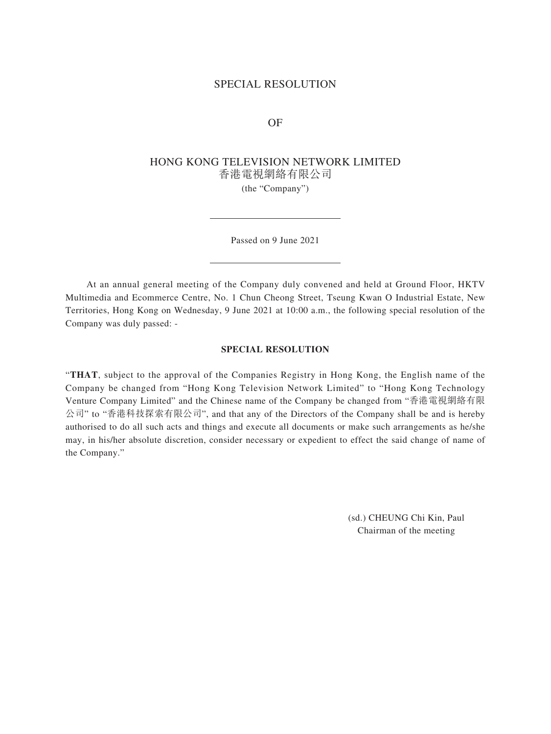# SPECIAL RESOLUTION

# OF

# HONG KONG TELEVISION NETWORK LIMITED
# 香港電視網絡有限公司

(the "Company")

---

Passed on 9 June 2021

---

At an annual general meeting of the Company duly convened and held at Ground Floor, HKTV Multimedia and Ecommerce Centre, No. 1 Chun Cheong Street, Tseung Kwan O Industrial Estate, New Territories, Hong Kong on Wednesday, 9 June 2021 at 10:00 a.m., the following special resolution of the Company was duly passed: -

**SPECIAL RESOLUTION**

"**THAT**, subject to the approval of the Companies Registry in Hong Kong, the English name of the Company be changed from "Hong Kong Television Network Limited" to "Hong Kong Technology Venture Company Limited" and the Chinese name of the Company be changed from "香港電視網絡有限公司" to "香港科技探索有限公司", and that any of the Directors of the Company shall be and is hereby authorised to do all such acts and things and execute all documents or make such arrangements as he/she may, in his/her absolute discretion, consider necessary or expedient to effect the said change of name of the Company."

(sd.) CHEUNG Chi Kin, Paul
Chairman of the meeting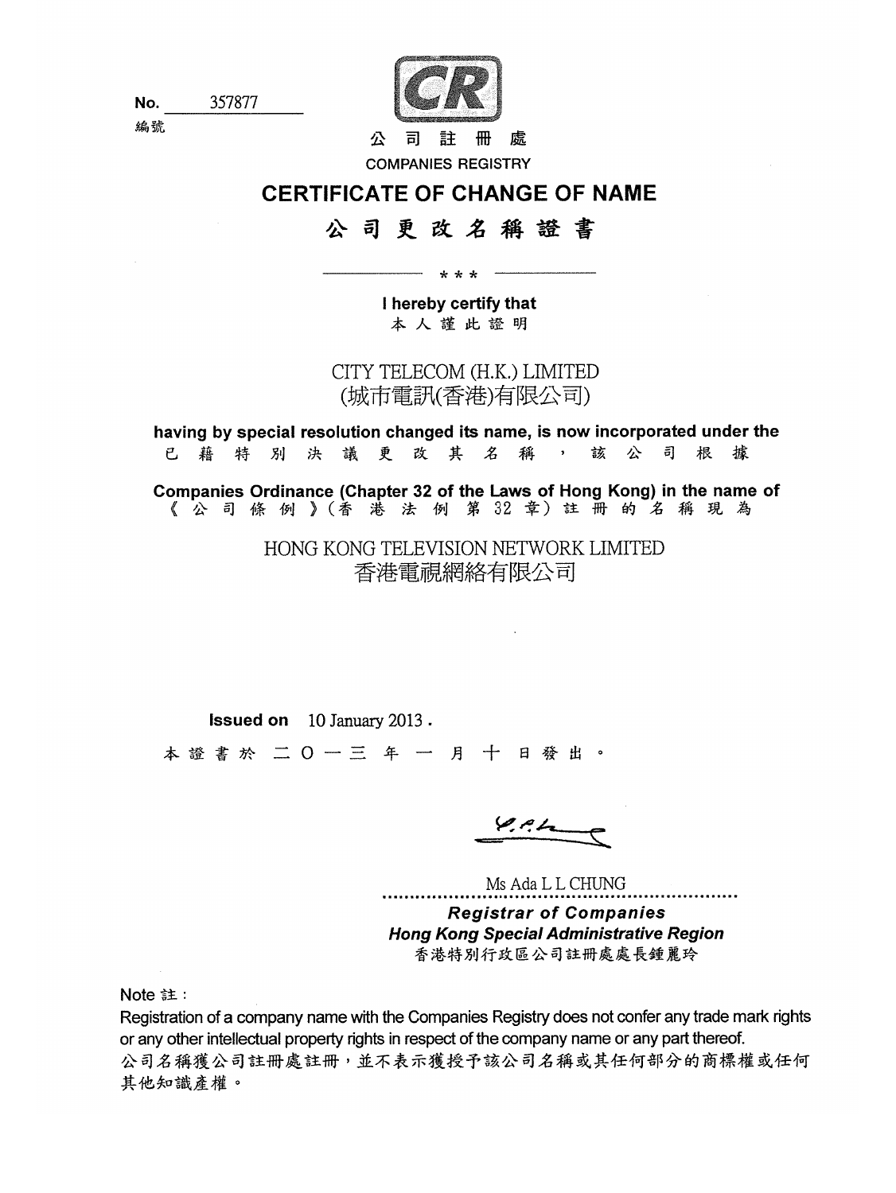No. 357877

編號

公 司 註 冊 處

COMPANIES REGISTRY

# CERTIFICATE OF CHANGE OF NAME

# 公 司 更 改 名 稱 證 書

\* \* \*

**I hereby certify that**

本 人 謹 此 證 明

CITY TELECOM (H.K.) LIMITED

(城市電訊(香港)有限公司)

**having by special resolution changed its name, is now incorporated under the**

已 藉 特 別 決 議 更 改 其 名 稱 ， 該 公 司 根 據

**Companies Ordinance (Chapter 32 of the Laws of Hong Kong) in the name of**

《 公 司 條 例 》(香 港 法 例 第 32 章) 註 冊 的 名 稱 現 為

HONG KONG TELEVISION NETWORK LIMITED

香港電視網絡有限公司

**Issued on** 10 January 2013 .

本 證 書 於 二 O 一 三 年 一 月 十 日 發 出 。

Ms Ada L L CHUNG

***Registrar of Companies***

***Hong Kong Special Administrative Region***

香港特別行政區公司註冊處處長鍾麗玲

Note 註：

Registration of a company name with the Companies Registry does not confer any trade mark rights or any other intellectual property rights in respect of the company name or any part thereof.

公司名稱獲公司註冊處註冊，並不表示獲授予該公司名稱或其任何部分的商標權或任何其他知識產權。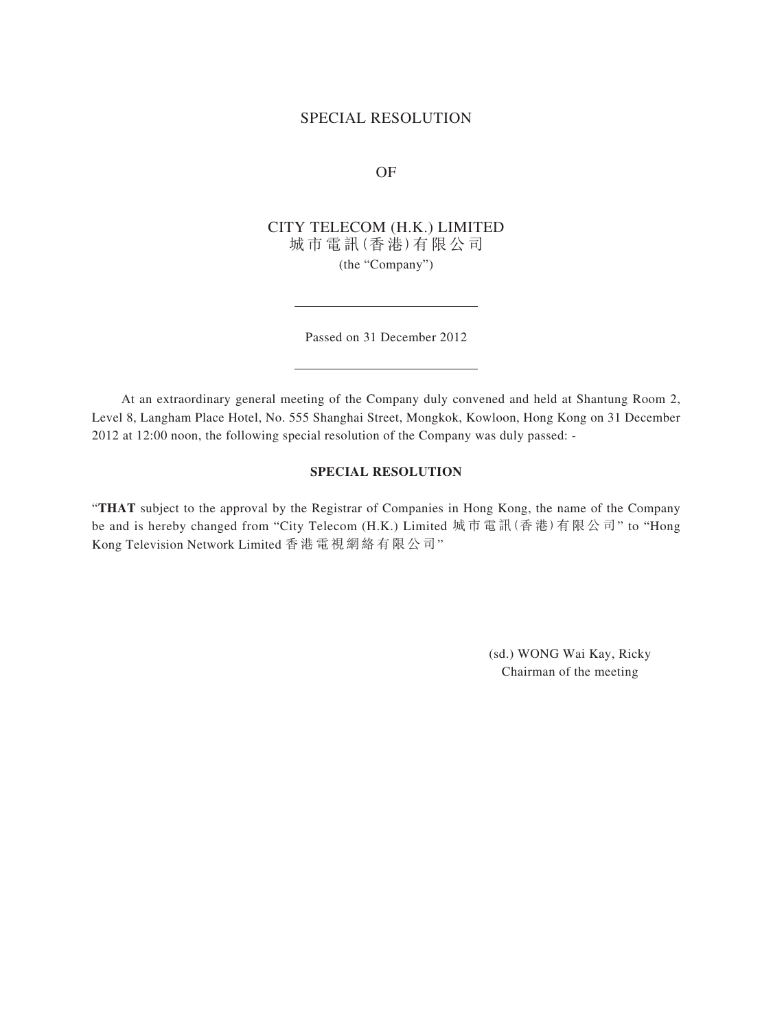# SPECIAL RESOLUTION

OF

CITY TELECOM (H.K.) LIMITED
城市電訊(香港)有限公司
(the "Company")

---

Passed on 31 December 2012

---

At an extraordinary general meeting of the Company duly convened and held at Shantung Room 2, Level 8, Langham Place Hotel, No. 555 Shanghai Street, Mongkok, Kowloon, Hong Kong on 31 December 2012 at 12:00 noon, the following special resolution of the Company was duly passed: -

**SPECIAL RESOLUTION**

"**THAT** subject to the approval by the Registrar of Companies in Hong Kong, the name of the Company be and is hereby changed from "City Telecom (H.K.) Limited 城市電訊(香港)有限公司" to "Hong Kong Television Network Limited 香港電視網絡有限公司"

(sd.) WONG Wai Kay, Ricky
Chairman of the meeting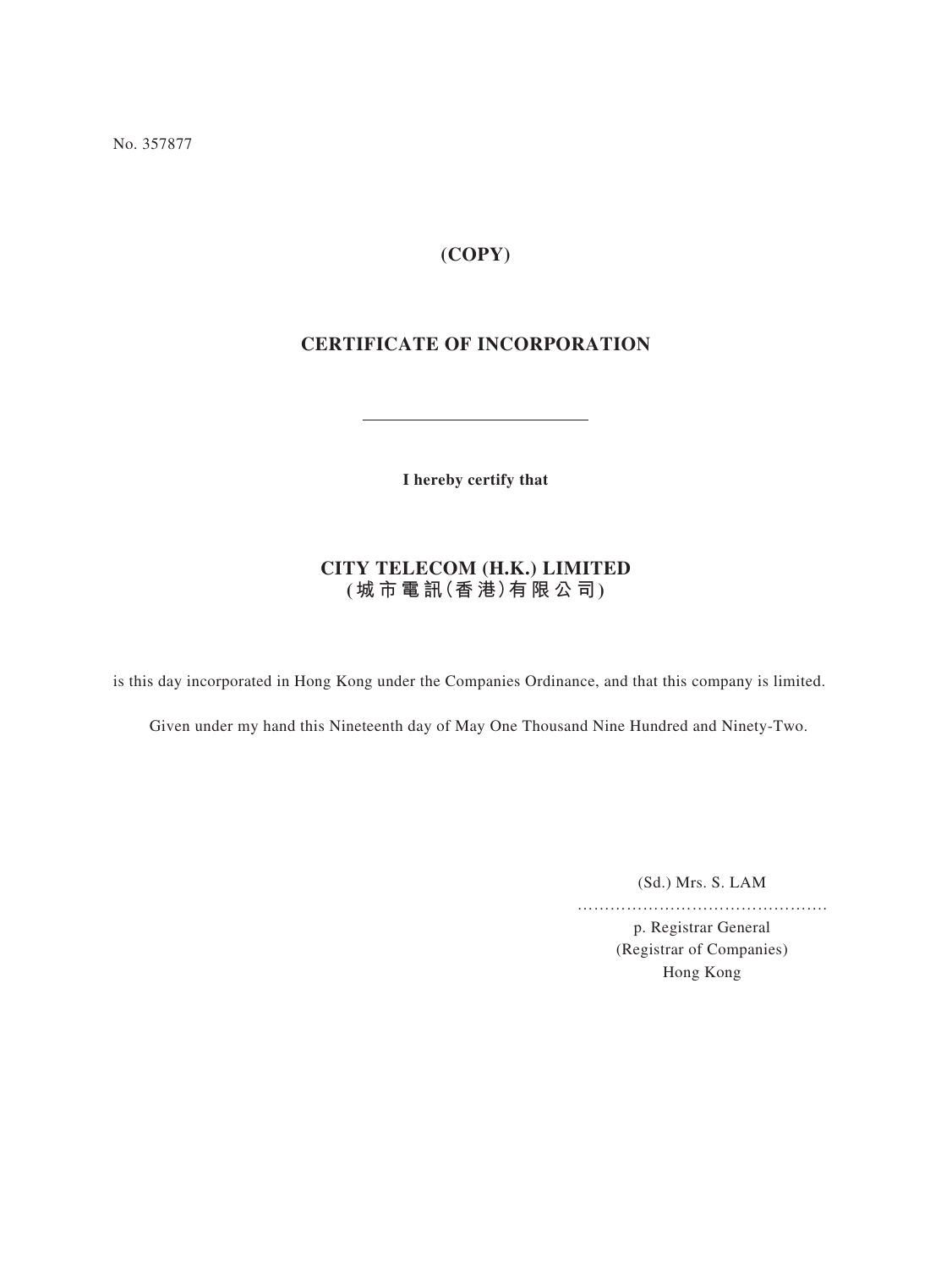No. 357877

**(COPY)**

# CERTIFICATE OF INCORPORATION

---

**I hereby certify that**

**CITY TELECOM (H.K.) LIMITED**
**(城市電訊(香港)有限公司)**

is this day incorporated in Hong Kong under the Companies Ordinance, and that this company is limited.

Given under my hand this Nineteenth day of May One Thousand Nine Hundred and Ninety-Two.

(Sd.) Mrs. S. LAM
……………………………………….
p. Registrar General
(Registrar of Companies)
Hong Kong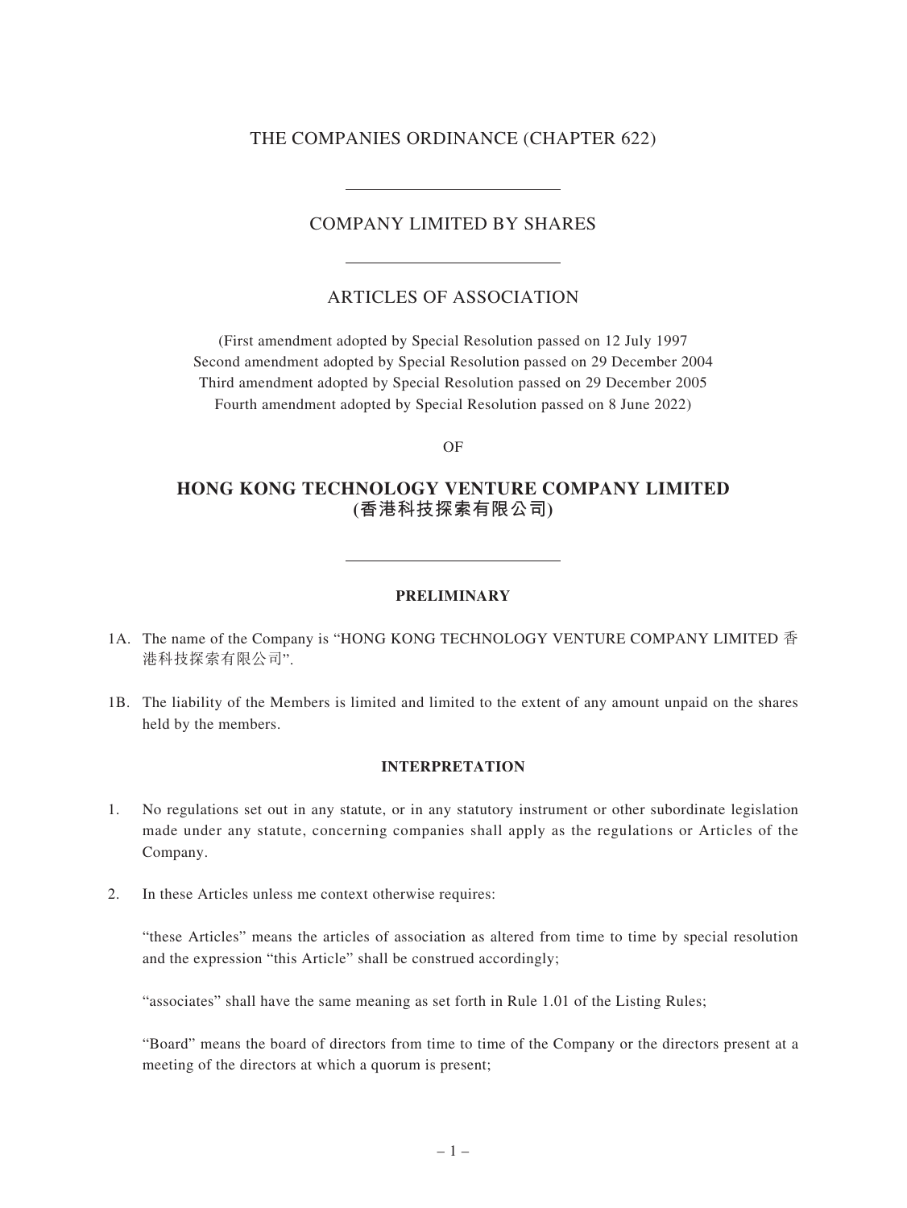THE COMPANIES ORDINANCE (CHAPTER 622)

COMPANY LIMITED BY SHARES

ARTICLES OF ASSOCIATION

(First amendment adopted by Special Resolution passed on 12 July 1997
Second amendment adopted by Special Resolution passed on 29 December 2004
Third amendment adopted by Special Resolution passed on 29 December 2005
Fourth amendment adopted by Special Resolution passed on 8 June 2022)

OF

# HONG KONG TECHNOLOGY VENTURE COMPANY LIMITED (香港科技探索有限公司)

## PRELIMINARY

1A. The name of the Company is "HONG KONG TECHNOLOGY VENTURE COMPANY LIMITED 香港科技探索有限公司".

1B. The liability of the Members is limited and limited to the extent of any amount unpaid on the shares held by the members.

## INTERPRETATION

1. No regulations set out in any statute, or in any statutory instrument or other subordinate legislation made under any statute, concerning companies shall apply as the regulations or Articles of the Company.

2. In these Articles unless me context otherwise requires:

   "these Articles" means the articles of association as altered from time to time by special resolution and the expression "this Article" shall be construed accordingly;

   "associates" shall have the same meaning as set forth in Rule 1.01 of the Listing Rules;

   "Board" means the board of directors from time to time of the Company or the directors present at a meeting of the directors at which a quorum is present;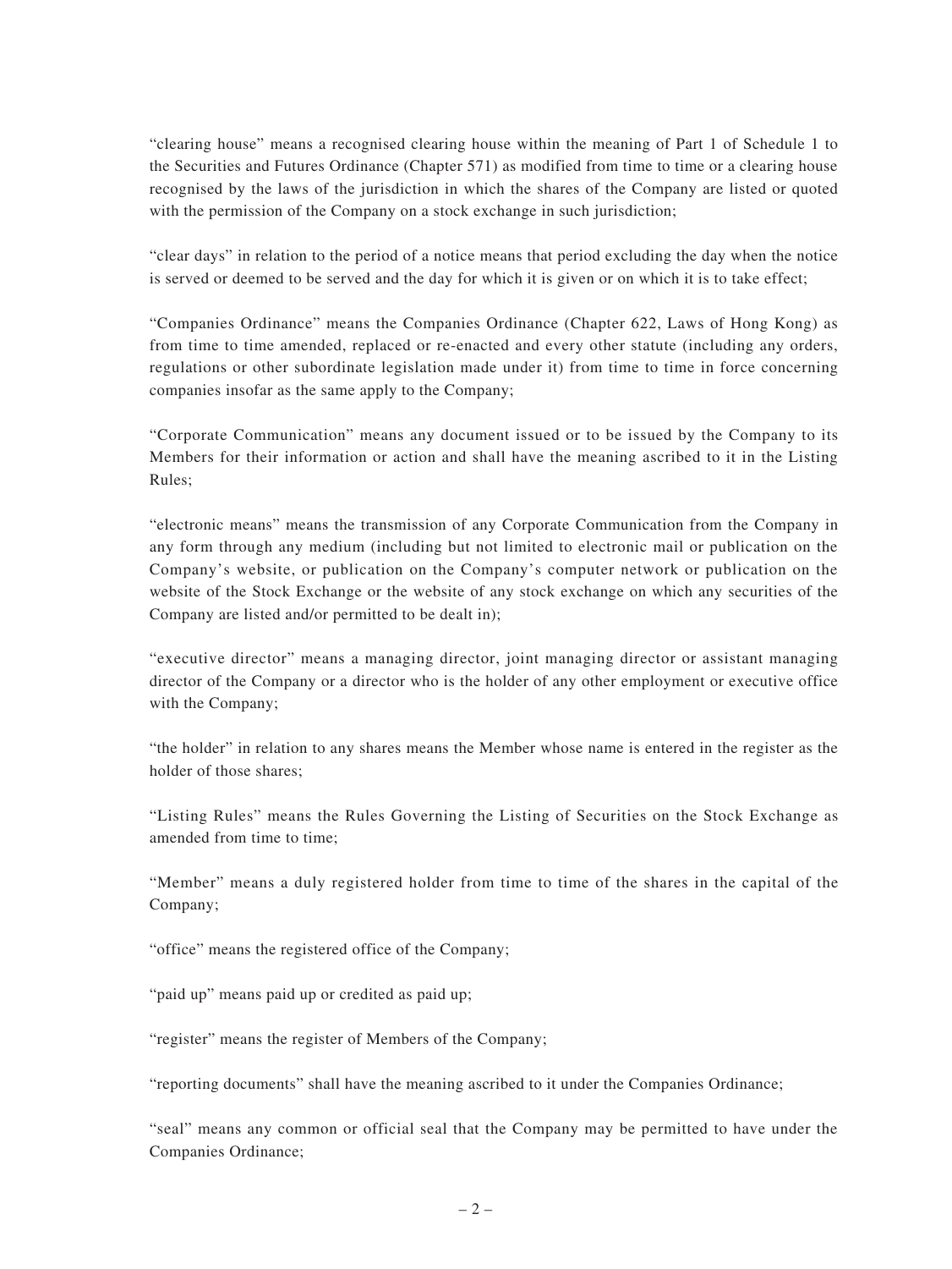"clearing house" means a recognised clearing house within the meaning of Part 1 of Schedule 1 to the Securities and Futures Ordinance (Chapter 571) as modified from time to time or a clearing house recognised by the laws of the jurisdiction in which the shares of the Company are listed or quoted with the permission of the Company on a stock exchange in such jurisdiction;

"clear days" in relation to the period of a notice means that period excluding the day when the notice is served or deemed to be served and the day for which it is given or on which it is to take effect;

"Companies Ordinance" means the Companies Ordinance (Chapter 622, Laws of Hong Kong) as from time to time amended, replaced or re-enacted and every other statute (including any orders, regulations or other subordinate legislation made under it) from time to time in force concerning companies insofar as the same apply to the Company;

"Corporate Communication" means any document issued or to be issued by the Company to its Members for their information or action and shall have the meaning ascribed to it in the Listing Rules;

"electronic means" means the transmission of any Corporate Communication from the Company in any form through any medium (including but not limited to electronic mail or publication on the Company's website, or publication on the Company's computer network or publication on the website of the Stock Exchange or the website of any stock exchange on which any securities of the Company are listed and/or permitted to be dealt in);

"executive director" means a managing director, joint managing director or assistant managing director of the Company or a director who is the holder of any other employment or executive office with the Company;

"the holder" in relation to any shares means the Member whose name is entered in the register as the holder of those shares;

"Listing Rules" means the Rules Governing the Listing of Securities on the Stock Exchange as amended from time to time;

"Member" means a duly registered holder from time to time of the shares in the capital of the Company;

"office" means the registered office of the Company;

"paid up" means paid up or credited as paid up;

"register" means the register of Members of the Company;

"reporting documents" shall have the meaning ascribed to it under the Companies Ordinance;

"seal" means any common or official seal that the Company may be permitted to have under the Companies Ordinance;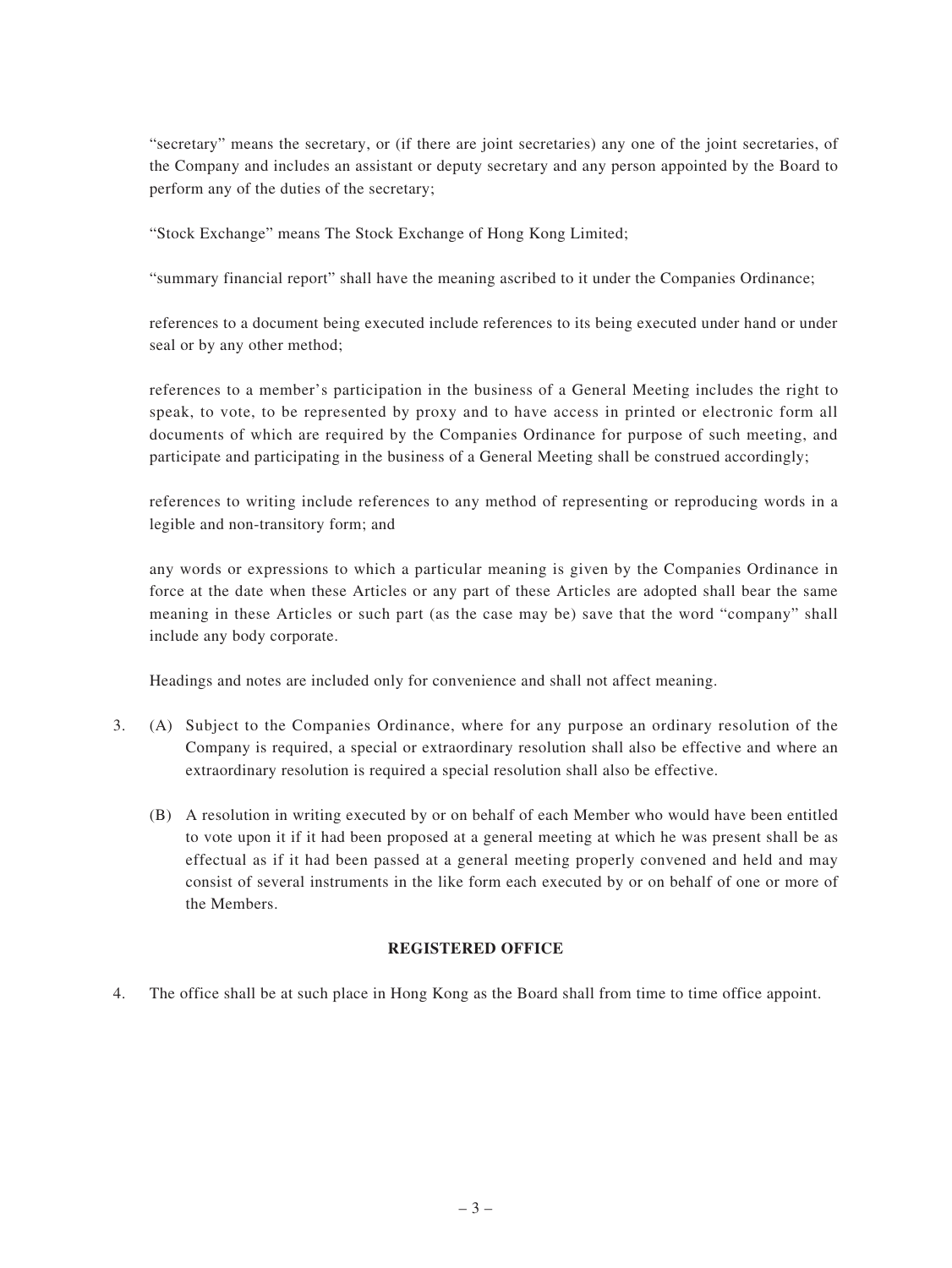"secretary" means the secretary, or (if there are joint secretaries) any one of the joint secretaries, of the Company and includes an assistant or deputy secretary and any person appointed by the Board to perform any of the duties of the secretary;

"Stock Exchange" means The Stock Exchange of Hong Kong Limited;

"summary financial report" shall have the meaning ascribed to it under the Companies Ordinance;

references to a document being executed include references to its being executed under hand or under seal or by any other method;

references to a member's participation in the business of a General Meeting includes the right to speak, to vote, to be represented by proxy and to have access in printed or electronic form all documents of which are required by the Companies Ordinance for purpose of such meeting, and participate and participating in the business of a General Meeting shall be construed accordingly;

references to writing include references to any method of representing or reproducing words in a legible and non-transitory form; and

any words or expressions to which a particular meaning is given by the Companies Ordinance in force at the date when these Articles or any part of these Articles are adopted shall bear the same meaning in these Articles or such part (as the case may be) save that the word "company" shall include any body corporate.

Headings and notes are included only for convenience and shall not affect meaning.

3. (A) Subject to the Companies Ordinance, where for any purpose an ordinary resolution of the Company is required, a special or extraordinary resolution shall also be effective and where an extraordinary resolution is required a special resolution shall also be effective.

   (B) A resolution in writing executed by or on behalf of each Member who would have been entitled to vote upon it if it had been proposed at a general meeting at which he was present shall be as effectual as if it had been passed at a general meeting properly convened and held and may consist of several instruments in the like form each executed by or on behalf of one or more of the Members.

**REGISTERED OFFICE**

4. The office shall be at such place in Hong Kong as the Board shall from time to time office appoint.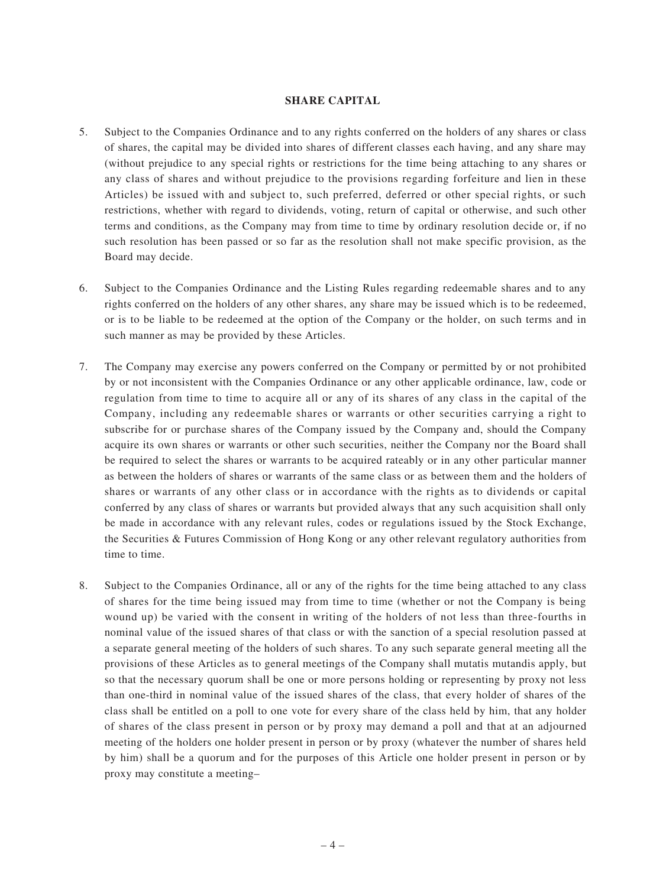## SHARE CAPITAL

5. Subject to the Companies Ordinance and to any rights conferred on the holders of any shares or class of shares, the capital may be divided into shares of different classes each having, and any share may (without prejudice to any special rights or restrictions for the time being attaching to any shares or any class of shares and without prejudice to the provisions regarding forfeiture and lien in these Articles) be issued with and subject to, such preferred, deferred or other special rights, or such restrictions, whether with regard to dividends, voting, return of capital or otherwise, and such other terms and conditions, as the Company may from time to time by ordinary resolution decide or, if no such resolution has been passed or so far as the resolution shall not make specific provision, as the Board may decide.

6. Subject to the Companies Ordinance and the Listing Rules regarding redeemable shares and to any rights conferred on the holders of any other shares, any share may be issued which is to be redeemed, or is to be liable to be redeemed at the option of the Company or the holder, on such terms and in such manner as may be provided by these Articles.

7. The Company may exercise any powers conferred on the Company or permitted by or not prohibited by or not inconsistent with the Companies Ordinance or any other applicable ordinance, law, code or regulation from time to time to acquire all or any of its shares of any class in the capital of the Company, including any redeemable shares or warrants or other securities carrying a right to subscribe for or purchase shares of the Company issued by the Company and, should the Company acquire its own shares or warrants or other such securities, neither the Company nor the Board shall be required to select the shares or warrants to be acquired rateably or in any other particular manner as between the holders of shares or warrants of the same class or as between them and the holders of shares or warrants of any other class or in accordance with the rights as to dividends or capital conferred by any class of shares or warrants but provided always that any such acquisition shall only be made in accordance with any relevant rules, codes or regulations issued by the Stock Exchange, the Securities & Futures Commission of Hong Kong or any other relevant regulatory authorities from time to time.

8. Subject to the Companies Ordinance, all or any of the rights for the time being attached to any class of shares for the time being issued may from time to time (whether or not the Company is being wound up) be varied with the consent in writing of the holders of not less than three-fourths in nominal value of the issued shares of that class or with the sanction of a special resolution passed at a separate general meeting of the holders of such shares. To any such separate general meeting all the provisions of these Articles as to general meetings of the Company shall mutatis mutandis apply, but so that the necessary quorum shall be one or more persons holding or representing by proxy not less than one-third in nominal value of the issued shares of the class, that every holder of shares of the class shall be entitled on a poll to one vote for every share of the class held by him, that any holder of shares of the class present in person or by proxy may demand a poll and that at an adjourned meeting of the holders one holder present in person or by proxy (whatever the number of shares held by him) shall be a quorum and for the purposes of this Article one holder present in person or by proxy may constitute a meeting–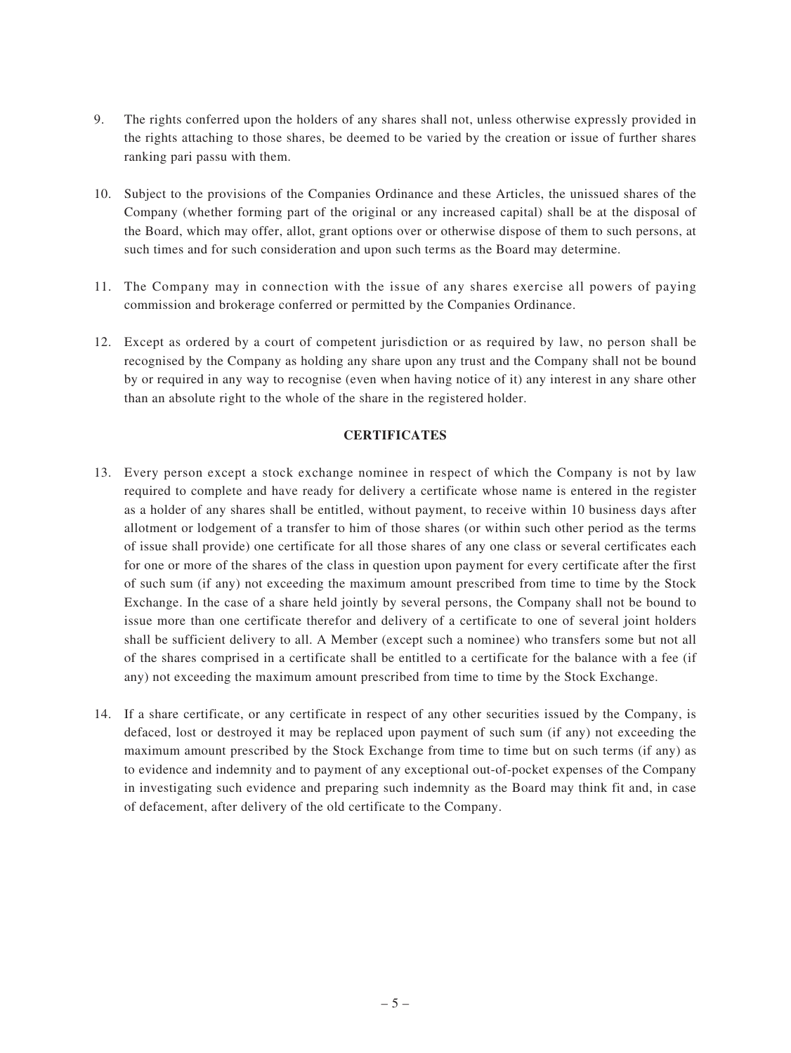9. The rights conferred upon the holders of any shares shall not, unless otherwise expressly provided in the rights attaching to those shares, be deemed to be varied by the creation or issue of further shares ranking pari passu with them.

10. Subject to the provisions of the Companies Ordinance and these Articles, the unissued shares of the Company (whether forming part of the original or any increased capital) shall be at the disposal of the Board, which may offer, allot, grant options over or otherwise dispose of them to such persons, at such times and for such consideration and upon such terms as the Board may determine.

11. The Company may in connection with the issue of any shares exercise all powers of paying commission and brokerage conferred or permitted by the Companies Ordinance.

12. Except as ordered by a court of competent jurisdiction or as required by law, no person shall be recognised by the Company as holding any share upon any trust and the Company shall not be bound by or required in any way to recognise (even when having notice of it) any interest in any share other than an absolute right to the whole of the share in the registered holder.

## CERTIFICATES

13. Every person except a stock exchange nominee in respect of which the Company is not by law required to complete and have ready for delivery a certificate whose name is entered in the register as a holder of any shares shall be entitled, without payment, to receive within 10 business days after allotment or lodgement of a transfer to him of those shares (or within such other period as the terms of issue shall provide) one certificate for all those shares of any one class or several certificates each for one or more of the shares of the class in question upon payment for every certificate after the first of such sum (if any) not exceeding the maximum amount prescribed from time to time by the Stock Exchange. In the case of a share held jointly by several persons, the Company shall not be bound to issue more than one certificate therefor and delivery of a certificate to one of several joint holders shall be sufficient delivery to all. A Member (except such a nominee) who transfers some but not all of the shares comprised in a certificate shall be entitled to a certificate for the balance with a fee (if any) not exceeding the maximum amount prescribed from time to time by the Stock Exchange.

14. If a share certificate, or any certificate in respect of any other securities issued by the Company, is defaced, lost or destroyed it may be replaced upon payment of such sum (if any) not exceeding the maximum amount prescribed by the Stock Exchange from time to time but on such terms (if any) as to evidence and indemnity and to payment of any exceptional out-of-pocket expenses of the Company in investigating such evidence and preparing such indemnity as the Board may think fit and, in case of defacement, after delivery of the old certificate to the Company.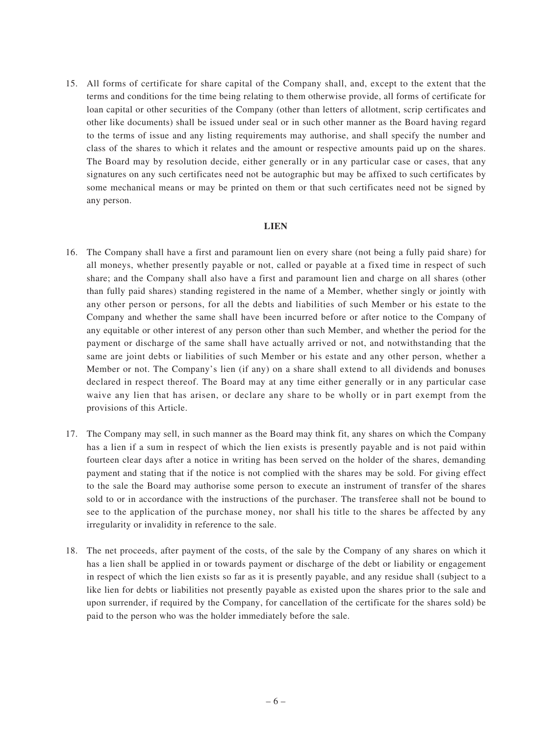15. All forms of certificate for share capital of the Company shall, and, except to the extent that the terms and conditions for the time being relating to them otherwise provide, all forms of certificate for loan capital or other securities of the Company (other than letters of allotment, scrip certificates and other like documents) shall be issued under seal or in such other manner as the Board having regard to the terms of issue and any listing requirements may authorise, and shall specify the number and class of the shares to which it relates and the amount or respective amounts paid up on the shares. The Board may by resolution decide, either generally or in any particular case or cases, that any signatures on any such certificates need not be autographic but may be affixed to such certificates by some mechanical means or may be printed on them or that such certificates need not be signed by any person.

## LIEN

16. The Company shall have a first and paramount lien on every share (not being a fully paid share) for all moneys, whether presently payable or not, called or payable at a fixed time in respect of such share; and the Company shall also have a first and paramount lien and charge on all shares (other than fully paid shares) standing registered in the name of a Member, whether singly or jointly with any other person or persons, for all the debts and liabilities of such Member or his estate to the Company and whether the same shall have been incurred before or after notice to the Company of any equitable or other interest of any person other than such Member, and whether the period for the payment or discharge of the same shall have actually arrived or not, and notwithstanding that the same are joint debts or liabilities of such Member or his estate and any other person, whether a Member or not. The Company's lien (if any) on a share shall extend to all dividends and bonuses declared in respect thereof. The Board may at any time either generally or in any particular case waive any lien that has arisen, or declare any share to be wholly or in part exempt from the provisions of this Article.

17. The Company may sell, in such manner as the Board may think fit, any shares on which the Company has a lien if a sum in respect of which the lien exists is presently payable and is not paid within fourteen clear days after a notice in writing has been served on the holder of the shares, demanding payment and stating that if the notice is not complied with the shares may be sold. For giving effect to the sale the Board may authorise some person to execute an instrument of transfer of the shares sold to or in accordance with the instructions of the purchaser. The transferee shall not be bound to see to the application of the purchase money, nor shall his title to the shares be affected by any irregularity or invalidity in reference to the sale.

18. The net proceeds, after payment of the costs, of the sale by the Company of any shares on which it has a lien shall be applied in or towards payment or discharge of the debt or liability or engagement in respect of which the lien exists so far as it is presently payable, and any residue shall (subject to a like lien for debts or liabilities not presently payable as existed upon the shares prior to the sale and upon surrender, if required by the Company, for cancellation of the certificate for the shares sold) be paid to the person who was the holder immediately before the sale.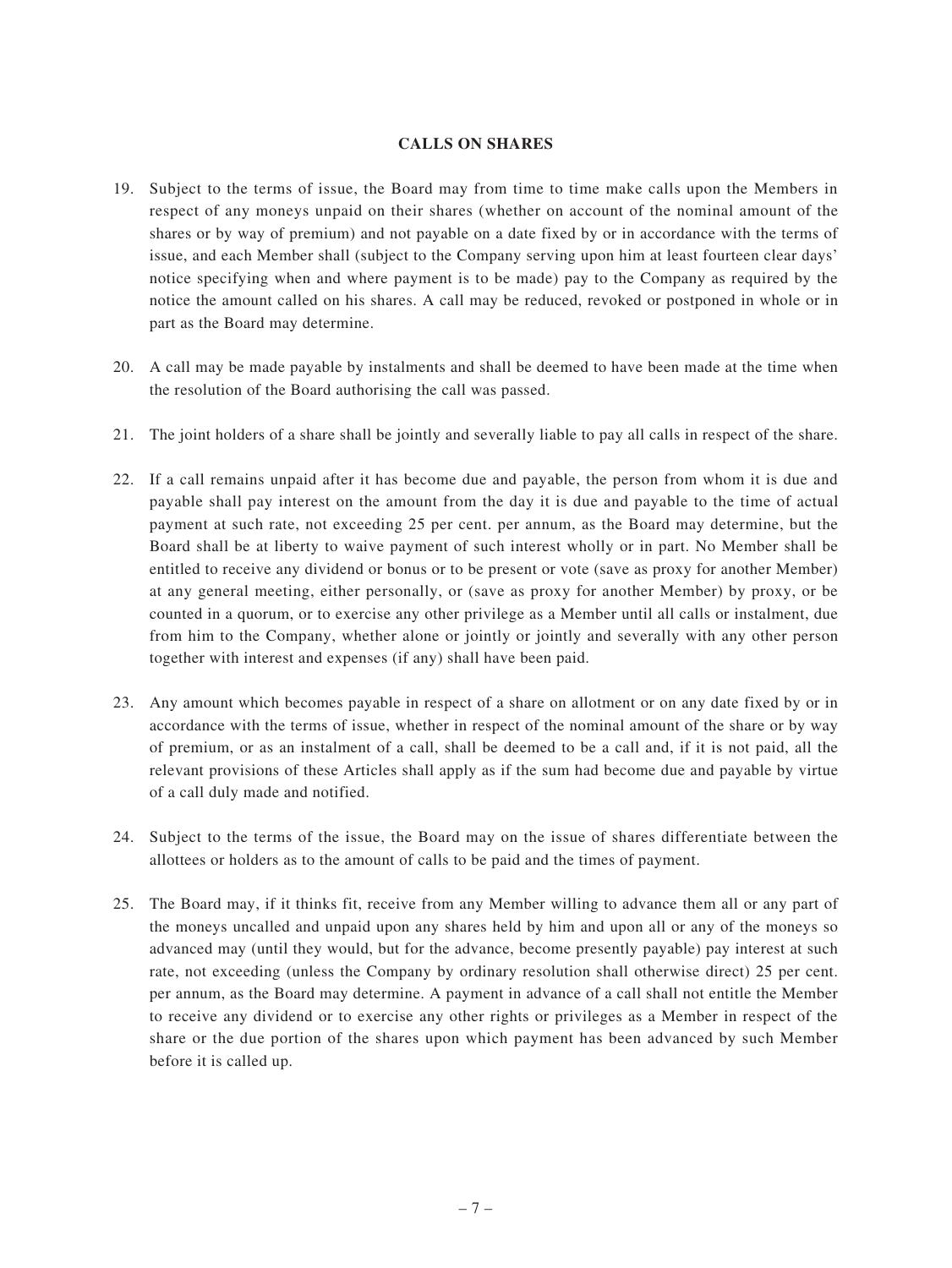## CALLS ON SHARES

19. Subject to the terms of issue, the Board may from time to time make calls upon the Members in respect of any moneys unpaid on their shares (whether on account of the nominal amount of the shares or by way of premium) and not payable on a date fixed by or in accordance with the terms of issue, and each Member shall (subject to the Company serving upon him at least fourteen clear days' notice specifying when and where payment is to be made) pay to the Company as required by the notice the amount called on his shares. A call may be reduced, revoked or postponed in whole or in part as the Board may determine.

20. A call may be made payable by instalments and shall be deemed to have been made at the time when the resolution of the Board authorising the call was passed.

21. The joint holders of a share shall be jointly and severally liable to pay all calls in respect of the share.

22. If a call remains unpaid after it has become due and payable, the person from whom it is due and payable shall pay interest on the amount from the day it is due and payable to the time of actual payment at such rate, not exceeding 25 per cent. per annum, as the Board may determine, but the Board shall be at liberty to waive payment of such interest wholly or in part. No Member shall be entitled to receive any dividend or bonus or to be present or vote (save as proxy for another Member) at any general meeting, either personally, or (save as proxy for another Member) by proxy, or be counted in a quorum, or to exercise any other privilege as a Member until all calls or instalment, due from him to the Company, whether alone or jointly or jointly and severally with any other person together with interest and expenses (if any) shall have been paid.

23. Any amount which becomes payable in respect of a share on allotment or on any date fixed by or in accordance with the terms of issue, whether in respect of the nominal amount of the share or by way of premium, or as an instalment of a call, shall be deemed to be a call and, if it is not paid, all the relevant provisions of these Articles shall apply as if the sum had become due and payable by virtue of a call duly made and notified.

24. Subject to the terms of the issue, the Board may on the issue of shares differentiate between the allottees or holders as to the amount of calls to be paid and the times of payment.

25. The Board may, if it thinks fit, receive from any Member willing to advance them all or any part of the moneys uncalled and unpaid upon any shares held by him and upon all or any of the moneys so advanced may (until they would, but for the advance, become presently payable) pay interest at such rate, not exceeding (unless the Company by ordinary resolution shall otherwise direct) 25 per cent. per annum, as the Board may determine. A payment in advance of a call shall not entitle the Member to receive any dividend or to exercise any other rights or privileges as a Member in respect of the share or the due portion of the shares upon which payment has been advanced by such Member before it is called up.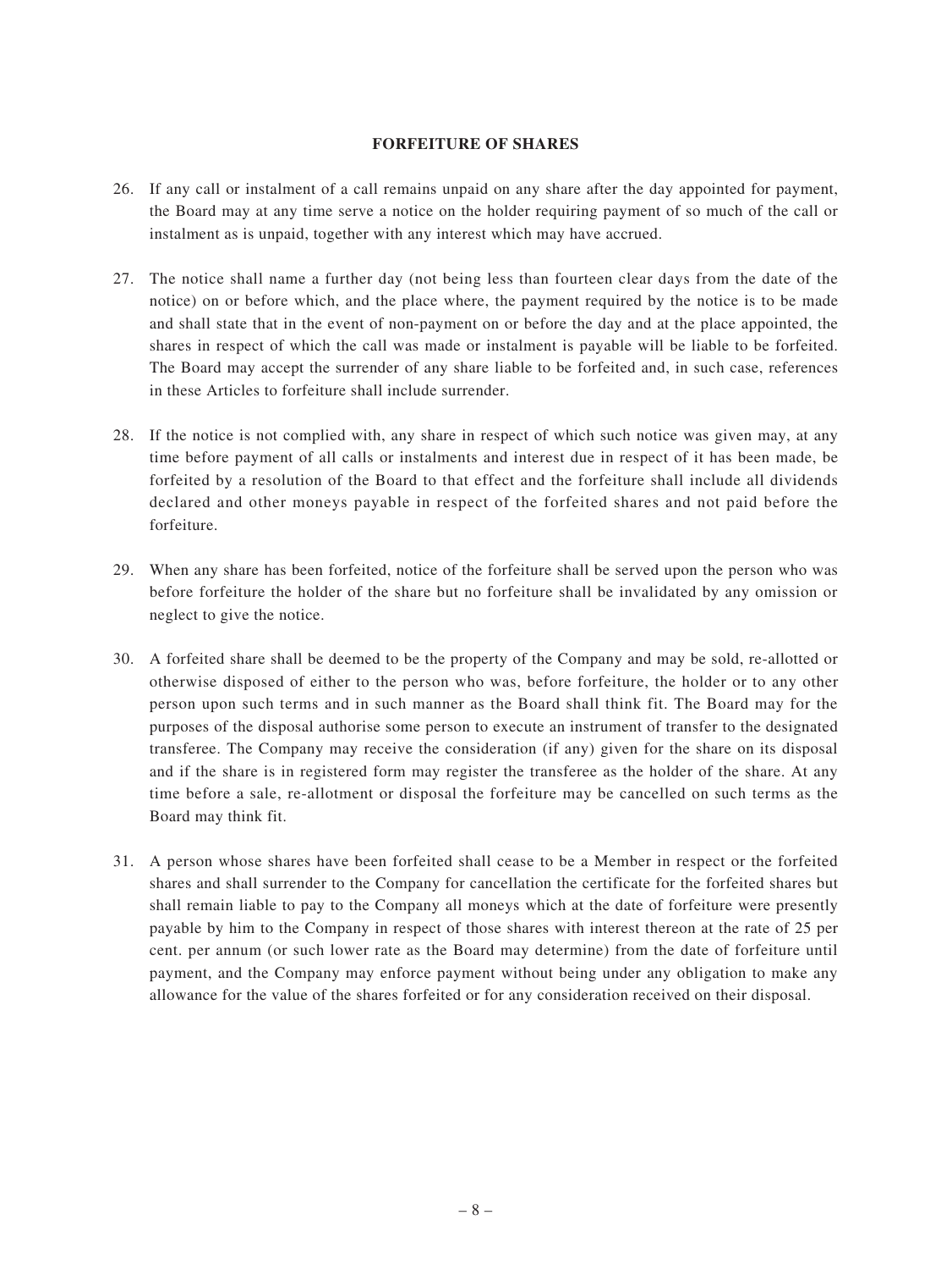**FORFEITURE OF SHARES**

26. If any call or instalment of a call remains unpaid on any share after the day appointed for payment, the Board may at any time serve a notice on the holder requiring payment of so much of the call or instalment as is unpaid, together with any interest which may have accrued.

27. The notice shall name a further day (not being less than fourteen clear days from the date of the notice) on or before which, and the place where, the payment required by the notice is to be made and shall state that in the event of non-payment on or before the day and at the place appointed, the shares in respect of which the call was made or instalment is payable will be liable to be forfeited. The Board may accept the surrender of any share liable to be forfeited and, in such case, references in these Articles to forfeiture shall include surrender.

28. If the notice is not complied with, any share in respect of which such notice was given may, at any time before payment of all calls or instalments and interest due in respect of it has been made, be forfeited by a resolution of the Board to that effect and the forfeiture shall include all dividends declared and other moneys payable in respect of the forfeited shares and not paid before the forfeiture.

29. When any share has been forfeited, notice of the forfeiture shall be served upon the person who was before forfeiture the holder of the share but no forfeiture shall be invalidated by any omission or neglect to give the notice.

30. A forfeited share shall be deemed to be the property of the Company and may be sold, re-allotted or otherwise disposed of either to the person who was, before forfeiture, the holder or to any other person upon such terms and in such manner as the Board shall think fit. The Board may for the purposes of the disposal authorise some person to execute an instrument of transfer to the designated transferee. The Company may receive the consideration (if any) given for the share on its disposal and if the share is in registered form may register the transferee as the holder of the share. At any time before a sale, re-allotment or disposal the forfeiture may be cancelled on such terms as the Board may think fit.

31. A person whose shares have been forfeited shall cease to be a Member in respect or the forfeited shares and shall surrender to the Company for cancellation the certificate for the forfeited shares but shall remain liable to pay to the Company all moneys which at the date of forfeiture were presently payable by him to the Company in respect of those shares with interest thereon at the rate of 25 per cent. per annum (or such lower rate as the Board may determine) from the date of forfeiture until payment, and the Company may enforce payment without being under any obligation to make any allowance for the value of the shares forfeited or for any consideration received on their disposal.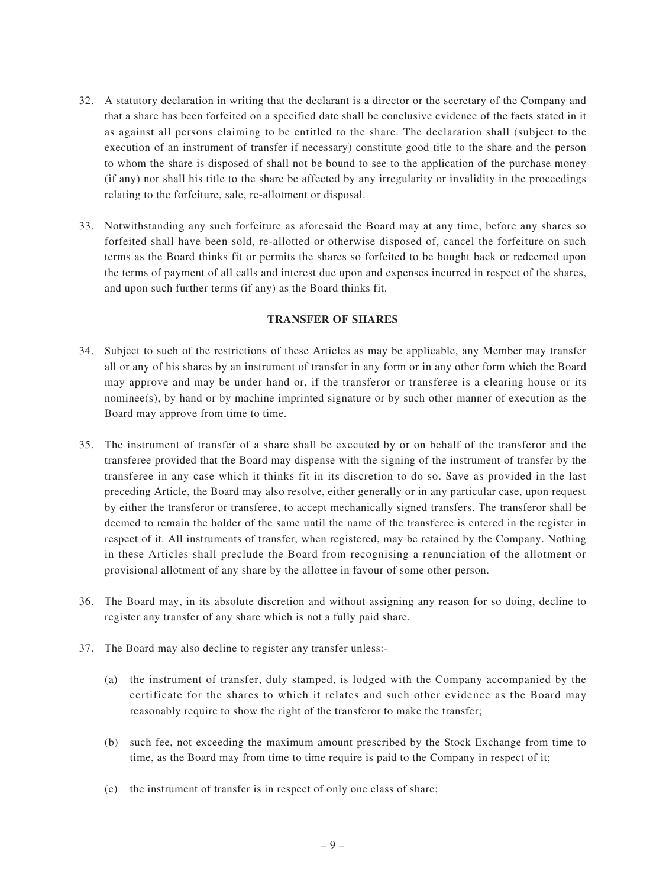32. A statutory declaration in writing that the declarant is a director or the secretary of the Company and that a share has been forfeited on a specified date shall be conclusive evidence of the facts stated in it as against all persons claiming to be entitled to the share. The declaration shall (subject to the execution of an instrument of transfer if necessary) constitute good title to the share and the person to whom the share is disposed of shall not be bound to see to the application of the purchase money (if any) nor shall his title to the share be affected by any irregularity or invalidity in the proceedings relating to the forfeiture, sale, re-allotment or disposal.

33. Notwithstanding any such forfeiture as aforesaid the Board may at any time, before any shares so forfeited shall have been sold, re-allotted or otherwise disposed of, cancel the forfeiture on such terms as the Board thinks fit or permits the shares so forfeited to be bought back or redeemed upon the terms of payment of all calls and interest due upon and expenses incurred in respect of the shares, and upon such further terms (if any) as the Board thinks fit.

## TRANSFER OF SHARES

34. Subject to such of the restrictions of these Articles as may be applicable, any Member may transfer all or any of his shares by an instrument of transfer in any form or in any other form which the Board may approve and may be under hand or, if the transferor or transferee is a clearing house or its nominee(s), by hand or by machine imprinted signature or by such other manner of execution as the Board may approve from time to time.

35. The instrument of transfer of a share shall be executed by or on behalf of the transferor and the transferee provided that the Board may dispense with the signing of the instrument of transfer by the transferee in any case which it thinks fit in its discretion to do so. Save as provided in the last preceding Article, the Board may also resolve, either generally or in any particular case, upon request by either the transferor or transferee, to accept mechanically signed transfers. The transferor shall be deemed to remain the holder of the same until the name of the transferee is entered in the register in respect of it. All instruments of transfer, when registered, may be retained by the Company. Nothing in these Articles shall preclude the Board from recognising a renunciation of the allotment or provisional allotment of any share by the allottee in favour of some other person.

36. The Board may, in its absolute discretion and without assigning any reason for so doing, decline to register any transfer of any share which is not a fully paid share.

37. The Board may also decline to register any transfer unless:-

    (a) the instrument of transfer, duly stamped, is lodged with the Company accompanied by the certificate for the shares to which it relates and such other evidence as the Board may reasonably require to show the right of the transferor to make the transfer;

    (b) such fee, not exceeding the maximum amount prescribed by the Stock Exchange from time to time, as the Board may from time to time require is paid to the Company in respect of it;

    (c) the instrument of transfer is in respect of only one class of share;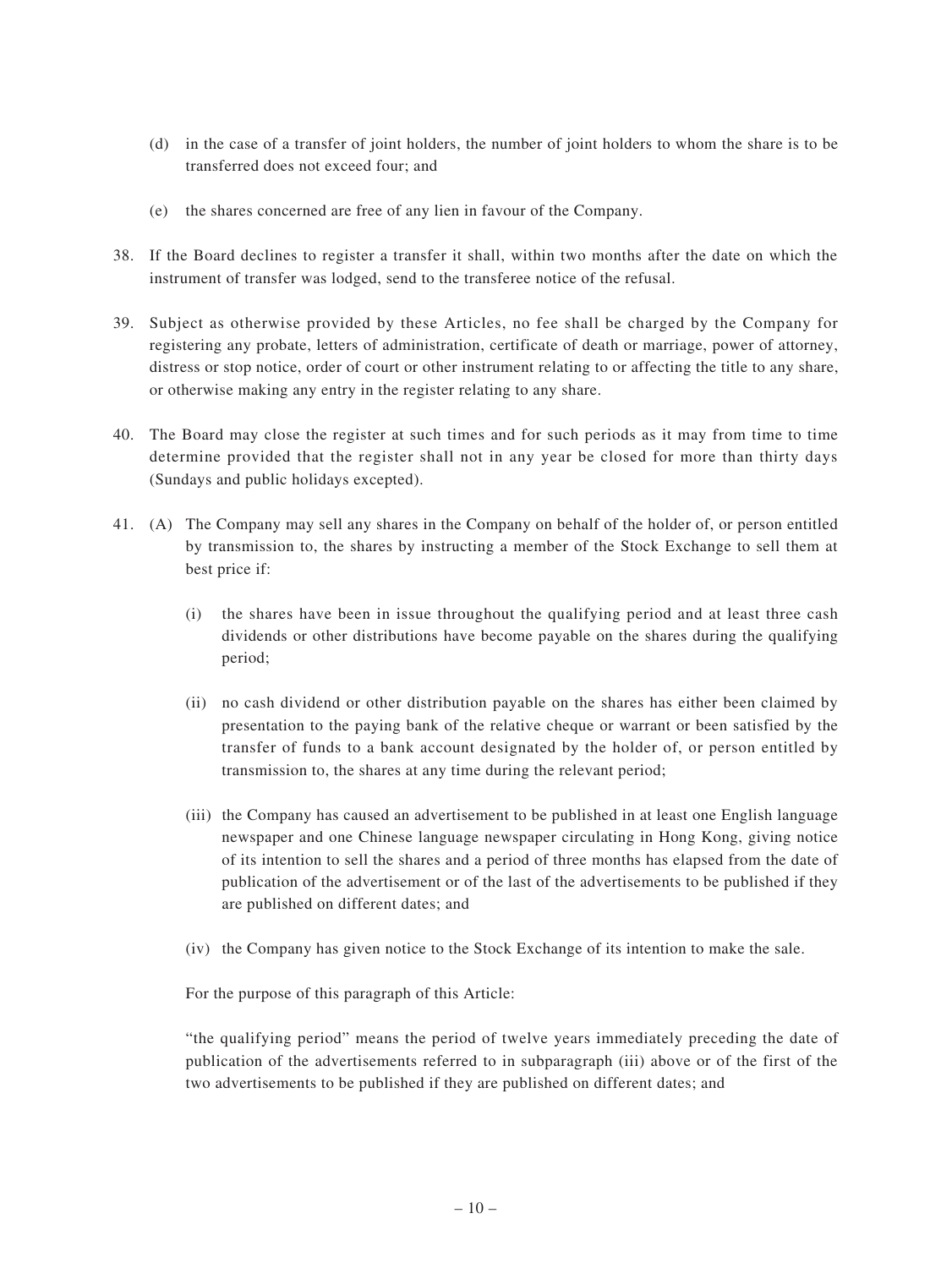(d) in the case of a transfer of joint holders, the number of joint holders to whom the share is to be transferred does not exceed four; and

(e) the shares concerned are free of any lien in favour of the Company.

38. If the Board declines to register a transfer it shall, within two months after the date on which the instrument of transfer was lodged, send to the transferee notice of the refusal.

39. Subject as otherwise provided by these Articles, no fee shall be charged by the Company for registering any probate, letters of administration, certificate of death or marriage, power of attorney, distress or stop notice, order of court or other instrument relating to or affecting the title to any share, or otherwise making any entry in the register relating to any share.

40. The Board may close the register at such times and for such periods as it may from time to time determine provided that the register shall not in any year be closed for more than thirty days (Sundays and public holidays excepted).

41. (A) The Company may sell any shares in the Company on behalf of the holder of, or person entitled by transmission to, the shares by instructing a member of the Stock Exchange to sell them at best price if:

(i) the shares have been in issue throughout the qualifying period and at least three cash dividends or other distributions have become payable on the shares during the qualifying period;

(ii) no cash dividend or other distribution payable on the shares has either been claimed by presentation to the paying bank of the relative cheque or warrant or been satisfied by the transfer of funds to a bank account designated by the holder of, or person entitled by transmission to, the shares at any time during the relevant period;

(iii) the Company has caused an advertisement to be published in at least one English language newspaper and one Chinese language newspaper circulating in Hong Kong, giving notice of its intention to sell the shares and a period of three months has elapsed from the date of publication of the advertisement or of the last of the advertisements to be published if they are published on different dates; and

(iv) the Company has given notice to the Stock Exchange of its intention to make the sale.

For the purpose of this paragraph of this Article:

"the qualifying period" means the period of twelve years immediately preceding the date of publication of the advertisements referred to in subparagraph (iii) above or of the first of the two advertisements to be published if they are published on different dates; and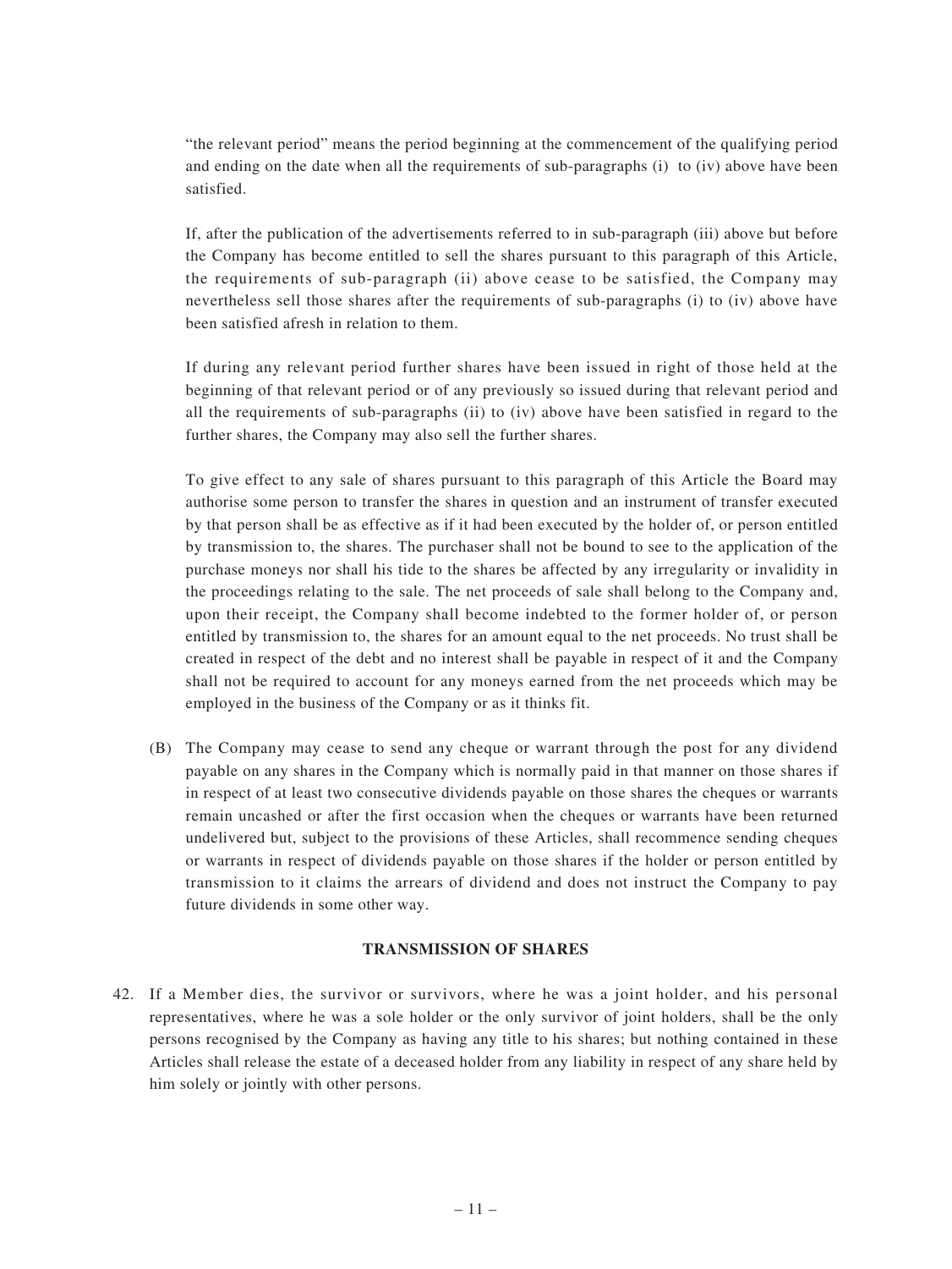"the relevant period" means the period beginning at the commencement of the qualifying period and ending on the date when all the requirements of sub-paragraphs (i) to (iv) above have been satisfied.

If, after the publication of the advertisements referred to in sub-paragraph (iii) above but before the Company has become entitled to sell the shares pursuant to this paragraph of this Article, the requirements of sub-paragraph (ii) above cease to be satisfied, the Company may nevertheless sell those shares after the requirements of sub-paragraphs (i) to (iv) above have been satisfied afresh in relation to them.

If during any relevant period further shares have been issued in right of those held at the beginning of that relevant period or of any previously so issued during that relevant period and all the requirements of sub-paragraphs (ii) to (iv) above have been satisfied in regard to the further shares, the Company may also sell the further shares.

To give effect to any sale of shares pursuant to this paragraph of this Article the Board may authorise some person to transfer the shares in question and an instrument of transfer executed by that person shall be as effective as if it had been executed by the holder of, or person entitled by transmission to, the shares. The purchaser shall not be bound to see to the application of the purchase moneys nor shall his tide to the shares be affected by any irregularity or invalidity in the proceedings relating to the sale. The net proceeds of sale shall belong to the Company and, upon their receipt, the Company shall become indebted to the former holder of, or person entitled by transmission to, the shares for an amount equal to the net proceeds. No trust shall be created in respect of the debt and no interest shall be payable in respect of it and the Company shall not be required to account for any moneys earned from the net proceeds which may be employed in the business of the Company or as it thinks fit.

(B) The Company may cease to send any cheque or warrant through the post for any dividend payable on any shares in the Company which is normally paid in that manner on those shares if in respect of at least two consecutive dividends payable on those shares the cheques or warrants remain uncashed or after the first occasion when the cheques or warrants have been returned undelivered but, subject to the provisions of these Articles, shall recommence sending cheques or warrants in respect of dividends payable on those shares if the holder or person entitled by transmission to it claims the arrears of dividend and does not instruct the Company to pay future dividends in some other way.

## TRANSMISSION OF SHARES

42. If a Member dies, the survivor or survivors, where he was a joint holder, and his personal representatives, where he was a sole holder or the only survivor of joint holders, shall be the only persons recognised by the Company as having any title to his shares; but nothing contained in these Articles shall release the estate of a deceased holder from any liability in respect of any share held by him solely or jointly with other persons.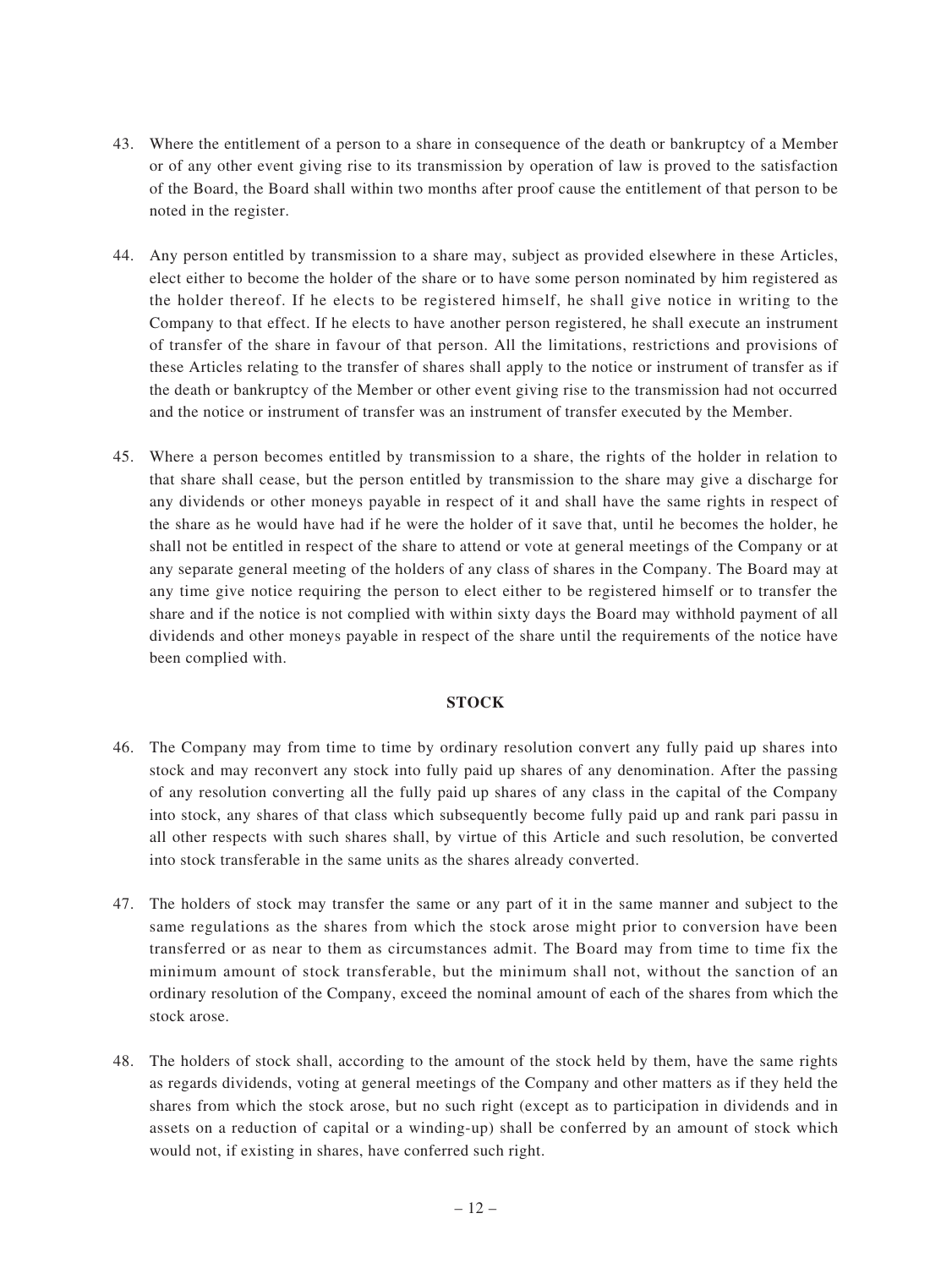43. Where the entitlement of a person to a share in consequence of the death or bankruptcy of a Member or of any other event giving rise to its transmission by operation of law is proved to the satisfaction of the Board, the Board shall within two months after proof cause the entitlement of that person to be noted in the register.

44. Any person entitled by transmission to a share may, subject as provided elsewhere in these Articles, elect either to become the holder of the share or to have some person nominated by him registered as the holder thereof. If he elects to be registered himself, he shall give notice in writing to the Company to that effect. If he elects to have another person registered, he shall execute an instrument of transfer of the share in favour of that person. All the limitations, restrictions and provisions of these Articles relating to the transfer of shares shall apply to the notice or instrument of transfer as if the death or bankruptcy of the Member or other event giving rise to the transmission had not occurred and the notice or instrument of transfer was an instrument of transfer executed by the Member.

45. Where a person becomes entitled by transmission to a share, the rights of the holder in relation to that share shall cease, but the person entitled by transmission to the share may give a discharge for any dividends or other moneys payable in respect of it and shall have the same rights in respect of the share as he would have had if he were the holder of it save that, until he becomes the holder, he shall not be entitled in respect of the share to attend or vote at general meetings of the Company or at any separate general meeting of the holders of any class of shares in the Company. The Board may at any time give notice requiring the person to elect either to be registered himself or to transfer the share and if the notice is not complied with within sixty days the Board may withhold payment of all dividends and other moneys payable in respect of the share until the requirements of the notice have been complied with.

## STOCK

46. The Company may from time to time by ordinary resolution convert any fully paid up shares into stock and may reconvert any stock into fully paid up shares of any denomination. After the passing of any resolution converting all the fully paid up shares of any class in the capital of the Company into stock, any shares of that class which subsequently become fully paid up and rank pari passu in all other respects with such shares shall, by virtue of this Article and such resolution, be converted into stock transferable in the same units as the shares already converted.

47. The holders of stock may transfer the same or any part of it in the same manner and subject to the same regulations as the shares from which the stock arose might prior to conversion have been transferred or as near to them as circumstances admit. The Board may from time to time fix the minimum amount of stock transferable, but the minimum shall not, without the sanction of an ordinary resolution of the Company, exceed the nominal amount of each of the shares from which the stock arose.

48. The holders of stock shall, according to the amount of the stock held by them, have the same rights as regards dividends, voting at general meetings of the Company and other matters as if they held the shares from which the stock arose, but no such right (except as to participation in dividends and in assets on a reduction of capital or a winding-up) shall be conferred by an amount of stock which would not, if existing in shares, have conferred such right.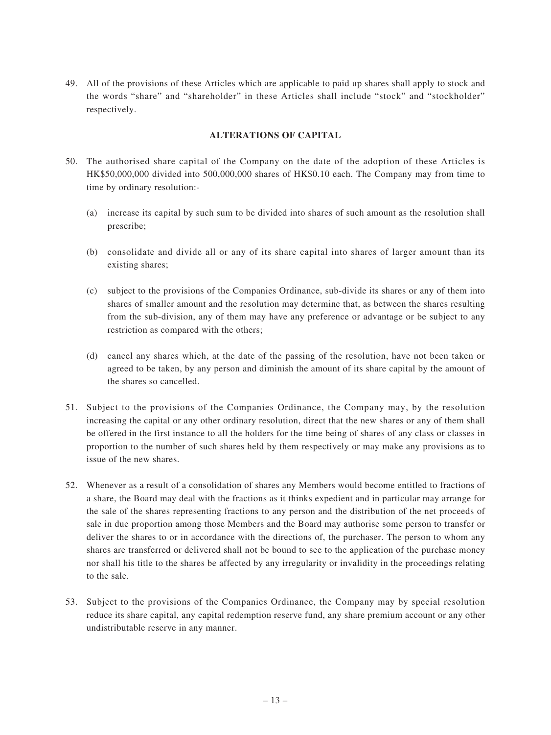49. All of the provisions of these Articles which are applicable to paid up shares shall apply to stock and the words "share" and "shareholder" in these Articles shall include "stock" and "stockholder" respectively.

## ALTERATIONS OF CAPITAL

50. The authorised share capital of the Company on the date of the adoption of these Articles is HK$50,000,000 divided into 500,000,000 shares of HK$0.10 each. The Company may from time to time by ordinary resolution:-

    (a) increase its capital by such sum to be divided into shares of such amount as the resolution shall prescribe;

    (b) consolidate and divide all or any of its share capital into shares of larger amount than its existing shares;

    (c) subject to the provisions of the Companies Ordinance, sub-divide its shares or any of them into shares of smaller amount and the resolution may determine that, as between the shares resulting from the sub-division, any of them may have any preference or advantage or be subject to any restriction as compared with the others;

    (d) cancel any shares which, at the date of the passing of the resolution, have not been taken or agreed to be taken, by any person and diminish the amount of its share capital by the amount of the shares so cancelled.

51. Subject to the provisions of the Companies Ordinance, the Company may, by the resolution increasing the capital or any other ordinary resolution, direct that the new shares or any of them shall be offered in the first instance to all the holders for the time being of shares of any class or classes in proportion to the number of such shares held by them respectively or may make any provisions as to issue of the new shares.

52. Whenever as a result of a consolidation of shares any Members would become entitled to fractions of a share, the Board may deal with the fractions as it thinks expedient and in particular may arrange for the sale of the shares representing fractions to any person and the distribution of the net proceeds of sale in due proportion among those Members and the Board may authorise some person to transfer or deliver the shares to or in accordance with the directions of, the purchaser. The person to whom any shares are transferred or delivered shall not be bound to see to the application of the purchase money nor shall his title to the shares be affected by any irregularity or invalidity in the proceedings relating to the sale.

53. Subject to the provisions of the Companies Ordinance, the Company may by special resolution reduce its share capital, any capital redemption reserve fund, any share premium account or any other undistributable reserve in any manner.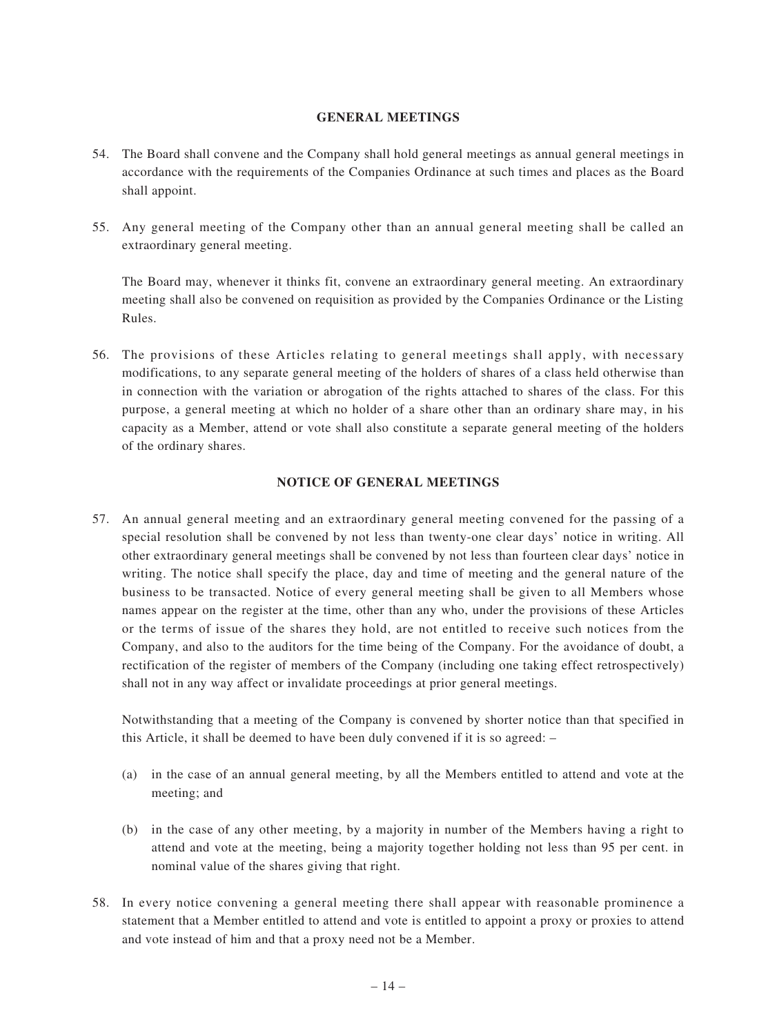## GENERAL MEETINGS

54. The Board shall convene and the Company shall hold general meetings as annual general meetings in accordance with the requirements of the Companies Ordinance at such times and places as the Board shall appoint.

55. Any general meeting of the Company other than an annual general meeting shall be called an extraordinary general meeting.

    The Board may, whenever it thinks fit, convene an extraordinary general meeting. An extraordinary meeting shall also be convened on requisition as provided by the Companies Ordinance or the Listing Rules.

56. The provisions of these Articles relating to general meetings shall apply, with necessary modifications, to any separate general meeting of the holders of shares of a class held otherwise than in connection with the variation or abrogation of the rights attached to shares of the class. For this purpose, a general meeting at which no holder of a share other than an ordinary share may, in his capacity as a Member, attend or vote shall also constitute a separate general meeting of the holders of the ordinary shares.

## NOTICE OF GENERAL MEETINGS

57. An annual general meeting and an extraordinary general meeting convened for the passing of a special resolution shall be convened by not less than twenty-one clear days' notice in writing. All other extraordinary general meetings shall be convened by not less than fourteen clear days' notice in writing. The notice shall specify the place, day and time of meeting and the general nature of the business to be transacted. Notice of every general meeting shall be given to all Members whose names appear on the register at the time, other than any who, under the provisions of these Articles or the terms of issue of the shares they hold, are not entitled to receive such notices from the Company, and also to the auditors for the time being of the Company. For the avoidance of doubt, a rectification of the register of members of the Company (including one taking effect retrospectively) shall not in any way affect or invalidate proceedings at prior general meetings.

    Notwithstanding that a meeting of the Company is convened by shorter notice than that specified in this Article, it shall be deemed to have been duly convened if it is so agreed: –

    (a) in the case of an annual general meeting, by all the Members entitled to attend and vote at the meeting; and

    (b) in the case of any other meeting, by a majority in number of the Members having a right to attend and vote at the meeting, being a majority together holding not less than 95 per cent. in nominal value of the shares giving that right.

58. In every notice convening a general meeting there shall appear with reasonable prominence a statement that a Member entitled to attend and vote is entitled to appoint a proxy or proxies to attend and vote instead of him and that a proxy need not be a Member.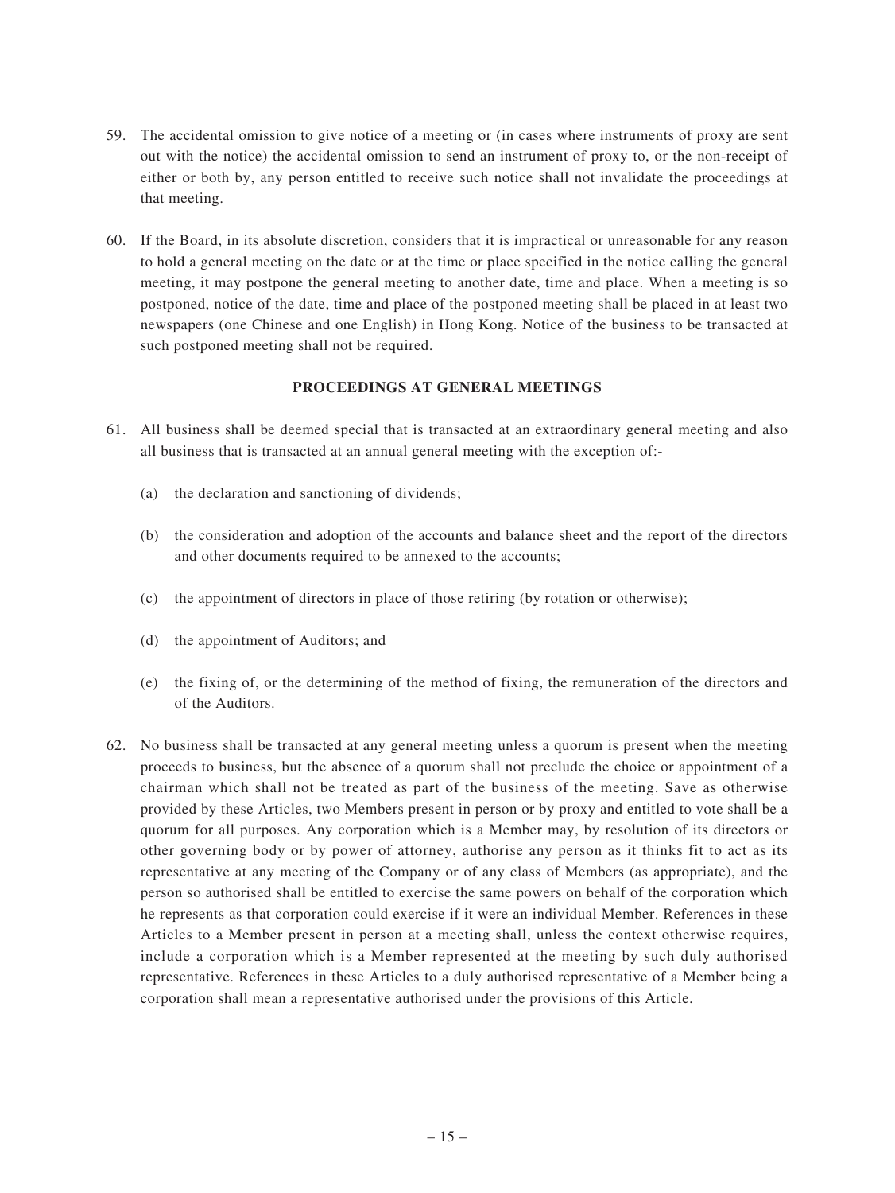59. The accidental omission to give notice of a meeting or (in cases where instruments of proxy are sent out with the notice) the accidental omission to send an instrument of proxy to, or the non-receipt of either or both by, any person entitled to receive such notice shall not invalidate the proceedings at that meeting.

60. If the Board, in its absolute discretion, considers that it is impractical or unreasonable for any reason to hold a general meeting on the date or at the time or place specified in the notice calling the general meeting, it may postpone the general meeting to another date, time and place. When a meeting is so postponed, notice of the date, time and place of the postponed meeting shall be placed in at least two newspapers (one Chinese and one English) in Hong Kong. Notice of the business to be transacted at such postponed meeting shall not be required.

## PROCEEDINGS AT GENERAL MEETINGS

61. All business shall be deemed special that is transacted at an extraordinary general meeting and also all business that is transacted at an annual general meeting with the exception of:-

    (a) the declaration and sanctioning of dividends;

    (b) the consideration and adoption of the accounts and balance sheet and the report of the directors and other documents required to be annexed to the accounts;

    (c) the appointment of directors in place of those retiring (by rotation or otherwise);

    (d) the appointment of Auditors; and

    (e) the fixing of, or the determining of the method of fixing, the remuneration of the directors and of the Auditors.

62. No business shall be transacted at any general meeting unless a quorum is present when the meeting proceeds to business, but the absence of a quorum shall not preclude the choice or appointment of a chairman which shall not be treated as part of the business of the meeting. Save as otherwise provided by these Articles, two Members present in person or by proxy and entitled to vote shall be a quorum for all purposes. Any corporation which is a Member may, by resolution of its directors or other governing body or by power of attorney, authorise any person as it thinks fit to act as its representative at any meeting of the Company or of any class of Members (as appropriate), and the person so authorised shall be entitled to exercise the same powers on behalf of the corporation which he represents as that corporation could exercise if it were an individual Member. References in these Articles to a Member present in person at a meeting shall, unless the context otherwise requires, include a corporation which is a Member represented at the meeting by such duly authorised representative. References in these Articles to a duly authorised representative of a Member being a corporation shall mean a representative authorised under the provisions of this Article.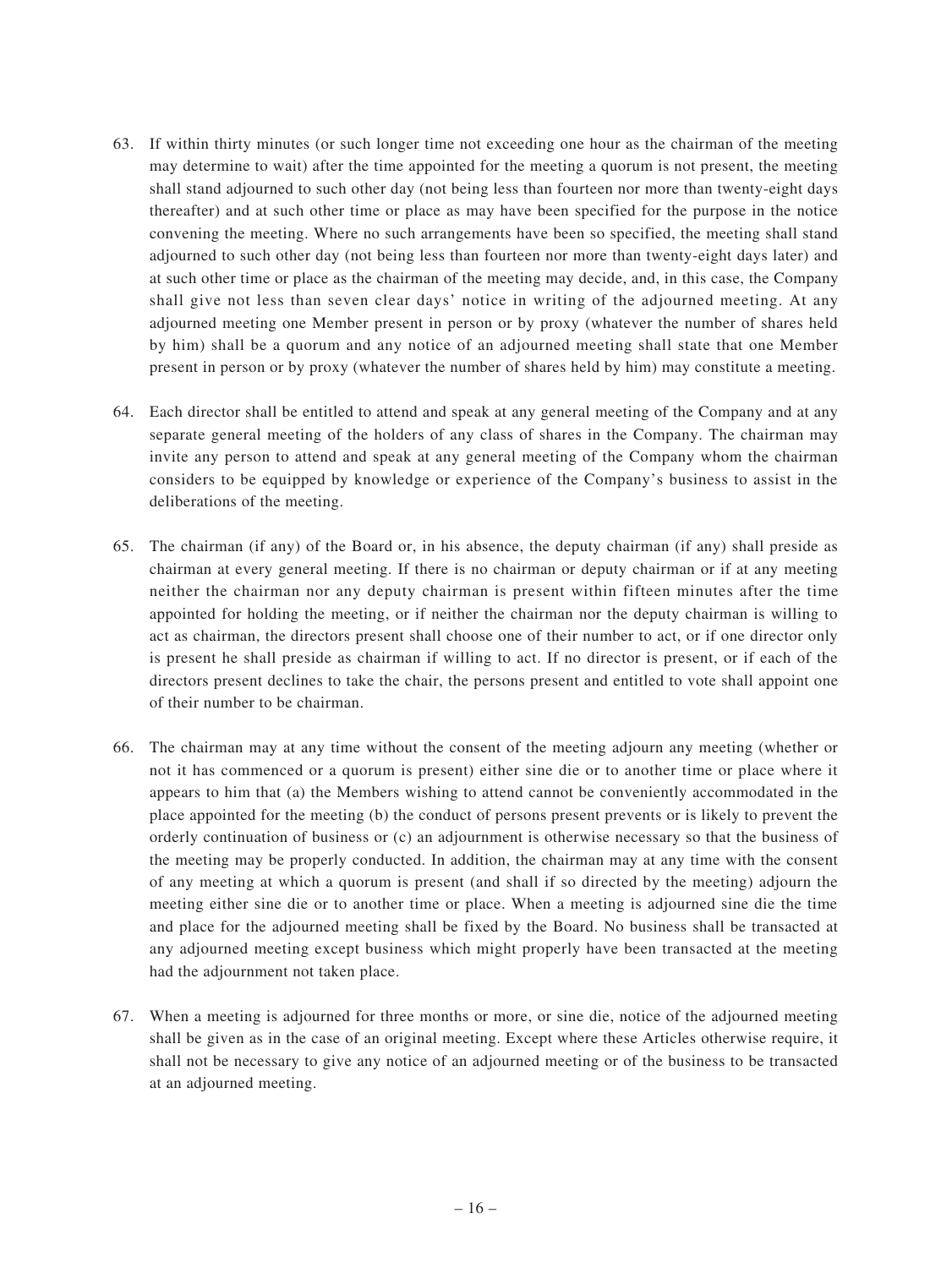63. If within thirty minutes (or such longer time not exceeding one hour as the chairman of the meeting may determine to wait) after the time appointed for the meeting a quorum is not present, the meeting shall stand adjourned to such other day (not being less than fourteen nor more than twenty-eight days thereafter) and at such other time or place as may have been specified for the purpose in the notice convening the meeting. Where no such arrangements have been so specified, the meeting shall stand adjourned to such other day (not being less than fourteen nor more than twenty-eight days later) and at such other time or place as the chairman of the meeting may decide, and, in this case, the Company shall give not less than seven clear days' notice in writing of the adjourned meeting. At any adjourned meeting one Member present in person or by proxy (whatever the number of shares held by him) shall be a quorum and any notice of an adjourned meeting shall state that one Member present in person or by proxy (whatever the number of shares held by him) may constitute a meeting.

64. Each director shall be entitled to attend and speak at any general meeting of the Company and at any separate general meeting of the holders of any class of shares in the Company. The chairman may invite any person to attend and speak at any general meeting of the Company whom the chairman considers to be equipped by knowledge or experience of the Company's business to assist in the deliberations of the meeting.

65. The chairman (if any) of the Board or, in his absence, the deputy chairman (if any) shall preside as chairman at every general meeting. If there is no chairman or deputy chairman or if at any meeting neither the chairman nor any deputy chairman is present within fifteen minutes after the time appointed for holding the meeting, or if neither the chairman nor the deputy chairman is willing to act as chairman, the directors present shall choose one of their number to act, or if one director only is present he shall preside as chairman if willing to act. If no director is present, or if each of the directors present declines to take the chair, the persons present and entitled to vote shall appoint one of their number to be chairman.

66. The chairman may at any time without the consent of the meeting adjourn any meeting (whether or not it has commenced or a quorum is present) either sine die or to another time or place where it appears to him that (a) the Members wishing to attend cannot be conveniently accommodated in the place appointed for the meeting (b) the conduct of persons present prevents or is likely to prevent the orderly continuation of business or (c) an adjournment is otherwise necessary so that the business of the meeting may be properly conducted. In addition, the chairman may at any time with the consent of any meeting at which a quorum is present (and shall if so directed by the meeting) adjourn the meeting either sine die or to another time or place. When a meeting is adjourned sine die the time and place for the adjourned meeting shall be fixed by the Board. No business shall be transacted at any adjourned meeting except business which might properly have been transacted at the meeting had the adjournment not taken place.

67. When a meeting is adjourned for three months or more, or sine die, notice of the adjourned meeting shall be given as in the case of an original meeting. Except where these Articles otherwise require, it shall not be necessary to give any notice of an adjourned meeting or of the business to be transacted at an adjourned meeting.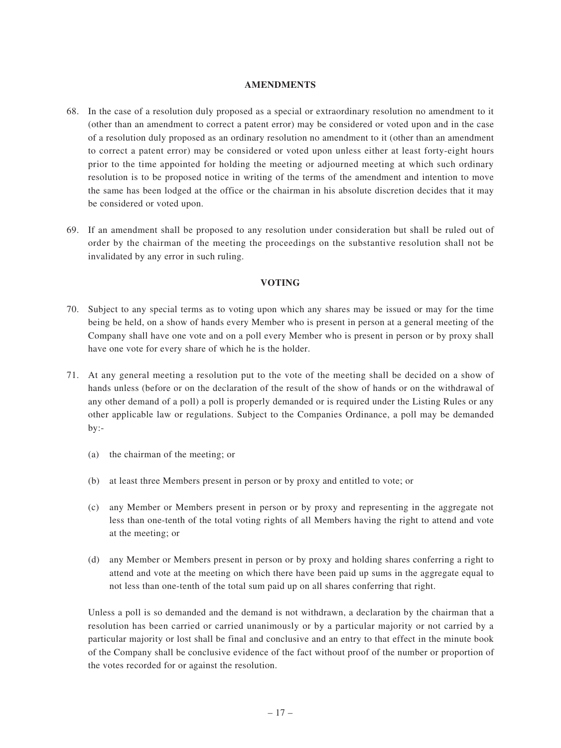## AMENDMENTS

68. In the case of a resolution duly proposed as a special or extraordinary resolution no amendment to it (other than an amendment to correct a patent error) may be considered or voted upon and in the case of a resolution duly proposed as an ordinary resolution no amendment to it (other than an amendment to correct a patent error) may be considered or voted upon unless either at least forty-eight hours prior to the time appointed for holding the meeting or adjourned meeting at which such ordinary resolution is to be proposed notice in writing of the terms of the amendment and intention to move the same has been lodged at the office or the chairman in his absolute discretion decides that it may be considered or voted upon.

69. If an amendment shall be proposed to any resolution under consideration but shall be ruled out of order by the chairman of the meeting the proceedings on the substantive resolution shall not be invalidated by any error in such ruling.

## VOTING

70. Subject to any special terms as to voting upon which any shares may be issued or may for the time being be held, on a show of hands every Member who is present in person at a general meeting of the Company shall have one vote and on a poll every Member who is present in person or by proxy shall have one vote for every share of which he is the holder.

71. At any general meeting a resolution put to the vote of the meeting shall be decided on a show of hands unless (before or on the declaration of the result of the show of hands or on the withdrawal of any other demand of a poll) a poll is properly demanded or is required under the Listing Rules or any other applicable law or regulations. Subject to the Companies Ordinance, a poll may be demanded by:-

    (a) the chairman of the meeting; or

    (b) at least three Members present in person or by proxy and entitled to vote; or

    (c) any Member or Members present in person or by proxy and representing in the aggregate not less than one-tenth of the total voting rights of all Members having the right to attend and vote at the meeting; or

    (d) any Member or Members present in person or by proxy and holding shares conferring a right to attend and vote at the meeting on which there have been paid up sums in the aggregate equal to not less than one-tenth of the total sum paid up on all shares conferring that right.

    Unless a poll is so demanded and the demand is not withdrawn, a declaration by the chairman that a resolution has been carried or carried unanimously or by a particular majority or not carried by a particular majority or lost shall be final and conclusive and an entry to that effect in the minute book of the Company shall be conclusive evidence of the fact without proof of the number or proportion of the votes recorded for or against the resolution.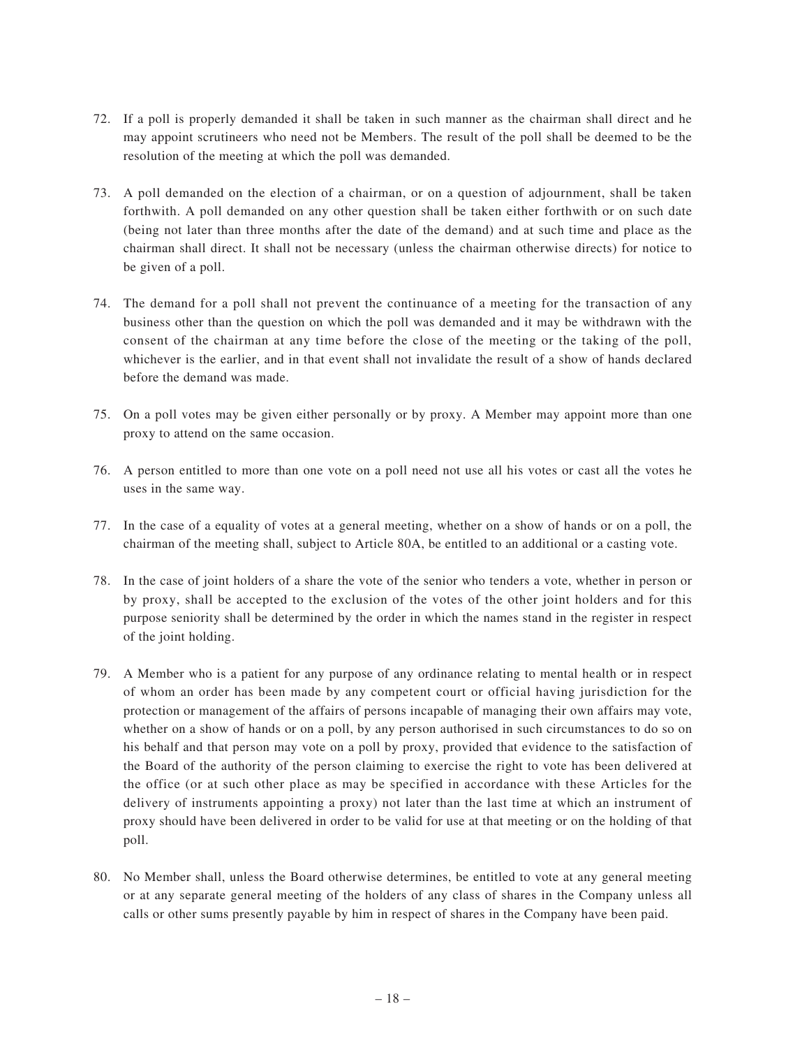72. If a poll is properly demanded it shall be taken in such manner as the chairman shall direct and he may appoint scrutineers who need not be Members. The result of the poll shall be deemed to be the resolution of the meeting at which the poll was demanded.

73. A poll demanded on the election of a chairman, or on a question of adjournment, shall be taken forthwith. A poll demanded on any other question shall be taken either forthwith or on such date (being not later than three months after the date of the demand) and at such time and place as the chairman shall direct. It shall not be necessary (unless the chairman otherwise directs) for notice to be given of a poll.

74. The demand for a poll shall not prevent the continuance of a meeting for the transaction of any business other than the question on which the poll was demanded and it may be withdrawn with the consent of the chairman at any time before the close of the meeting or the taking of the poll, whichever is the earlier, and in that event shall not invalidate the result of a show of hands declared before the demand was made.

75. On a poll votes may be given either personally or by proxy. A Member may appoint more than one proxy to attend on the same occasion.

76. A person entitled to more than one vote on a poll need not use all his votes or cast all the votes he uses in the same way.

77. In the case of a equality of votes at a general meeting, whether on a show of hands or on a poll, the chairman of the meeting shall, subject to Article 80A, be entitled to an additional or a casting vote.

78. In the case of joint holders of a share the vote of the senior who tenders a vote, whether in person or by proxy, shall be accepted to the exclusion of the votes of the other joint holders and for this purpose seniority shall be determined by the order in which the names stand in the register in respect of the joint holding.

79. A Member who is a patient for any purpose of any ordinance relating to mental health or in respect of whom an order has been made by any competent court or official having jurisdiction for the protection or management of the affairs of persons incapable of managing their own affairs may vote, whether on a show of hands or on a poll, by any person authorised in such circumstances to do so on his behalf and that person may vote on a poll by proxy, provided that evidence to the satisfaction of the Board of the authority of the person claiming to exercise the right to vote has been delivered at the office (or at such other place as may be specified in accordance with these Articles for the delivery of instruments appointing a proxy) not later than the last time at which an instrument of proxy should have been delivered in order to be valid for use at that meeting or on the holding of that poll.

80. No Member shall, unless the Board otherwise determines, be entitled to vote at any general meeting or at any separate general meeting of the holders of any class of shares in the Company unless all calls or other sums presently payable by him in respect of shares in the Company have been paid.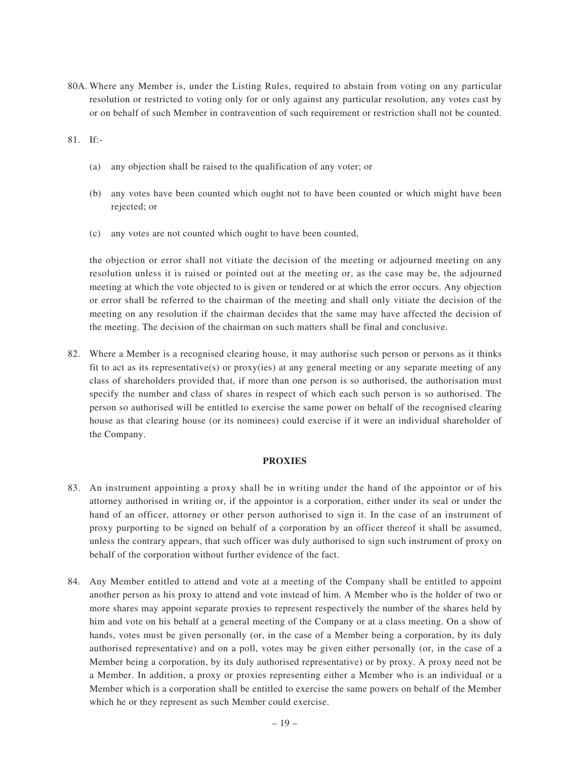80A. Where any Member is, under the Listing Rules, required to abstain from voting on any particular resolution or restricted to voting only for or only against any particular resolution, any votes cast by or on behalf of such Member in contravention of such requirement or restriction shall not be counted.

81. If:-

(a) any objection shall be raised to the qualification of any voter; or

(b) any votes have been counted which ought not to have been counted or which might have been rejected; or

(c) any votes are not counted which ought to have been counted,

the objection or error shall not vitiate the decision of the meeting or adjourned meeting on any resolution unless it is raised or pointed out at the meeting or, as the case may be, the adjourned meeting at which the vote objected to is given or tendered or at which the error occurs. Any objection or error shall be referred to the chairman of the meeting and shall only vitiate the decision of the meeting on any resolution if the chairman decides that the same may have affected the decision of the meeting. The decision of the chairman on such matters shall be final and conclusive.

82. Where a Member is a recognised clearing house, it may authorise such person or persons as it thinks fit to act as its representative(s) or proxy(ies) at any general meeting or any separate meeting of any class of shareholders provided that, if more than one person is so authorised, the authorisation must specify the number and class of shares in respect of which each such person is so authorised. The person so authorised will be entitled to exercise the same power on behalf of the recognised clearing house as that clearing house (or its nominees) could exercise if it were an individual shareholder of the Company.

## PROXIES

83. An instrument appointing a proxy shall be in writing under the hand of the appointor or of his attorney authorised in writing or, if the appointor is a corporation, either under its seal or under the hand of an officer, attorney or other person authorised to sign it. In the case of an instrument of proxy purporting to be signed on behalf of a corporation by an officer thereof it shall be assumed, unless the contrary appears, that such officer was duly authorised to sign such instrument of proxy on behalf of the corporation without further evidence of the fact.

84. Any Member entitled to attend and vote at a meeting of the Company shall be entitled to appoint another person as his proxy to attend and vote instead of him. A Member who is the holder of two or more shares may appoint separate proxies to represent respectively the number of the shares held by him and vote on his behalf at a general meeting of the Company or at a class meeting. On a show of hands, votes must be given personally (or, in the case of a Member being a corporation, by its duly authorised representative) and on a poll, votes may be given either personally (or, in the case of a Member being a corporation, by its duly authorised representative) or by proxy. A proxy need not be a Member. In addition, a proxy or proxies representing either a Member who is an individual or a Member which is a corporation shall be entitled to exercise the same powers on behalf of the Member which he or they represent as such Member could exercise.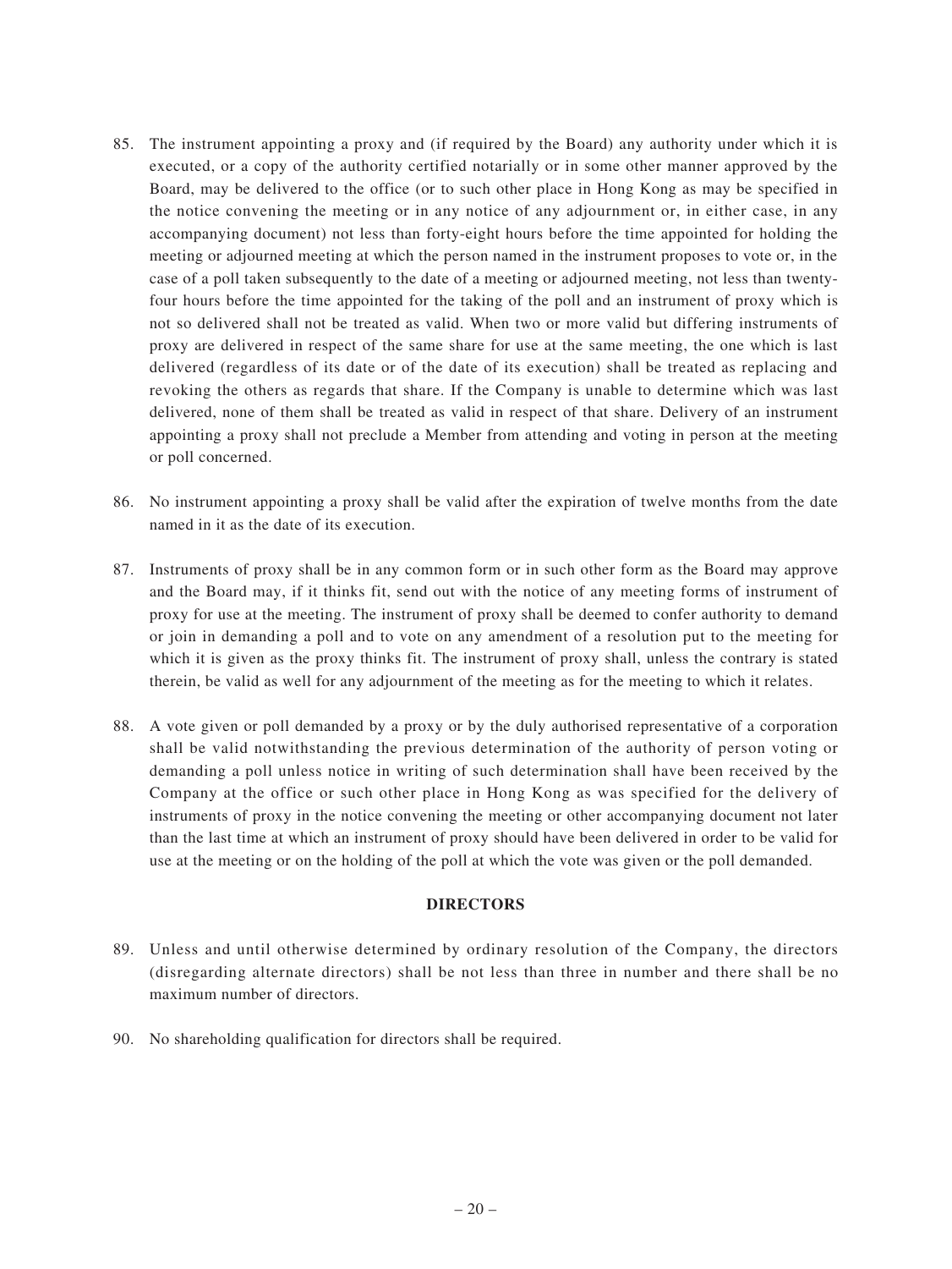85. The instrument appointing a proxy and (if required by the Board) any authority under which it is executed, or a copy of the authority certified notarially or in some other manner approved by the Board, may be delivered to the office (or to such other place in Hong Kong as may be specified in the notice convening the meeting or in any notice of any adjournment or, in either case, in any accompanying document) not less than forty-eight hours before the time appointed for holding the meeting or adjourned meeting at which the person named in the instrument proposes to vote or, in the case of a poll taken subsequently to the date of a meeting or adjourned meeting, not less than twenty-four hours before the time appointed for the taking of the poll and an instrument of proxy which is not so delivered shall not be treated as valid. When two or more valid but differing instruments of proxy are delivered in respect of the same share for use at the same meeting, the one which is last delivered (regardless of its date or of the date of its execution) shall be treated as replacing and revoking the others as regards that share. If the Company is unable to determine which was last delivered, none of them shall be treated as valid in respect of that share. Delivery of an instrument appointing a proxy shall not preclude a Member from attending and voting in person at the meeting or poll concerned.

86. No instrument appointing a proxy shall be valid after the expiration of twelve months from the date named in it as the date of its execution.

87. Instruments of proxy shall be in any common form or in such other form as the Board may approve and the Board may, if it thinks fit, send out with the notice of any meeting forms of instrument of proxy for use at the meeting. The instrument of proxy shall be deemed to confer authority to demand or join in demanding a poll and to vote on any amendment of a resolution put to the meeting for which it is given as the proxy thinks fit. The instrument of proxy shall, unless the contrary is stated therein, be valid as well for any adjournment of the meeting as for the meeting to which it relates.

88. A vote given or poll demanded by a proxy or by the duly authorised representative of a corporation shall be valid notwithstanding the previous determination of the authority of person voting or demanding a poll unless notice in writing of such determination shall have been received by the Company at the office or such other place in Hong Kong as was specified for the delivery of instruments of proxy in the notice convening the meeting or other accompanying document not later than the last time at which an instrument of proxy should have been delivered in order to be valid for use at the meeting or on the holding of the poll at which the vote was given or the poll demanded.

## DIRECTORS

89. Unless and until otherwise determined by ordinary resolution of the Company, the directors (disregarding alternate directors) shall be not less than three in number and there shall be no maximum number of directors.

90. No shareholding qualification for directors shall be required.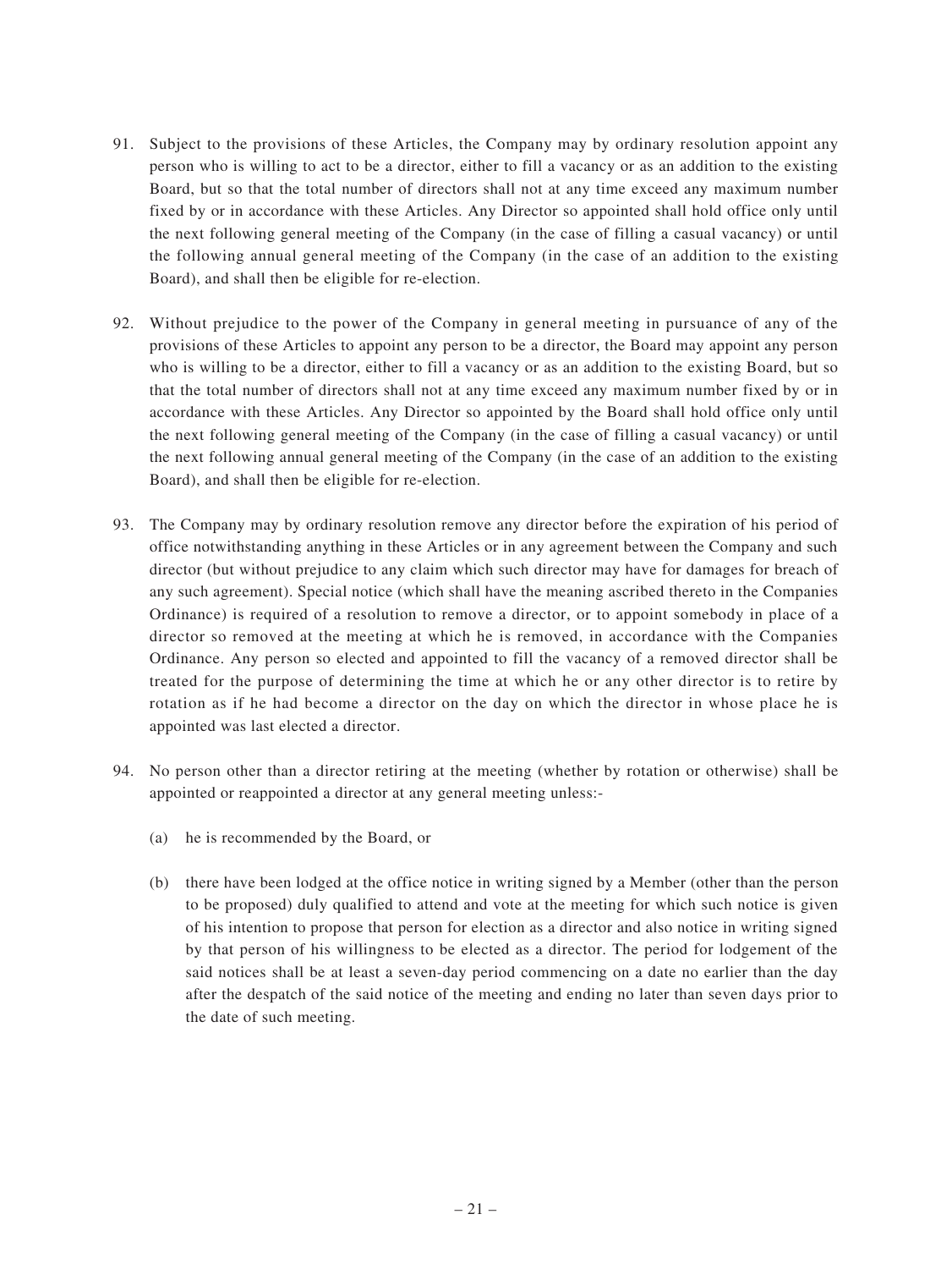91. Subject to the provisions of these Articles, the Company may by ordinary resolution appoint any person who is willing to act to be a director, either to fill a vacancy or as an addition to the existing Board, but so that the total number of directors shall not at any time exceed any maximum number fixed by or in accordance with these Articles. Any Director so appointed shall hold office only until the next following general meeting of the Company (in the case of filling a casual vacancy) or until the following annual general meeting of the Company (in the case of an addition to the existing Board), and shall then be eligible for re-election.

92. Without prejudice to the power of the Company in general meeting in pursuance of any of the provisions of these Articles to appoint any person to be a director, the Board may appoint any person who is willing to be a director, either to fill a vacancy or as an addition to the existing Board, but so that the total number of directors shall not at any time exceed any maximum number fixed by or in accordance with these Articles. Any Director so appointed by the Board shall hold office only until the next following general meeting of the Company (in the case of filling a casual vacancy) or until the next following annual general meeting of the Company (in the case of an addition to the existing Board), and shall then be eligible for re-election.

93. The Company may by ordinary resolution remove any director before the expiration of his period of office notwithstanding anything in these Articles or in any agreement between the Company and such director (but without prejudice to any claim which such director may have for damages for breach of any such agreement). Special notice (which shall have the meaning ascribed thereto in the Companies Ordinance) is required of a resolution to remove a director, or to appoint somebody in place of a director so removed at the meeting at which he is removed, in accordance with the Companies Ordinance. Any person so elected and appointed to fill the vacancy of a removed director shall be treated for the purpose of determining the time at which he or any other director is to retire by rotation as if he had become a director on the day on which the director in whose place he is appointed was last elected a director.

94. No person other than a director retiring at the meeting (whether by rotation or otherwise) shall be appointed or reappointed a director at any general meeting unless:-

    (a) he is recommended by the Board, or

    (b) there have been lodged at the office notice in writing signed by a Member (other than the person to be proposed) duly qualified to attend and vote at the meeting for which such notice is given of his intention to propose that person for election as a director and also notice in writing signed by that person of his willingness to be elected as a director. The period for lodgement of the said notices shall be at least a seven-day period commencing on a date no earlier than the day after the despatch of the said notice of the meeting and ending no later than seven days prior to the date of such meeting.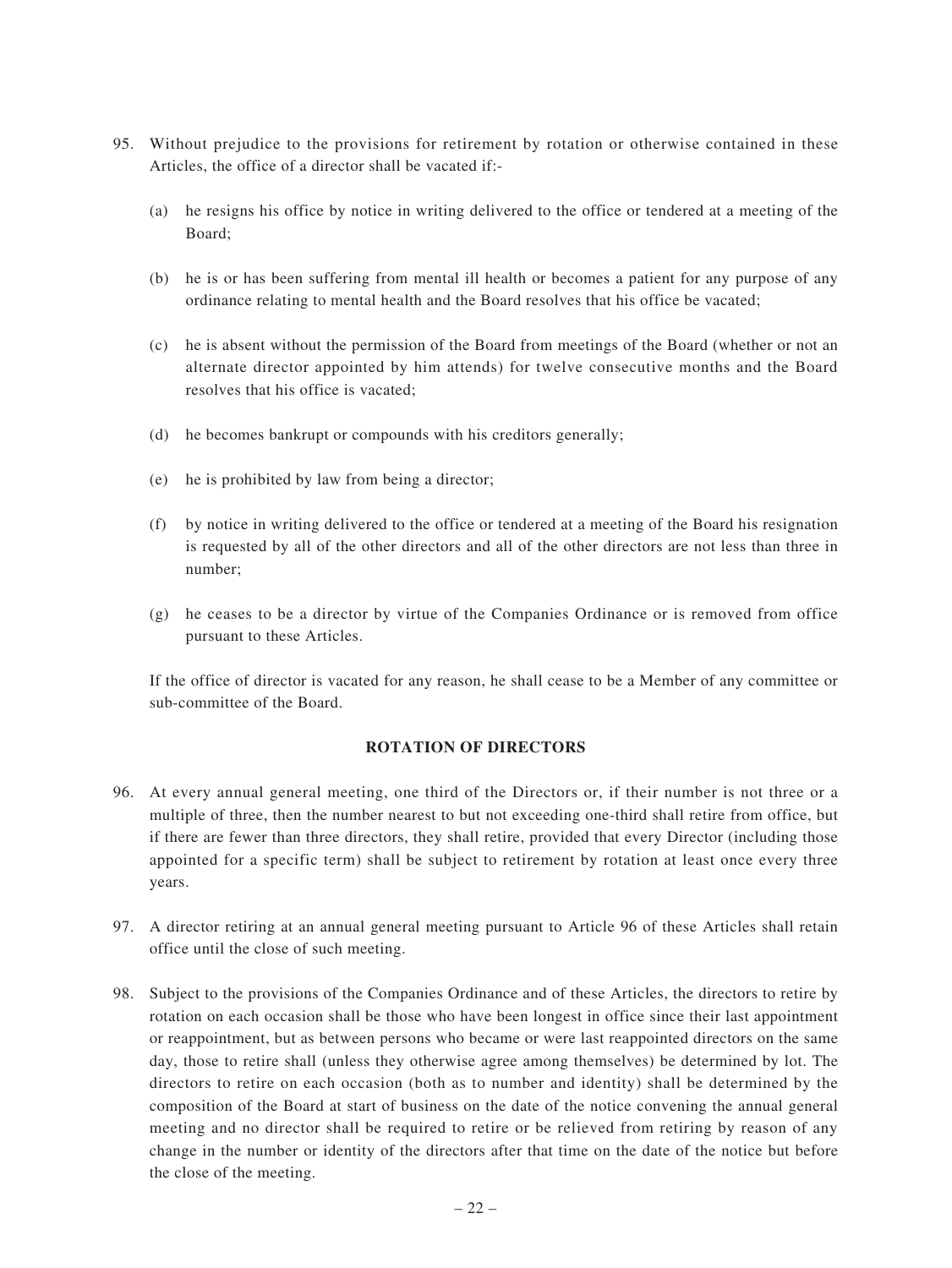95. Without prejudice to the provisions for retirement by rotation or otherwise contained in these Articles, the office of a director shall be vacated if:-

    (a) he resigns his office by notice in writing delivered to the office or tendered at a meeting of the Board;

    (b) he is or has been suffering from mental ill health or becomes a patient for any purpose of any ordinance relating to mental health and the Board resolves that his office be vacated;

    (c) he is absent without the permission of the Board from meetings of the Board (whether or not an alternate director appointed by him attends) for twelve consecutive months and the Board resolves that his office is vacated;

    (d) he becomes bankrupt or compounds with his creditors generally;

    (e) he is prohibited by law from being a director;

    (f) by notice in writing delivered to the office or tendered at a meeting of the Board his resignation is requested by all of the other directors and all of the other directors are not less than three in number;

    (g) he ceases to be a director by virtue of the Companies Ordinance or is removed from office pursuant to these Articles.

    If the office of director is vacated for any reason, he shall cease to be a Member of any committee or sub-committee of the Board.

**ROTATION OF DIRECTORS**

96. At every annual general meeting, one third of the Directors or, if their number is not three or a multiple of three, then the number nearest to but not exceeding one-third shall retire from office, but if there are fewer than three directors, they shall retire, provided that every Director (including those appointed for a specific term) shall be subject to retirement by rotation at least once every three years.

97. A director retiring at an annual general meeting pursuant to Article 96 of these Articles shall retain office until the close of such meeting.

98. Subject to the provisions of the Companies Ordinance and of these Articles, the directors to retire by rotation on each occasion shall be those who have been longest in office since their last appointment or reappointment, but as between persons who became or were last reappointed directors on the same day, those to retire shall (unless they otherwise agree among themselves) be determined by lot. The directors to retire on each occasion (both as to number and identity) shall be determined by the composition of the Board at start of business on the date of the notice convening the annual general meeting and no director shall be required to retire or be relieved from retiring by reason of any change in the number or identity of the directors after that time on the date of the notice but before the close of the meeting.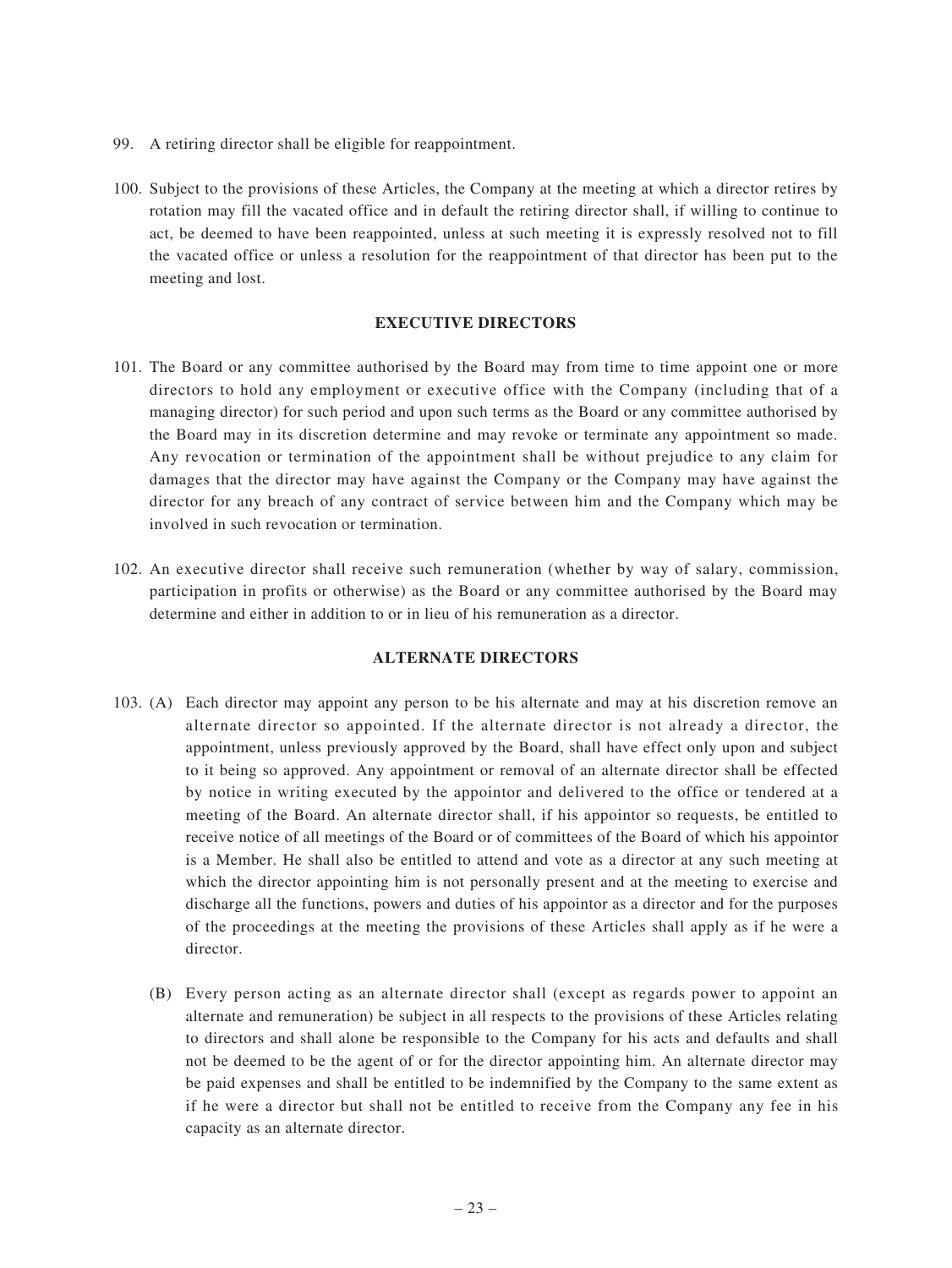99. A retiring director shall be eligible for reappointment.

100. Subject to the provisions of these Articles, the Company at the meeting at which a director retires by rotation may fill the vacated office and in default the retiring director shall, if willing to continue to act, be deemed to have been reappointed, unless at such meeting it is expressly resolved not to fill the vacated office or unless a resolution for the reappointment of that director has been put to the meeting and lost.

## EXECUTIVE DIRECTORS

101. The Board or any committee authorised by the Board may from time to time appoint one or more directors to hold any employment or executive office with the Company (including that of a managing director) for such period and upon such terms as the Board or any committee authorised by the Board may in its discretion determine and may revoke or terminate any appointment so made. Any revocation or termination of the appointment shall be without prejudice to any claim for damages that the director may have against the Company or the Company may have against the director for any breach of any contract of service between him and the Company which may be involved in such revocation or termination.

102. An executive director shall receive such remuneration (whether by way of salary, commission, participation in profits or otherwise) as the Board or any committee authorised by the Board may determine and either in addition to or in lieu of his remuneration as a director.

## ALTERNATE DIRECTORS

103. (A) Each director may appoint any person to be his alternate and may at his discretion remove an alternate director so appointed. If the alternate director is not already a director, the appointment, unless previously approved by the Board, shall have effect only upon and subject to it being so approved. Any appointment or removal of an alternate director shall be effected by notice in writing executed by the appointor and delivered to the office or tendered at a meeting of the Board. An alternate director shall, if his appointor so requests, be entitled to receive notice of all meetings of the Board or of committees of the Board of which his appointor is a Member. He shall also be entitled to attend and vote as a director at any such meeting at which the director appointing him is not personally present and at the meeting to exercise and discharge all the functions, powers and duties of his appointor as a director and for the purposes of the proceedings at the meeting the provisions of these Articles shall apply as if he were a director.

(B) Every person acting as an alternate director shall (except as regards power to appoint an alternate and remuneration) be subject in all respects to the provisions of these Articles relating to directors and shall alone be responsible to the Company for his acts and defaults and shall not be deemed to be the agent of or for the director appointing him. An alternate director may be paid expenses and shall be entitled to be indemnified by the Company to the same extent as if he were a director but shall not be entitled to receive from the Company any fee in his capacity as an alternate director.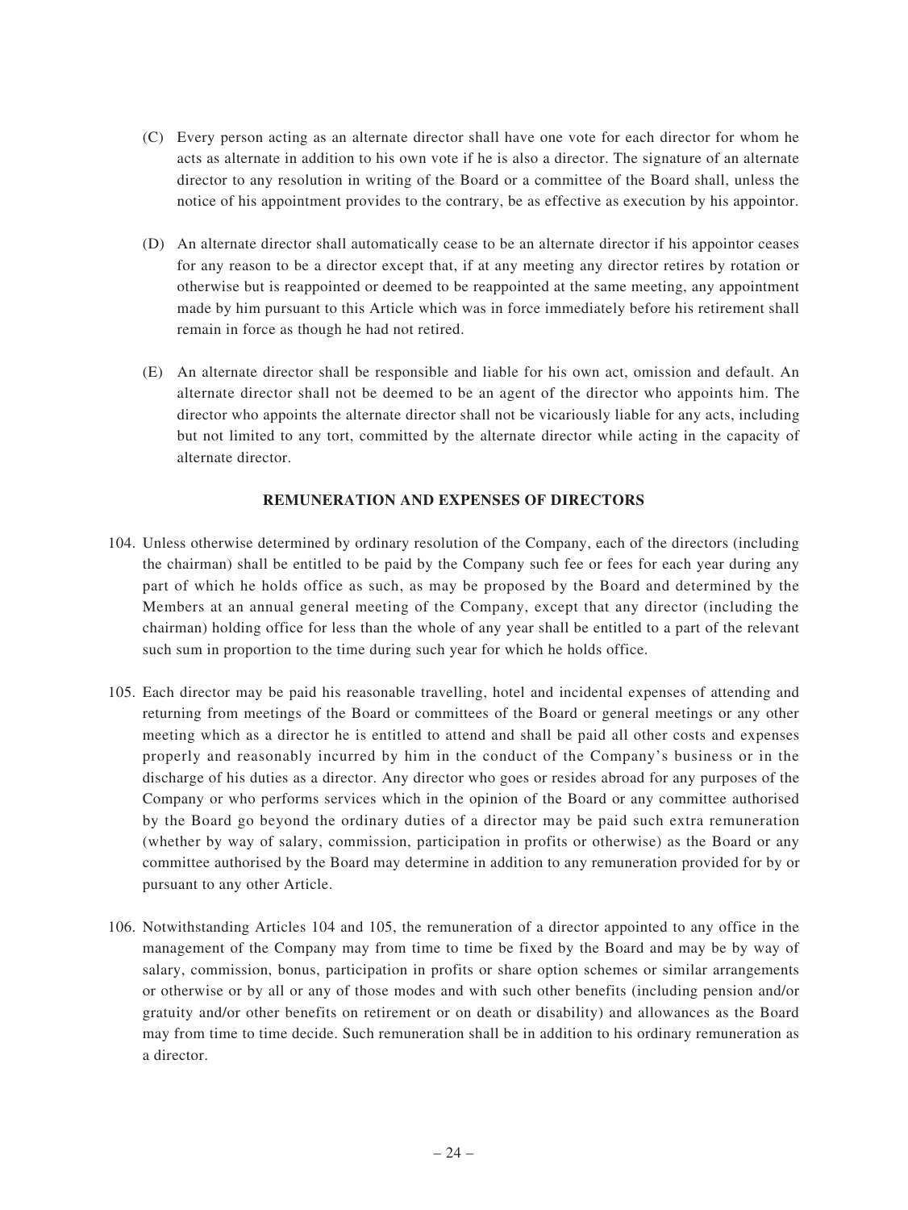(C) Every person acting as an alternate director shall have one vote for each director for whom he acts as alternate in addition to his own vote if he is also a director. The signature of an alternate director to any resolution in writing of the Board or a committee of the Board shall, unless the notice of his appointment provides to the contrary, be as effective as execution by his appointor.

(D) An alternate director shall automatically cease to be an alternate director if his appointor ceases for any reason to be a director except that, if at any meeting any director retires by rotation or otherwise but is reappointed or deemed to be reappointed at the same meeting, any appointment made by him pursuant to this Article which was in force immediately before his retirement shall remain in force as though he had not retired.

(E) An alternate director shall be responsible and liable for his own act, omission and default. An alternate director shall not be deemed to be an agent of the director who appoints him. The director who appoints the alternate director shall not be vicariously liable for any acts, including but not limited to any tort, committed by the alternate director while acting in the capacity of alternate director.

## REMUNERATION AND EXPENSES OF DIRECTORS

104. Unless otherwise determined by ordinary resolution of the Company, each of the directors (including the chairman) shall be entitled to be paid by the Company such fee or fees for each year during any part of which he holds office as such, as may be proposed by the Board and determined by the Members at an annual general meeting of the Company, except that any director (including the chairman) holding office for less than the whole of any year shall be entitled to a part of the relevant such sum in proportion to the time during such year for which he holds office.

105. Each director may be paid his reasonable travelling, hotel and incidental expenses of attending and returning from meetings of the Board or committees of the Board or general meetings or any other meeting which as a director he is entitled to attend and shall be paid all other costs and expenses properly and reasonably incurred by him in the conduct of the Company's business or in the discharge of his duties as a director. Any director who goes or resides abroad for any purposes of the Company or who performs services which in the opinion of the Board or any committee authorised by the Board go beyond the ordinary duties of a director may be paid such extra remuneration (whether by way of salary, commission, participation in profits or otherwise) as the Board or any committee authorised by the Board may determine in addition to any remuneration provided for by or pursuant to any other Article.

106. Notwithstanding Articles 104 and 105, the remuneration of a director appointed to any office in the management of the Company may from time to time be fixed by the Board and may be by way of salary, commission, bonus, participation in profits or share option schemes or similar arrangements or otherwise or by all or any of those modes and with such other benefits (including pension and/or gratuity and/or other benefits on retirement or on death or disability) and allowances as the Board may from time to time decide. Such remuneration shall be in addition to his ordinary remuneration as a director.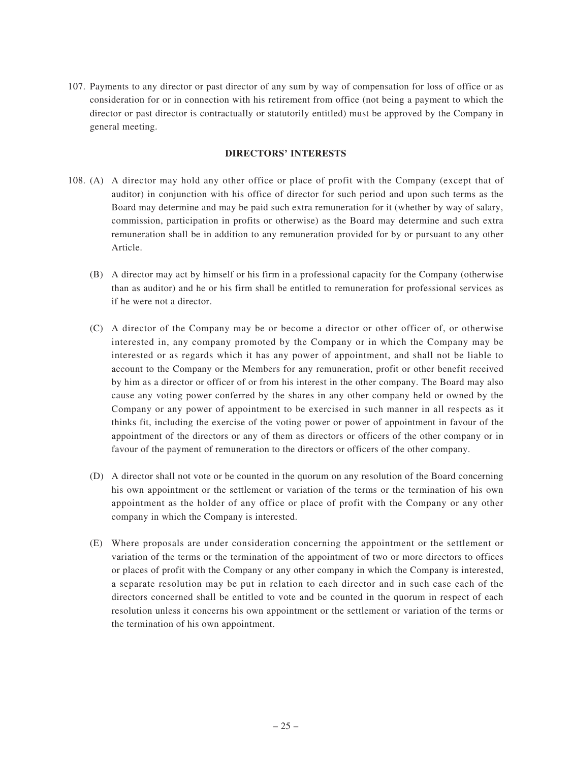107. Payments to any director or past director of any sum by way of compensation for loss of office or as consideration for or in connection with his retirement from office (not being a payment to which the director or past director is contractually or statutorily entitled) must be approved by the Company in general meeting.

**DIRECTORS' INTERESTS**

108. (A) A director may hold any other office or place of profit with the Company (except that of auditor) in conjunction with his office of director for such period and upon such terms as the Board may determine and may be paid such extra remuneration for it (whether by way of salary, commission, participation in profits or otherwise) as the Board may determine and such extra remuneration shall be in addition to any remuneration provided for by or pursuant to any other Article.

(B) A director may act by himself or his firm in a professional capacity for the Company (otherwise than as auditor) and he or his firm shall be entitled to remuneration for professional services as if he were not a director.

(C) A director of the Company may be or become a director or other officer of, or otherwise interested in, any company promoted by the Company or in which the Company may be interested or as regards which it has any power of appointment, and shall not be liable to account to the Company or the Members for any remuneration, profit or other benefit received by him as a director or officer of or from his interest in the other company. The Board may also cause any voting power conferred by the shares in any other company held or owned by the Company or any power of appointment to be exercised in such manner in all respects as it thinks fit, including the exercise of the voting power or power of appointment in favour of the appointment of the directors or any of them as directors or officers of the other company or in favour of the payment of remuneration to the directors or officers of the other company.

(D) A director shall not vote or be counted in the quorum on any resolution of the Board concerning his own appointment or the settlement or variation of the terms or the termination of his own appointment as the holder of any office or place of profit with the Company or any other company in which the Company is interested.

(E) Where proposals are under consideration concerning the appointment or the settlement or variation of the terms or the termination of the appointment of two or more directors to offices or places of profit with the Company or any other company in which the Company is interested, a separate resolution may be put in relation to each director and in such case each of the directors concerned shall be entitled to vote and be counted in the quorum in respect of each resolution unless it concerns his own appointment or the settlement or variation of the terms or the termination of his own appointment.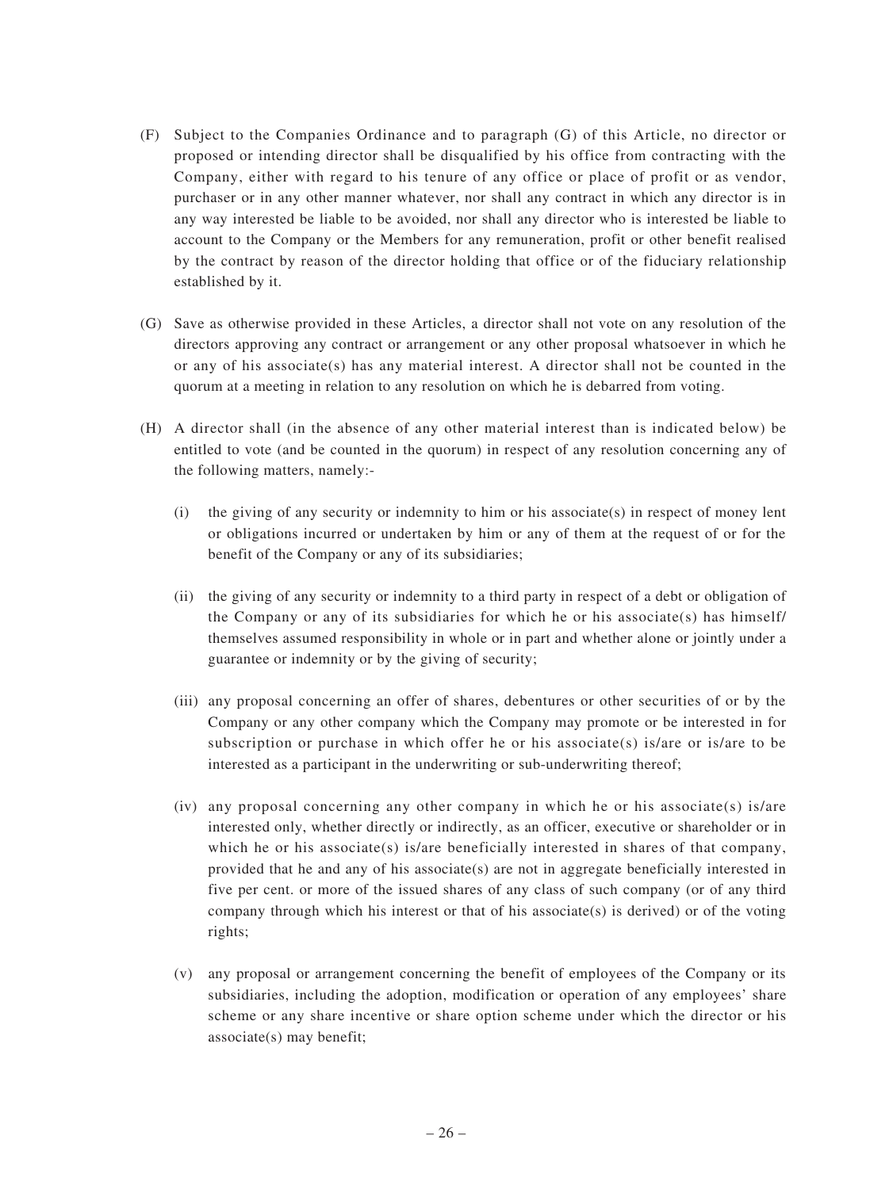(F) Subject to the Companies Ordinance and to paragraph (G) of this Article, no director or proposed or intending director shall be disqualified by his office from contracting with the Company, either with regard to his tenure of any office or place of profit or as vendor, purchaser or in any other manner whatever, nor shall any contract in which any director is in any way interested be liable to be avoided, nor shall any director who is interested be liable to account to the Company or the Members for any remuneration, profit or other benefit realised by the contract by reason of the director holding that office or of the fiduciary relationship established by it.

(G) Save as otherwise provided in these Articles, a director shall not vote on any resolution of the directors approving any contract or arrangement or any other proposal whatsoever in which he or any of his associate(s) has any material interest. A director shall not be counted in the quorum at a meeting in relation to any resolution on which he is debarred from voting.

(H) A director shall (in the absence of any other material interest than is indicated below) be entitled to vote (and be counted in the quorum) in respect of any resolution concerning any of the following matters, namely:-

(i) the giving of any security or indemnity to him or his associate(s) in respect of money lent or obligations incurred or undertaken by him or any of them at the request of or for the benefit of the Company or any of its subsidiaries;

(ii) the giving of any security or indemnity to a third party in respect of a debt or obligation of the Company or any of its subsidiaries for which he or his associate(s) has himself/ themselves assumed responsibility in whole or in part and whether alone or jointly under a guarantee or indemnity or by the giving of security;

(iii) any proposal concerning an offer of shares, debentures or other securities of or by the Company or any other company which the Company may promote or be interested in for subscription or purchase in which offer he or his associate(s) is/are or is/are to be interested as a participant in the underwriting or sub-underwriting thereof;

(iv) any proposal concerning any other company in which he or his associate(s) is/are interested only, whether directly or indirectly, as an officer, executive or shareholder or in which he or his associate(s) is/are beneficially interested in shares of that company, provided that he and any of his associate(s) are not in aggregate beneficially interested in five per cent. or more of the issued shares of any class of such company (or of any third company through which his interest or that of his associate(s) is derived) or of the voting rights;

(v) any proposal or arrangement concerning the benefit of employees of the Company or its subsidiaries, including the adoption, modification or operation of any employees' share scheme or any share incentive or share option scheme under which the director or his associate(s) may benefit;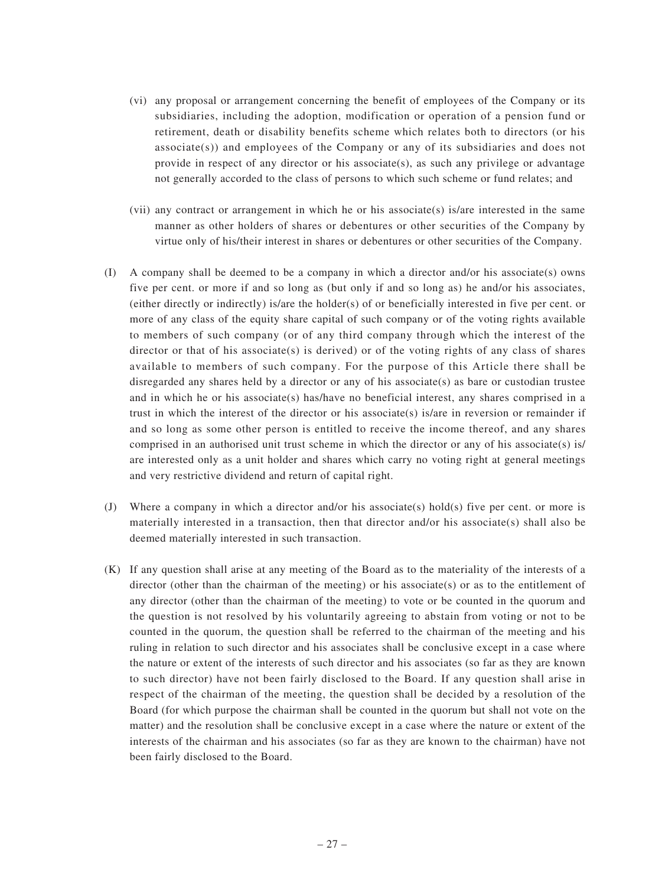(vi) any proposal or arrangement concerning the benefit of employees of the Company or its subsidiaries, including the adoption, modification or operation of a pension fund or retirement, death or disability benefits scheme which relates both to directors (or his associate(s)) and employees of the Company or any of its subsidiaries and does not provide in respect of any director or his associate(s), as such any privilege or advantage not generally accorded to the class of persons to which such scheme or fund relates; and

(vii) any contract or arrangement in which he or his associate(s) is/are interested in the same manner as other holders of shares or debentures or other securities of the Company by virtue only of his/their interest in shares or debentures or other securities of the Company.

(I) A company shall be deemed to be a company in which a director and/or his associate(s) owns five per cent. or more if and so long as (but only if and so long as) he and/or his associates, (either directly or indirectly) is/are the holder(s) of or beneficially interested in five per cent. or more of any class of the equity share capital of such company or of the voting rights available to members of such company (or of any third company through which the interest of the director or that of his associate(s) is derived) or of the voting rights of any class of shares available to members of such company. For the purpose of this Article there shall be disregarded any shares held by a director or any of his associate(s) as bare or custodian trustee and in which he or his associate(s) has/have no beneficial interest, any shares comprised in a trust in which the interest of the director or his associate(s) is/are in reversion or remainder if and so long as some other person is entitled to receive the income thereof, and any shares comprised in an authorised unit trust scheme in which the director or any of his associate(s) is/are interested only as a unit holder and shares which carry no voting right at general meetings and very restrictive dividend and return of capital right.

(J) Where a company in which a director and/or his associate(s) hold(s) five per cent. or more is materially interested in a transaction, then that director and/or his associate(s) shall also be deemed materially interested in such transaction.

(K) If any question shall arise at any meeting of the Board as to the materiality of the interests of a director (other than the chairman of the meeting) or his associate(s) or as to the entitlement of any director (other than the chairman of the meeting) to vote or be counted in the quorum and the question is not resolved by his voluntarily agreeing to abstain from voting or not to be counted in the quorum, the question shall be referred to the chairman of the meeting and his ruling in relation to such director and his associates shall be conclusive except in a case where the nature or extent of the interests of such director and his associates (so far as they are known to such director) have not been fairly disclosed to the Board. If any question shall arise in respect of the chairman of the meeting, the question shall be decided by a resolution of the Board (for which purpose the chairman shall be counted in the quorum but shall not vote on the matter) and the resolution shall be conclusive except in a case where the nature or extent of the interests of the chairman and his associates (so far as they are known to the chairman) have not been fairly disclosed to the Board.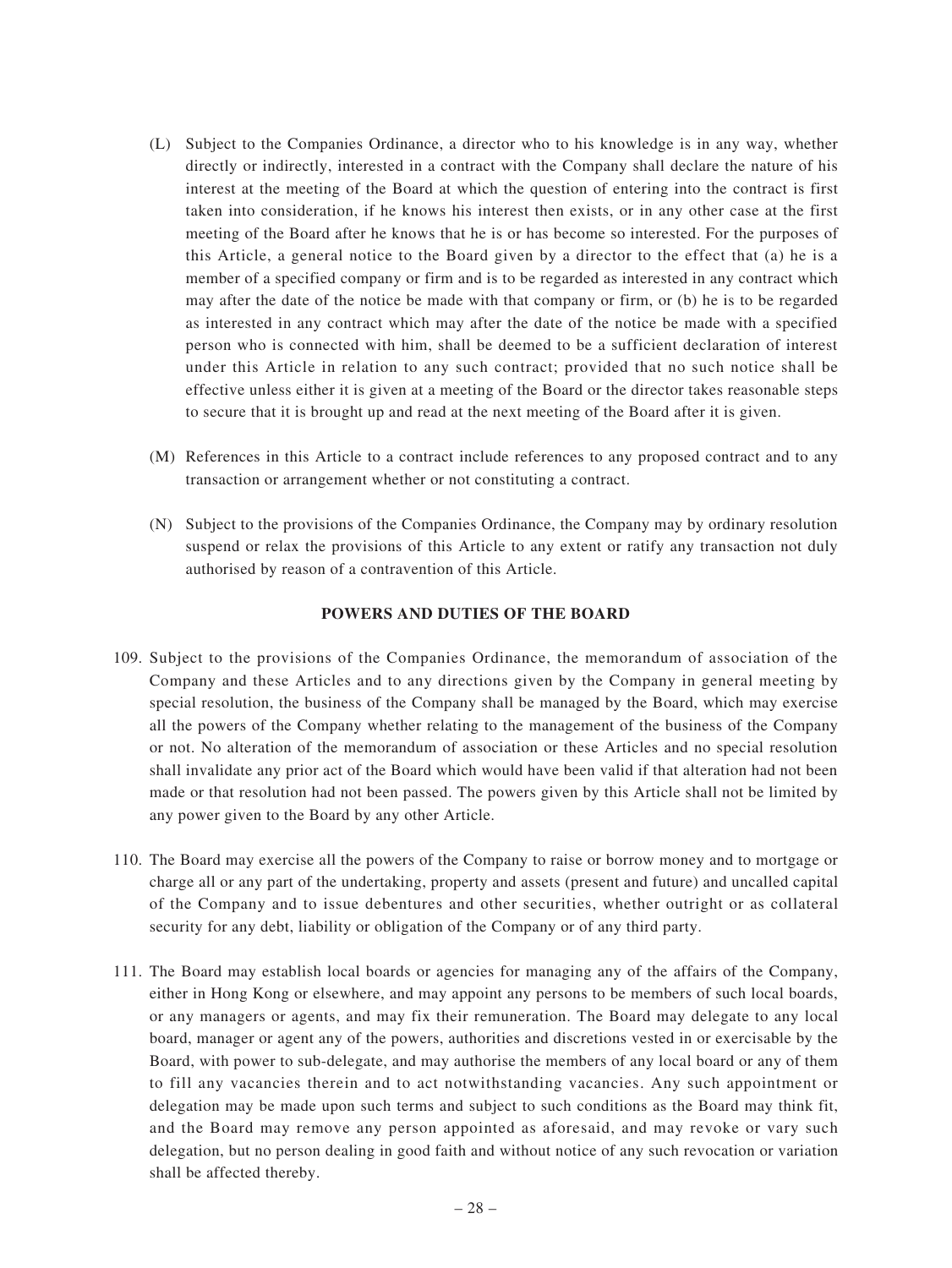(L) Subject to the Companies Ordinance, a director who to his knowledge is in any way, whether directly or indirectly, interested in a contract with the Company shall declare the nature of his interest at the meeting of the Board at which the question of entering into the contract is first taken into consideration, if he knows his interest then exists, or in any other case at the first meeting of the Board after he knows that he is or has become so interested. For the purposes of this Article, a general notice to the Board given by a director to the effect that (a) he is a member of a specified company or firm and is to be regarded as interested in any contract which may after the date of the notice be made with that company or firm, or (b) he is to be regarded as interested in any contract which may after the date of the notice be made with a specified person who is connected with him, shall be deemed to be a sufficient declaration of interest under this Article in relation to any such contract; provided that no such notice shall be effective unless either it is given at a meeting of the Board or the director takes reasonable steps to secure that it is brought up and read at the next meeting of the Board after it is given.

(M) References in this Article to a contract include references to any proposed contract and to any transaction or arrangement whether or not constituting a contract.

(N) Subject to the provisions of the Companies Ordinance, the Company may by ordinary resolution suspend or relax the provisions of this Article to any extent or ratify any transaction not duly authorised by reason of a contravention of this Article.

## POWERS AND DUTIES OF THE BOARD

109. Subject to the provisions of the Companies Ordinance, the memorandum of association of the Company and these Articles and to any directions given by the Company in general meeting by special resolution, the business of the Company shall be managed by the Board, which may exercise all the powers of the Company whether relating to the management of the business of the Company or not. No alteration of the memorandum of association or these Articles and no special resolution shall invalidate any prior act of the Board which would have been valid if that alteration had not been made or that resolution had not been passed. The powers given by this Article shall not be limited by any power given to the Board by any other Article.

110. The Board may exercise all the powers of the Company to raise or borrow money and to mortgage or charge all or any part of the undertaking, property and assets (present and future) and uncalled capital of the Company and to issue debentures and other securities, whether outright or as collateral security for any debt, liability or obligation of the Company or of any third party.

111. The Board may establish local boards or agencies for managing any of the affairs of the Company, either in Hong Kong or elsewhere, and may appoint any persons to be members of such local boards, or any managers or agents, and may fix their remuneration. The Board may delegate to any local board, manager or agent any of the powers, authorities and discretions vested in or exercisable by the Board, with power to sub-delegate, and may authorise the members of any local board or any of them to fill any vacancies therein and to act notwithstanding vacancies. Any such appointment or delegation may be made upon such terms and subject to such conditions as the Board may think fit, and the Board may remove any person appointed as aforesaid, and may revoke or vary such delegation, but no person dealing in good faith and without notice of any such revocation or variation shall be affected thereby.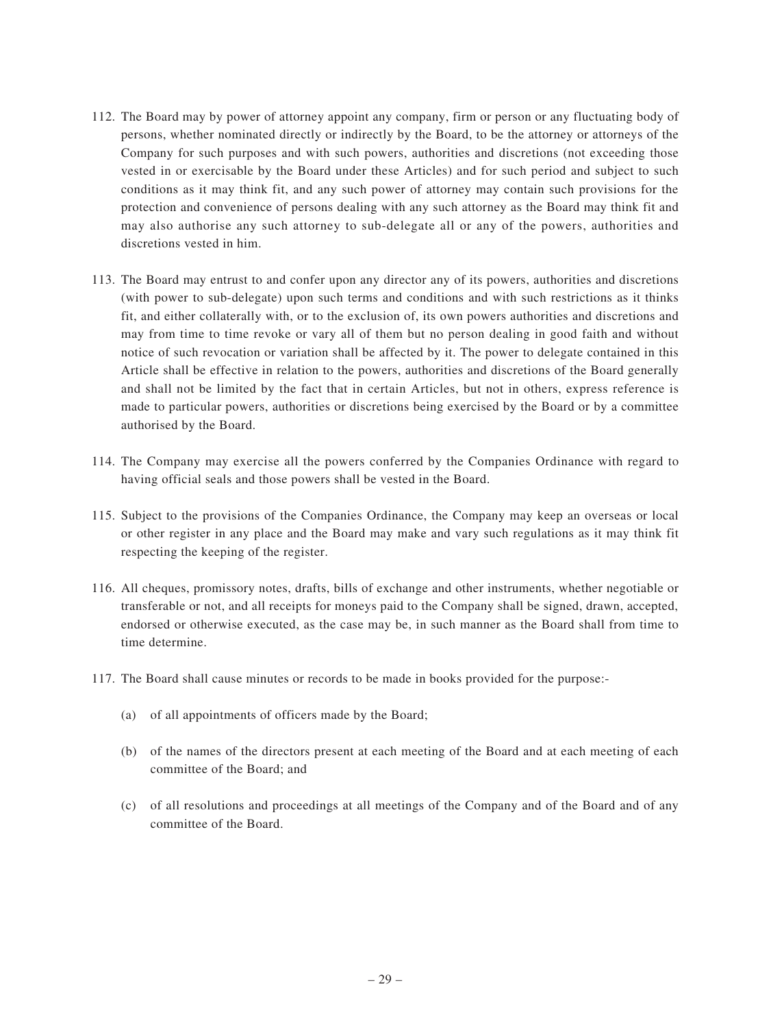112. The Board may by power of attorney appoint any company, firm or person or any fluctuating body of persons, whether nominated directly or indirectly by the Board, to be the attorney or attorneys of the Company for such purposes and with such powers, authorities and discretions (not exceeding those vested in or exercisable by the Board under these Articles) and for such period and subject to such conditions as it may think fit, and any such power of attorney may contain such provisions for the protection and convenience of persons dealing with any such attorney as the Board may think fit and may also authorise any such attorney to sub-delegate all or any of the powers, authorities and discretions vested in him.

113. The Board may entrust to and confer upon any director any of its powers, authorities and discretions (with power to sub-delegate) upon such terms and conditions and with such restrictions as it thinks fit, and either collaterally with, or to the exclusion of, its own powers authorities and discretions and may from time to time revoke or vary all of them but no person dealing in good faith and without notice of such revocation or variation shall be affected by it. The power to delegate contained in this Article shall be effective in relation to the powers, authorities and discretions of the Board generally and shall not be limited by the fact that in certain Articles, but not in others, express reference is made to particular powers, authorities or discretions being exercised by the Board or by a committee authorised by the Board.

114. The Company may exercise all the powers conferred by the Companies Ordinance with regard to having official seals and those powers shall be vested in the Board.

115. Subject to the provisions of the Companies Ordinance, the Company may keep an overseas or local or other register in any place and the Board may make and vary such regulations as it may think fit respecting the keeping of the register.

116. All cheques, promissory notes, drafts, bills of exchange and other instruments, whether negotiable or transferable or not, and all receipts for moneys paid to the Company shall be signed, drawn, accepted, endorsed or otherwise executed, as the case may be, in such manner as the Board shall from time to time determine.

117. The Board shall cause minutes or records to be made in books provided for the purpose:-

    (a) of all appointments of officers made by the Board;

    (b) of the names of the directors present at each meeting of the Board and at each meeting of each committee of the Board; and

    (c) of all resolutions and proceedings at all meetings of the Company and of the Board and of any committee of the Board.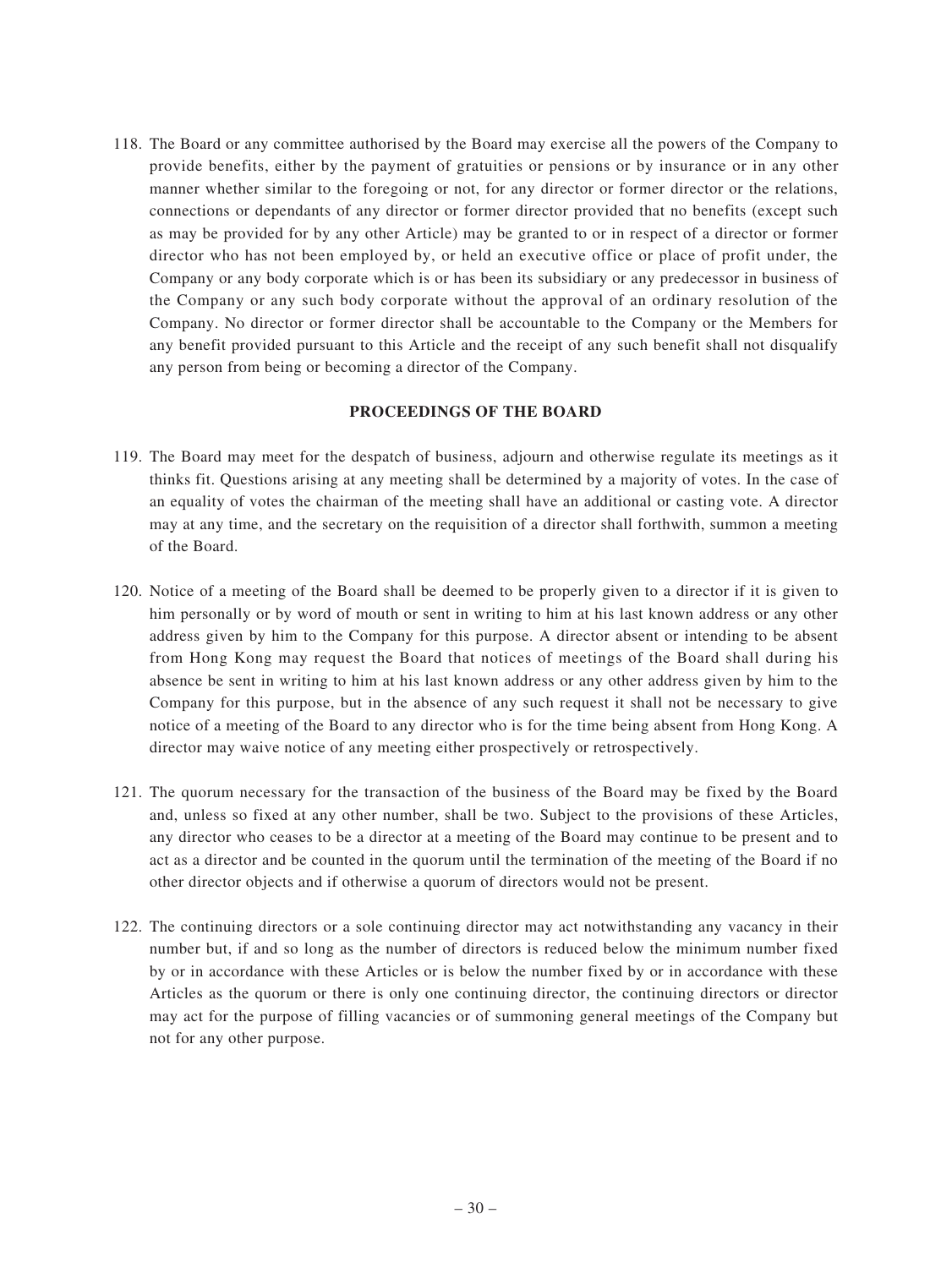118. The Board or any committee authorised by the Board may exercise all the powers of the Company to provide benefits, either by the payment of gratuities or pensions or by insurance or in any other manner whether similar to the foregoing or not, for any director or former director or the relations, connections or dependants of any director or former director provided that no benefits (except such as may be provided for by any other Article) may be granted to or in respect of a director or former director who has not been employed by, or held an executive office or place of profit under, the Company or any body corporate which is or has been its subsidiary or any predecessor in business of the Company or any such body corporate without the approval of an ordinary resolution of the Company. No director or former director shall be accountable to the Company or the Members for any benefit provided pursuant to this Article and the receipt of any such benefit shall not disqualify any person from being or becoming a director of the Company.

## PROCEEDINGS OF THE BOARD

119. The Board may meet for the despatch of business, adjourn and otherwise regulate its meetings as it thinks fit. Questions arising at any meeting shall be determined by a majority of votes. In the case of an equality of votes the chairman of the meeting shall have an additional or casting vote. A director may at any time, and the secretary on the requisition of a director shall forthwith, summon a meeting of the Board.

120. Notice of a meeting of the Board shall be deemed to be properly given to a director if it is given to him personally or by word of mouth or sent in writing to him at his last known address or any other address given by him to the Company for this purpose. A director absent or intending to be absent from Hong Kong may request the Board that notices of meetings of the Board shall during his absence be sent in writing to him at his last known address or any other address given by him to the Company for this purpose, but in the absence of any such request it shall not be necessary to give notice of a meeting of the Board to any director who is for the time being absent from Hong Kong. A director may waive notice of any meeting either prospectively or retrospectively.

121. The quorum necessary for the transaction of the business of the Board may be fixed by the Board and, unless so fixed at any other number, shall be two. Subject to the provisions of these Articles, any director who ceases to be a director at a meeting of the Board may continue to be present and to act as a director and be counted in the quorum until the termination of the meeting of the Board if no other director objects and if otherwise a quorum of directors would not be present.

122. The continuing directors or a sole continuing director may act notwithstanding any vacancy in their number but, if and so long as the number of directors is reduced below the minimum number fixed by or in accordance with these Articles or is below the number fixed by or in accordance with these Articles as the quorum or there is only one continuing director, the continuing directors or director may act for the purpose of filling vacancies or of summoning general meetings of the Company but not for any other purpose.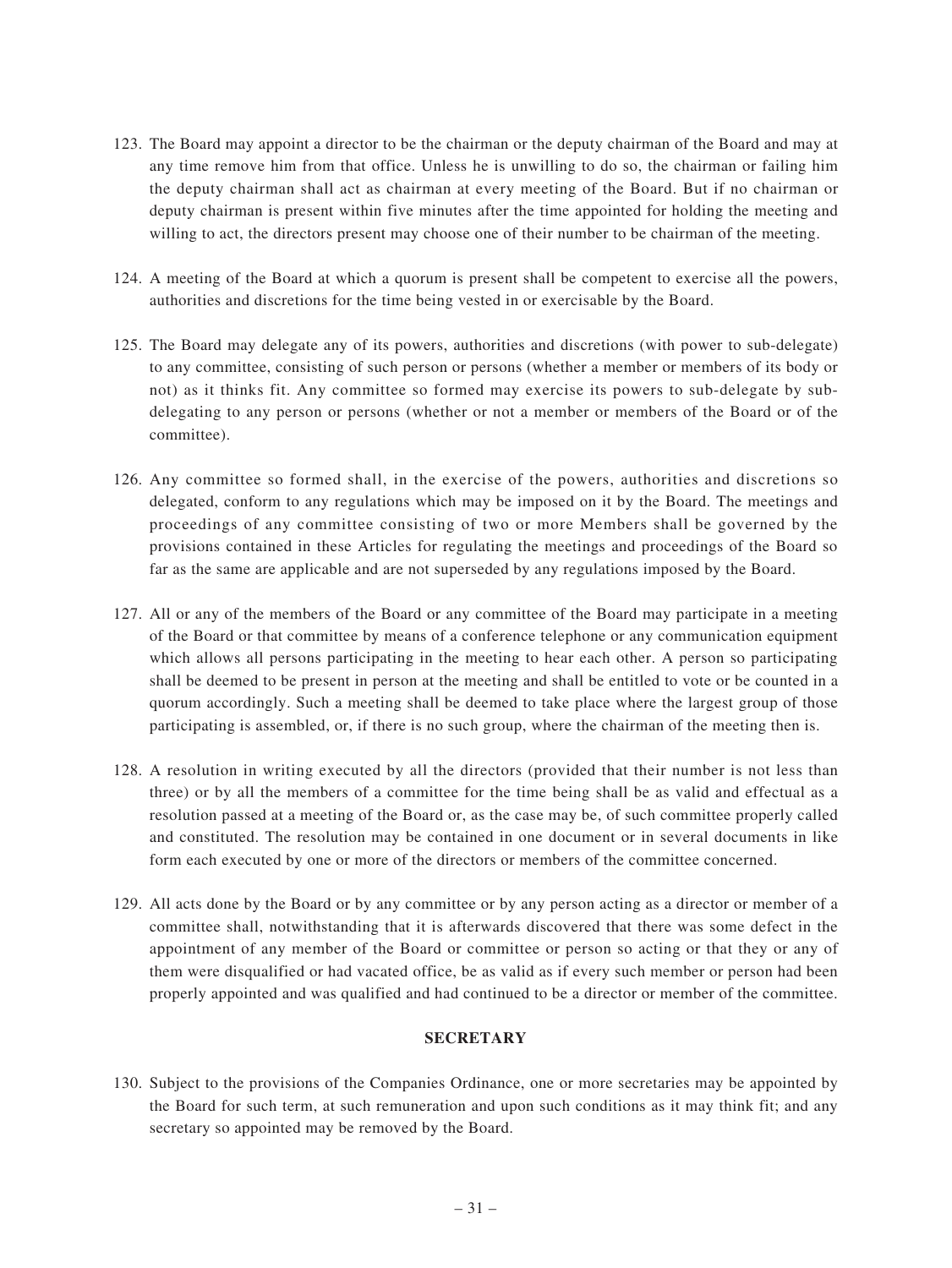123. The Board may appoint a director to be the chairman or the deputy chairman of the Board and may at any time remove him from that office. Unless he is unwilling to do so, the chairman or failing him the deputy chairman shall act as chairman at every meeting of the Board. But if no chairman or deputy chairman is present within five minutes after the time appointed for holding the meeting and willing to act, the directors present may choose one of their number to be chairman of the meeting.

124. A meeting of the Board at which a quorum is present shall be competent to exercise all the powers, authorities and discretions for the time being vested in or exercisable by the Board.

125. The Board may delegate any of its powers, authorities and discretions (with power to sub-delegate) to any committee, consisting of such person or persons (whether a member or members of its body or not) as it thinks fit. Any committee so formed may exercise its powers to sub-delegate by sub-delegating to any person or persons (whether or not a member or members of the Board or of the committee).

126. Any committee so formed shall, in the exercise of the powers, authorities and discretions so delegated, conform to any regulations which may be imposed on it by the Board. The meetings and proceedings of any committee consisting of two or more Members shall be governed by the provisions contained in these Articles for regulating the meetings and proceedings of the Board so far as the same are applicable and are not superseded by any regulations imposed by the Board.

127. All or any of the members of the Board or any committee of the Board may participate in a meeting of the Board or that committee by means of a conference telephone or any communication equipment which allows all persons participating in the meeting to hear each other. A person so participating shall be deemed to be present in person at the meeting and shall be entitled to vote or be counted in a quorum accordingly. Such a meeting shall be deemed to take place where the largest group of those participating is assembled, or, if there is no such group, where the chairman of the meeting then is.

128. A resolution in writing executed by all the directors (provided that their number is not less than three) or by all the members of a committee for the time being shall be as valid and effectual as a resolution passed at a meeting of the Board or, as the case may be, of such committee properly called and constituted. The resolution may be contained in one document or in several documents in like form each executed by one or more of the directors or members of the committee concerned.

129. All acts done by the Board or by any committee or by any person acting as a director or member of a committee shall, notwithstanding that it is afterwards discovered that there was some defect in the appointment of any member of the Board or committee or person so acting or that they or any of them were disqualified or had vacated office, be as valid as if every such member or person had been properly appointed and was qualified and had continued to be a director or member of the committee.

## SECRETARY

130. Subject to the provisions of the Companies Ordinance, one or more secretaries may be appointed by the Board for such term, at such remuneration and upon such conditions as it may think fit; and any secretary so appointed may be removed by the Board.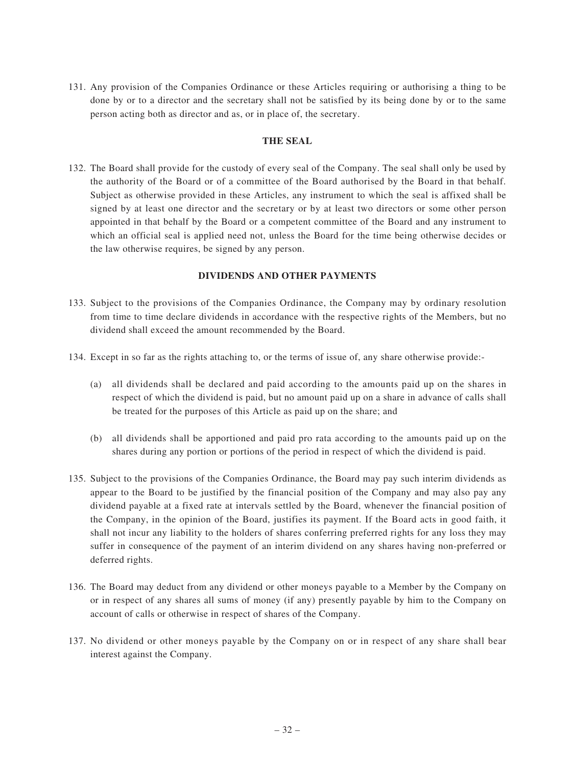131. Any provision of the Companies Ordinance or these Articles requiring or authorising a thing to be done by or to a director and the secretary shall not be satisfied by its being done by or to the same person acting both as director and as, or in place of, the secretary.

## THE SEAL

132. The Board shall provide for the custody of every seal of the Company. The seal shall only be used by the authority of the Board or of a committee of the Board authorised by the Board in that behalf. Subject as otherwise provided in these Articles, any instrument to which the seal is affixed shall be signed by at least one director and the secretary or by at least two directors or some other person appointed in that behalf by the Board or a competent committee of the Board and any instrument to which an official seal is applied need not, unless the Board for the time being otherwise decides or the law otherwise requires, be signed by any person.

## DIVIDENDS AND OTHER PAYMENTS

133. Subject to the provisions of the Companies Ordinance, the Company may by ordinary resolution from time to time declare dividends in accordance with the respective rights of the Members, but no dividend shall exceed the amount recommended by the Board.

134. Except in so far as the rights attaching to, or the terms of issue of, any share otherwise provide:-

    (a) all dividends shall be declared and paid according to the amounts paid up on the shares in respect of which the dividend is paid, but no amount paid up on a share in advance of calls shall be treated for the purposes of this Article as paid up on the share; and

    (b) all dividends shall be apportioned and paid pro rata according to the amounts paid up on the shares during any portion or portions of the period in respect of which the dividend is paid.

135. Subject to the provisions of the Companies Ordinance, the Board may pay such interim dividends as appear to the Board to be justified by the financial position of the Company and may also pay any dividend payable at a fixed rate at intervals settled by the Board, whenever the financial position of the Company, in the opinion of the Board, justifies its payment. If the Board acts in good faith, it shall not incur any liability to the holders of shares conferring preferred rights for any loss they may suffer in consequence of the payment of an interim dividend on any shares having non-preferred or deferred rights.

136. The Board may deduct from any dividend or other moneys payable to a Member by the Company on or in respect of any shares all sums of money (if any) presently payable by him to the Company on account of calls or otherwise in respect of shares of the Company.

137. No dividend or other moneys payable by the Company on or in respect of any share shall bear interest against the Company.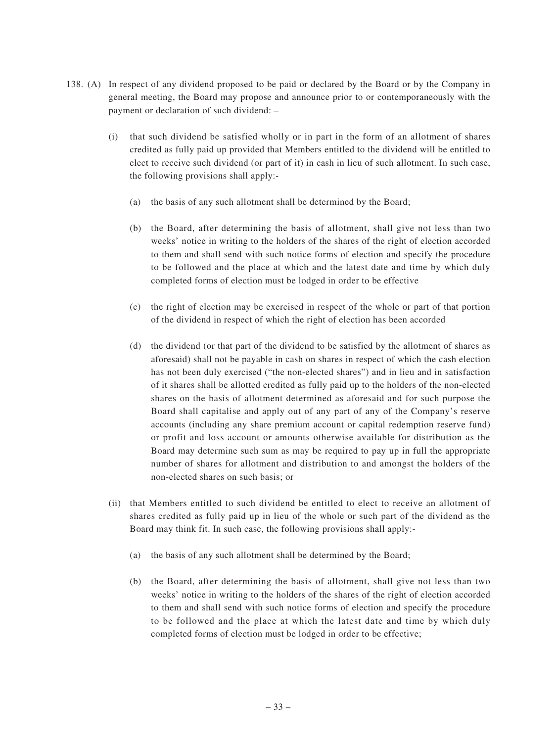138. (A) In respect of any dividend proposed to be paid or declared by the Board or by the Company in general meeting, the Board may propose and announce prior to or contemporaneously with the payment or declaration of such dividend: –

   (i) that such dividend be satisfied wholly or in part in the form of an allotment of shares credited as fully paid up provided that Members entitled to the dividend will be entitled to elect to receive such dividend (or part of it) in cash in lieu of such allotment. In such case, the following provisions shall apply:-

      (a) the basis of any such allotment shall be determined by the Board;

      (b) the Board, after determining the basis of allotment, shall give not less than two weeks' notice in writing to the holders of the shares of the right of election accorded to them and shall send with such notice forms of election and specify the procedure to be followed and the place at which and the latest date and time by which duly completed forms of election must be lodged in order to be effective

      (c) the right of election may be exercised in respect of the whole or part of that portion of the dividend in respect of which the right of election has been accorded

      (d) the dividend (or that part of the dividend to be satisfied by the allotment of shares as aforesaid) shall not be payable in cash on shares in respect of which the cash election has not been duly exercised ("the non-elected shares") and in lieu and in satisfaction of it shares shall be allotted credited as fully paid up to the holders of the non-elected shares on the basis of allotment determined as aforesaid and for such purpose the Board shall capitalise and apply out of any part of any of the Company's reserve accounts (including any share premium account or capital redemption reserve fund) or profit and loss account or amounts otherwise available for distribution as the Board may determine such sum as may be required to pay up in full the appropriate number of shares for allotment and distribution to and amongst the holders of the non-elected shares on such basis; or

   (ii) that Members entitled to such dividend be entitled to elect to receive an allotment of shares credited as fully paid up in lieu of the whole or such part of the dividend as the Board may think fit. In such case, the following provisions shall apply:-

      (a) the basis of any such allotment shall be determined by the Board;

      (b) the Board, after determining the basis of allotment, shall give not less than two weeks' notice in writing to the holders of the shares of the right of election accorded to them and shall send with such notice forms of election and specify the procedure to be followed and the place at which the latest date and time by which duly completed forms of election must be lodged in order to be effective;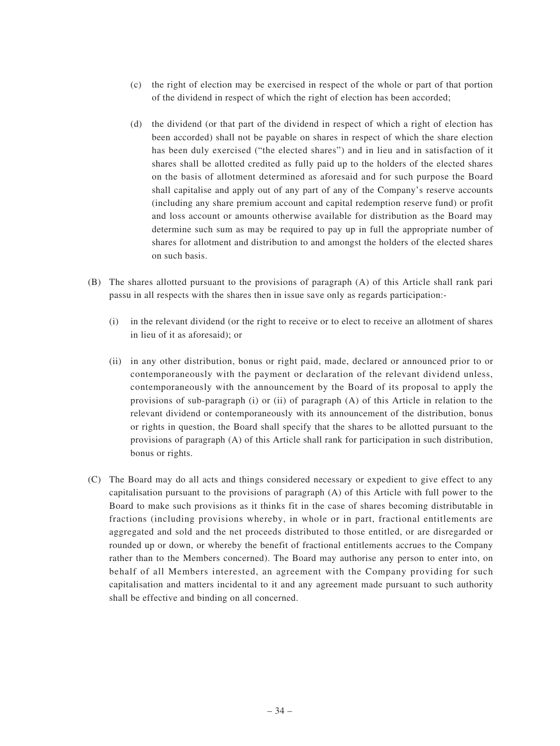(c) the right of election may be exercised in respect of the whole or part of that portion of the dividend in respect of which the right of election has been accorded;

(d) the dividend (or that part of the dividend in respect of which a right of election has been accorded) shall not be payable on shares in respect of which the share election has been duly exercised ("the elected shares") and in lieu and in satisfaction of it shares shall be allotted credited as fully paid up to the holders of the elected shares on the basis of allotment determined as aforesaid and for such purpose the Board shall capitalise and apply out of any part of any of the Company's reserve accounts (including any share premium account and capital redemption reserve fund) or profit and loss account or amounts otherwise available for distribution as the Board may determine such sum as may be required to pay up in full the appropriate number of shares for allotment and distribution to and amongst the holders of the elected shares on such basis.

(B) The shares allotted pursuant to the provisions of paragraph (A) of this Article shall rank pari passu in all respects with the shares then in issue save only as regards participation:-

(i) in the relevant dividend (or the right to receive or to elect to receive an allotment of shares in lieu of it as aforesaid); or

(ii) in any other distribution, bonus or right paid, made, declared or announced prior to or contemporaneously with the payment or declaration of the relevant dividend unless, contemporaneously with the announcement by the Board of its proposal to apply the provisions of sub-paragraph (i) or (ii) of paragraph (A) of this Article in relation to the relevant dividend or contemporaneously with its announcement of the distribution, bonus or rights in question, the Board shall specify that the shares to be allotted pursuant to the provisions of paragraph (A) of this Article shall rank for participation in such distribution, bonus or rights.

(C) The Board may do all acts and things considered necessary or expedient to give effect to any capitalisation pursuant to the provisions of paragraph (A) of this Article with full power to the Board to make such provisions as it thinks fit in the case of shares becoming distributable in fractions (including provisions whereby, in whole or in part, fractional entitlements are aggregated and sold and the net proceeds distributed to those entitled, or are disregarded or rounded up or down, or whereby the benefit of fractional entitlements accrues to the Company rather than to the Members concerned). The Board may authorise any person to enter into, on behalf of all Members interested, an agreement with the Company providing for such capitalisation and matters incidental to it and any agreement made pursuant to such authority shall be effective and binding on all concerned.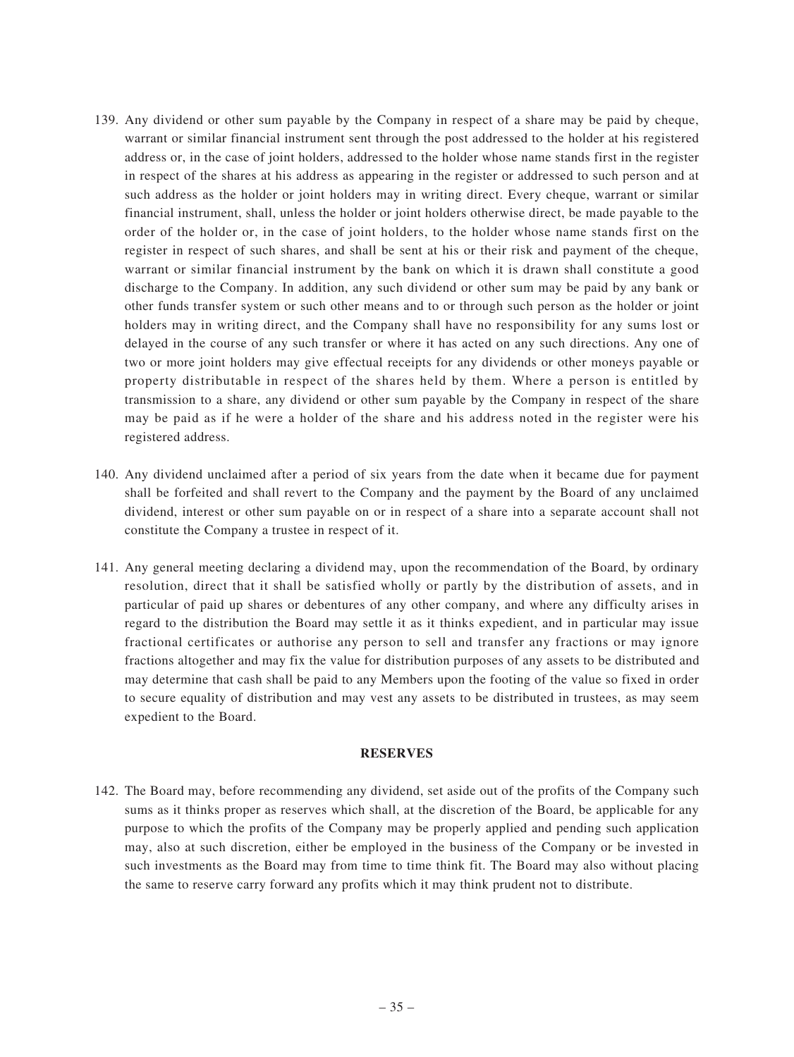139. Any dividend or other sum payable by the Company in respect of a share may be paid by cheque, warrant or similar financial instrument sent through the post addressed to the holder at his registered address or, in the case of joint holders, addressed to the holder whose name stands first in the register in respect of the shares at his address as appearing in the register or addressed to such person and at such address as the holder or joint holders may in writing direct. Every cheque, warrant or similar financial instrument, shall, unless the holder or joint holders otherwise direct, be made payable to the order of the holder or, in the case of joint holders, to the holder whose name stands first on the register in respect of such shares, and shall be sent at his or their risk and payment of the cheque, warrant or similar financial instrument by the bank on which it is drawn shall constitute a good discharge to the Company. In addition, any such dividend or other sum may be paid by any bank or other funds transfer system or such other means and to or through such person as the holder or joint holders may in writing direct, and the Company shall have no responsibility for any sums lost or delayed in the course of any such transfer or where it has acted on any such directions. Any one of two or more joint holders may give effectual receipts for any dividends or other moneys payable or property distributable in respect of the shares held by them. Where a person is entitled by transmission to a share, any dividend or other sum payable by the Company in respect of the share may be paid as if he were a holder of the share and his address noted in the register were his registered address.

140. Any dividend unclaimed after a period of six years from the date when it became due for payment shall be forfeited and shall revert to the Company and the payment by the Board of any unclaimed dividend, interest or other sum payable on or in respect of a share into a separate account shall not constitute the Company a trustee in respect of it.

141. Any general meeting declaring a dividend may, upon the recommendation of the Board, by ordinary resolution, direct that it shall be satisfied wholly or partly by the distribution of assets, and in particular of paid up shares or debentures of any other company, and where any difficulty arises in regard to the distribution the Board may settle it as it thinks expedient, and in particular may issue fractional certificates or authorise any person to sell and transfer any fractions or may ignore fractions altogether and may fix the value for distribution purposes of any assets to be distributed and may determine that cash shall be paid to any Members upon the footing of the value so fixed in order to secure equality of distribution and may vest any assets to be distributed in trustees, as may seem expedient to the Board.

## RESERVES

142. The Board may, before recommending any dividend, set aside out of the profits of the Company such sums as it thinks proper as reserves which shall, at the discretion of the Board, be applicable for any purpose to which the profits of the Company may be properly applied and pending such application may, also at such discretion, either be employed in the business of the Company or be invested in such investments as the Board may from time to time think fit. The Board may also without placing the same to reserve carry forward any profits which it may think prudent not to distribute.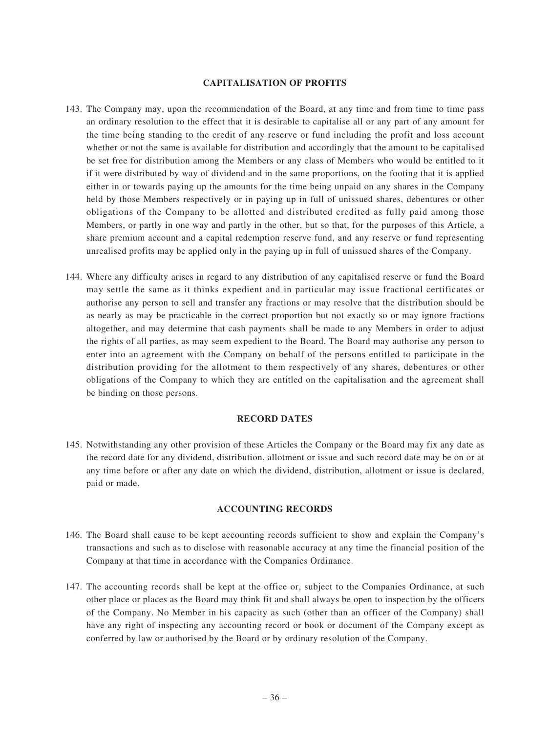## CAPITALISATION OF PROFITS

143. The Company may, upon the recommendation of the Board, at any time and from time to time pass an ordinary resolution to the effect that it is desirable to capitalise all or any part of any amount for the time being standing to the credit of any reserve or fund including the profit and loss account whether or not the same is available for distribution and accordingly that the amount to be capitalised be set free for distribution among the Members or any class of Members who would be entitled to it if it were distributed by way of dividend and in the same proportions, on the footing that it is applied either in or towards paying up the amounts for the time being unpaid on any shares in the Company held by those Members respectively or in paying up in full of unissued shares, debentures or other obligations of the Company to be allotted and distributed credited as fully paid among those Members, or partly in one way and partly in the other, but so that, for the purposes of this Article, a share premium account and a capital redemption reserve fund, and any reserve or fund representing unrealised profits may be applied only in the paying up in full of unissued shares of the Company.

144. Where any difficulty arises in regard to any distribution of any capitalised reserve or fund the Board may settle the same as it thinks expedient and in particular may issue fractional certificates or authorise any person to sell and transfer any fractions or may resolve that the distribution should be as nearly as may be practicable in the correct proportion but not exactly so or may ignore fractions altogether, and may determine that cash payments shall be made to any Members in order to adjust the rights of all parties, as may seem expedient to the Board. The Board may authorise any person to enter into an agreement with the Company on behalf of the persons entitled to participate in the distribution providing for the allotment to them respectively of any shares, debentures or other obligations of the Company to which they are entitled on the capitalisation and the agreement shall be binding on those persons.

## RECORD DATES

145. Notwithstanding any other provision of these Articles the Company or the Board may fix any date as the record date for any dividend, distribution, allotment or issue and such record date may be on or at any time before or after any date on which the dividend, distribution, allotment or issue is declared, paid or made.

## ACCOUNTING RECORDS

146. The Board shall cause to be kept accounting records sufficient to show and explain the Company's transactions and such as to disclose with reasonable accuracy at any time the financial position of the Company at that time in accordance with the Companies Ordinance.

147. The accounting records shall be kept at the office or, subject to the Companies Ordinance, at such other place or places as the Board may think fit and shall always be open to inspection by the officers of the Company. No Member in his capacity as such (other than an officer of the Company) shall have any right of inspecting any accounting record or book or document of the Company except as conferred by law or authorised by the Board or by ordinary resolution of the Company.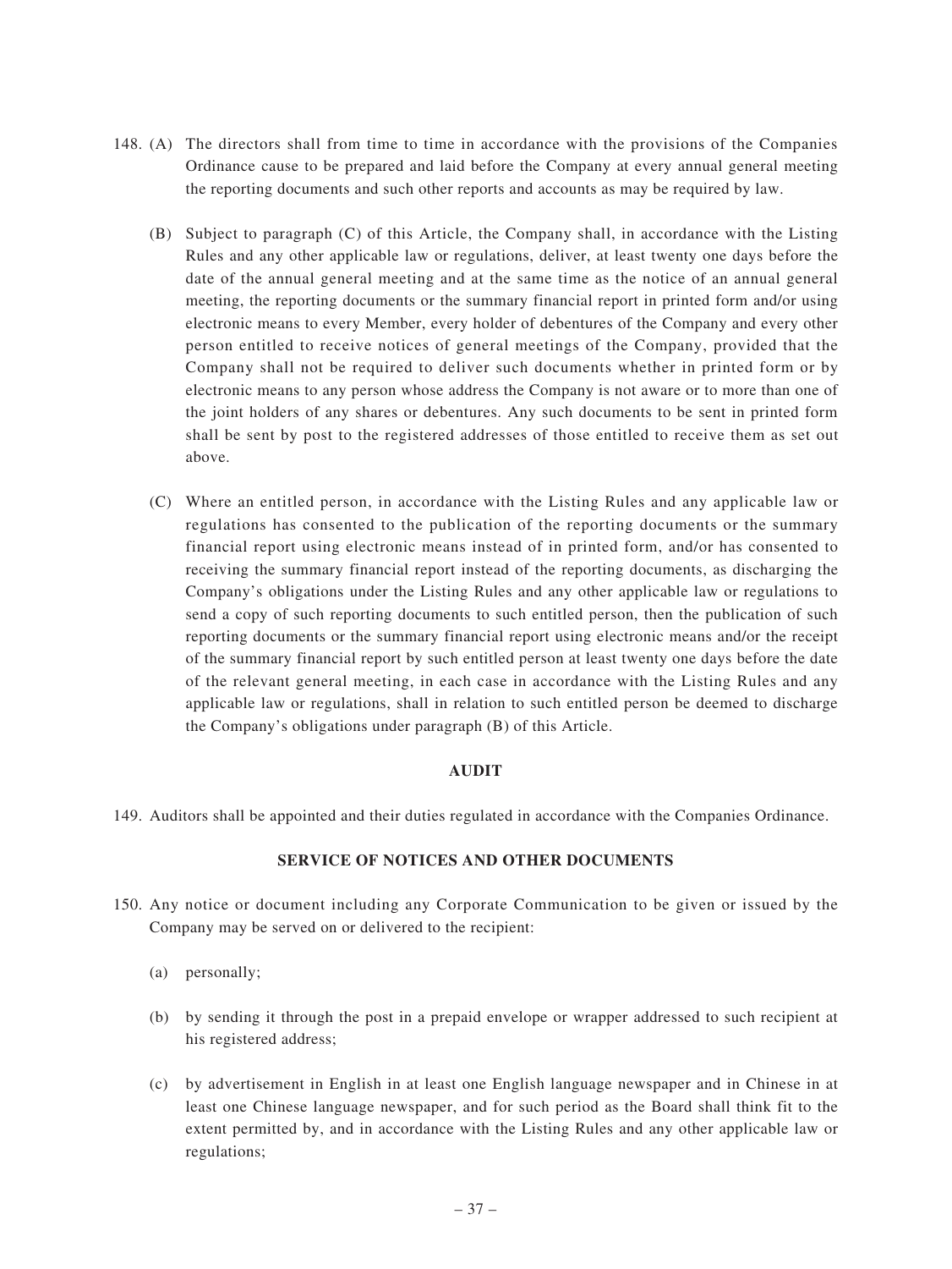148. (A) The directors shall from time to time in accordance with the provisions of the Companies Ordinance cause to be prepared and laid before the Company at every annual general meeting the reporting documents and such other reports and accounts as may be required by law.

(B) Subject to paragraph (C) of this Article, the Company shall, in accordance with the Listing Rules and any other applicable law or regulations, deliver, at least twenty one days before the date of the annual general meeting and at the same time as the notice of an annual general meeting, the reporting documents or the summary financial report in printed form and/or using electronic means to every Member, every holder of debentures of the Company and every other person entitled to receive notices of general meetings of the Company, provided that the Company shall not be required to deliver such documents whether in printed form or by electronic means to any person whose address the Company is not aware or to more than one of the joint holders of any shares or debentures. Any such documents to be sent in printed form shall be sent by post to the registered addresses of those entitled to receive them as set out above.

(C) Where an entitled person, in accordance with the Listing Rules and any applicable law or regulations has consented to the publication of the reporting documents or the summary financial report using electronic means instead of in printed form, and/or has consented to receiving the summary financial report instead of the reporting documents, as discharging the Company's obligations under the Listing Rules and any other applicable law or regulations to send a copy of such reporting documents to such entitled person, then the publication of such reporting documents or the summary financial report using electronic means and/or the receipt of the summary financial report by such entitled person at least twenty one days before the date of the relevant general meeting, in each case in accordance with the Listing Rules and any applicable law or regulations, shall in relation to such entitled person be deemed to discharge the Company's obligations under paragraph (B) of this Article.

## AUDIT

149. Auditors shall be appointed and their duties regulated in accordance with the Companies Ordinance.

## SERVICE OF NOTICES AND OTHER DOCUMENTS

150. Any notice or document including any Corporate Communication to be given or issued by the Company may be served on or delivered to the recipient:

(a) personally;

(b) by sending it through the post in a prepaid envelope or wrapper addressed to such recipient at his registered address;

(c) by advertisement in English in at least one English language newspaper and in Chinese in at least one Chinese language newspaper, and for such period as the Board shall think fit to the extent permitted by, and in accordance with the Listing Rules and any other applicable law or regulations;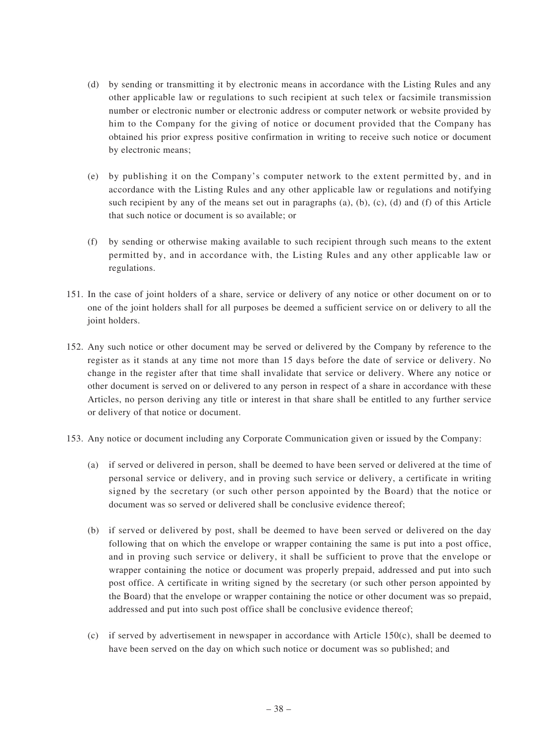(d) by sending or transmitting it by electronic means in accordance with the Listing Rules and any other applicable law or regulations to such recipient at such telex or facsimile transmission number or electronic number or electronic address or computer network or website provided by him to the Company for the giving of notice or document provided that the Company has obtained his prior express positive confirmation in writing to receive such notice or document by electronic means;

(e) by publishing it on the Company's computer network to the extent permitted by, and in accordance with the Listing Rules and any other applicable law or regulations and notifying such recipient by any of the means set out in paragraphs (a), (b), (c), (d) and (f) of this Article that such notice or document is so available; or

(f) by sending or otherwise making available to such recipient through such means to the extent permitted by, and in accordance with, the Listing Rules and any other applicable law or regulations.

151. In the case of joint holders of a share, service or delivery of any notice or other document on or to one of the joint holders shall for all purposes be deemed a sufficient service on or delivery to all the joint holders.

152. Any such notice or other document may be served or delivered by the Company by reference to the register as it stands at any time not more than 15 days before the date of service or delivery. No change in the register after that time shall invalidate that service or delivery. Where any notice or other document is served on or delivered to any person in respect of a share in accordance with these Articles, no person deriving any title or interest in that share shall be entitled to any further service or delivery of that notice or document.

153. Any notice or document including any Corporate Communication given or issued by the Company:

(a) if served or delivered in person, shall be deemed to have been served or delivered at the time of personal service or delivery, and in proving such service or delivery, a certificate in writing signed by the secretary (or such other person appointed by the Board) that the notice or document was so served or delivered shall be conclusive evidence thereof;

(b) if served or delivered by post, shall be deemed to have been served or delivered on the day following that on which the envelope or wrapper containing the same is put into a post office, and in proving such service or delivery, it shall be sufficient to prove that the envelope or wrapper containing the notice or document was properly prepaid, addressed and put into such post office. A certificate in writing signed by the secretary (or such other person appointed by the Board) that the envelope or wrapper containing the notice or other document was so prepaid, addressed and put into such post office shall be conclusive evidence thereof;

(c) if served by advertisement in newspaper in accordance with Article 150(c), shall be deemed to have been served on the day on which such notice or document was so published; and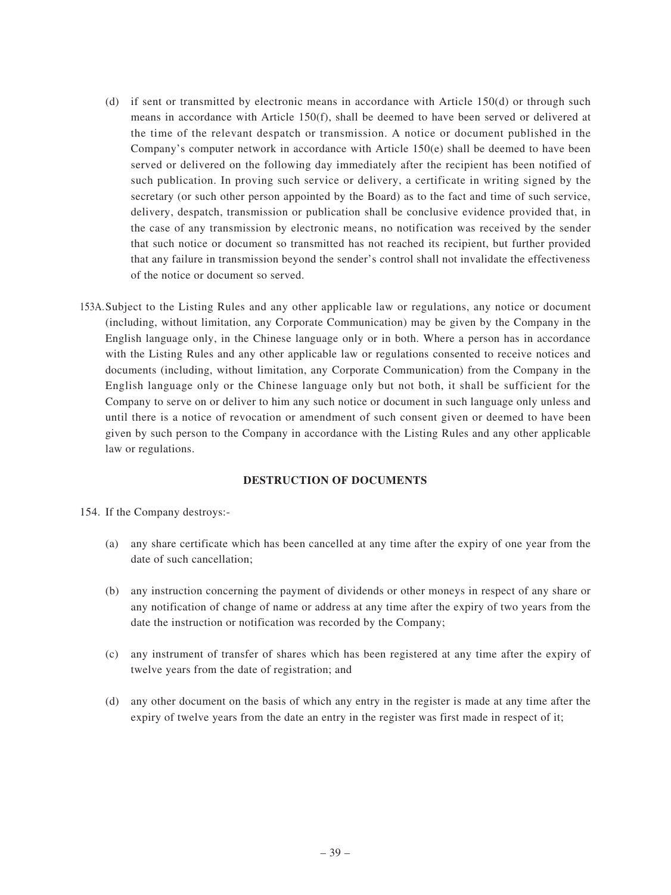(d) if sent or transmitted by electronic means in accordance with Article 150(d) or through such means in accordance with Article 150(f), shall be deemed to have been served or delivered at the time of the relevant despatch or transmission. A notice or document published in the Company's computer network in accordance with Article 150(e) shall be deemed to have been served or delivered on the following day immediately after the recipient has been notified of such publication. In proving such service or delivery, a certificate in writing signed by the secretary (or such other person appointed by the Board) as to the fact and time of such service, delivery, despatch, transmission or publication shall be conclusive evidence provided that, in the case of any transmission by electronic means, no notification was received by the sender that such notice or document so transmitted has not reached its recipient, but further provided that any failure in transmission beyond the sender's control shall not invalidate the effectiveness of the notice or document so served.

153A. Subject to the Listing Rules and any other applicable law or regulations, any notice or document (including, without limitation, any Corporate Communication) may be given by the Company in the English language only, in the Chinese language only or in both. Where a person has in accordance with the Listing Rules and any other applicable law or regulations consented to receive notices and documents (including, without limitation, any Corporate Communication) from the Company in the English language only or the Chinese language only but not both, it shall be sufficient for the Company to serve on or deliver to him any such notice or document in such language only unless and until there is a notice of revocation or amendment of such consent given or deemed to have been given by such person to the Company in accordance with the Listing Rules and any other applicable law or regulations.

**DESTRUCTION OF DOCUMENTS**

154. If the Company destroys:-

(a) any share certificate which has been cancelled at any time after the expiry of one year from the date of such cancellation;

(b) any instruction concerning the payment of dividends or other moneys in respect of any share or any notification of change of name or address at any time after the expiry of two years from the date the instruction or notification was recorded by the Company;

(c) any instrument of transfer of shares which has been registered at any time after the expiry of twelve years from the date of registration; and

(d) any other document on the basis of which any entry in the register is made at any time after the expiry of twelve years from the date an entry in the register was first made in respect of it;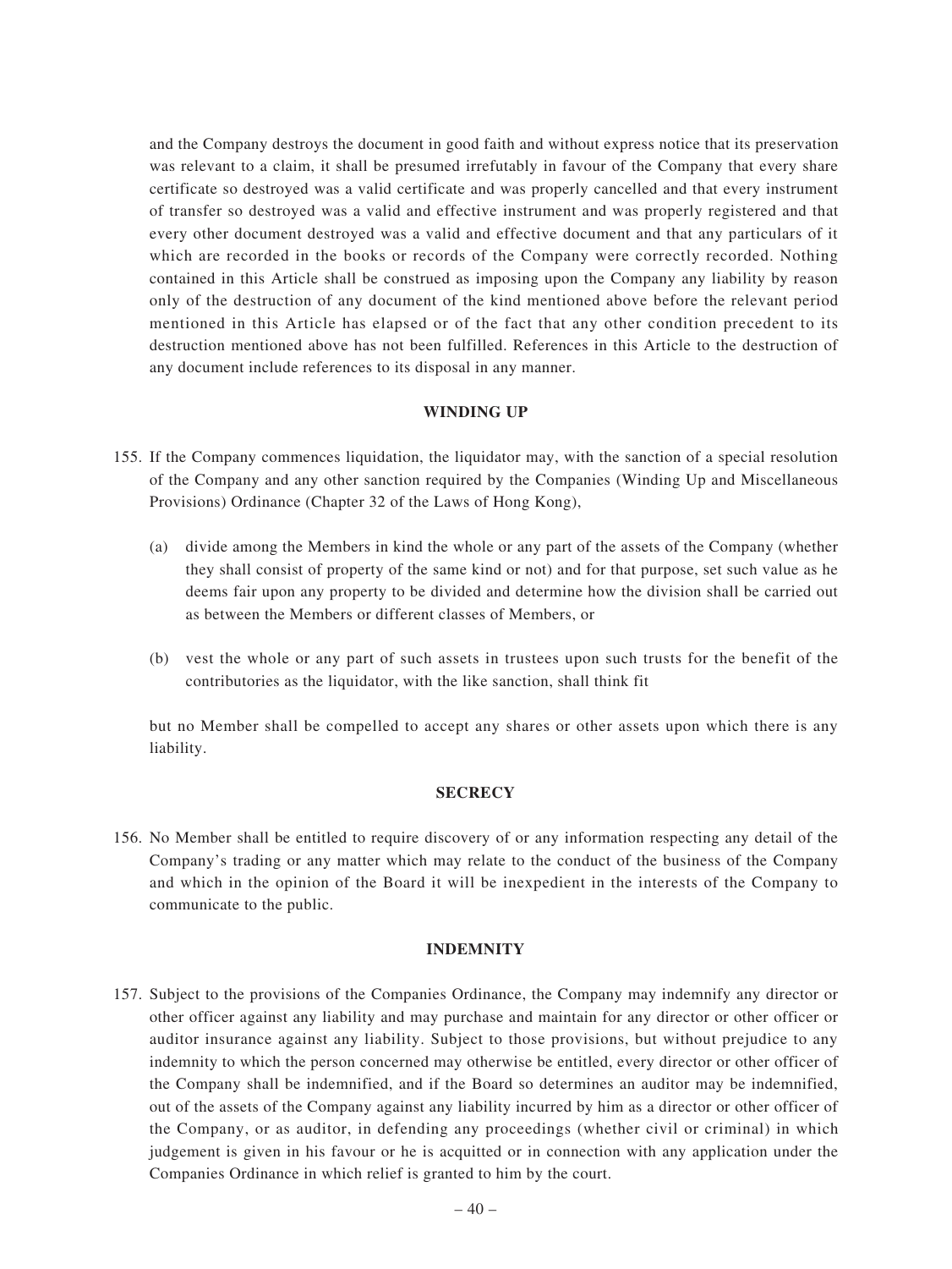and the Company destroys the document in good faith and without express notice that its preservation was relevant to a claim, it shall be presumed irrefutably in favour of the Company that every share certificate so destroyed was a valid certificate and was properly cancelled and that every instrument of transfer so destroyed was a valid and effective instrument and was properly registered and that every other document destroyed was a valid and effective document and that any particulars of it which are recorded in the books or records of the Company were correctly recorded. Nothing contained in this Article shall be construed as imposing upon the Company any liability by reason only of the destruction of any document of the kind mentioned above before the relevant period mentioned in this Article has elapsed or of the fact that any other condition precedent to its destruction mentioned above has not been fulfilled. References in this Article to the destruction of any document include references to its disposal in any manner.

## WINDING UP

155. If the Company commences liquidation, the liquidator may, with the sanction of a special resolution of the Company and any other sanction required by the Companies (Winding Up and Miscellaneous Provisions) Ordinance (Chapter 32 of the Laws of Hong Kong),

    (a) divide among the Members in kind the whole or any part of the assets of the Company (whether they shall consist of property of the same kind or not) and for that purpose, set such value as he deems fair upon any property to be divided and determine how the division shall be carried out as between the Members or different classes of Members, or

    (b) vest the whole or any part of such assets in trustees upon such trusts for the benefit of the contributories as the liquidator, with the like sanction, shall think fit

    but no Member shall be compelled to accept any shares or other assets upon which there is any liability.

## SECRECY

156. No Member shall be entitled to require discovery of or any information respecting any detail of the Company's trading or any matter which may relate to the conduct of the business of the Company and which in the opinion of the Board it will be inexpedient in the interests of the Company to communicate to the public.

## INDEMNITY

157. Subject to the provisions of the Companies Ordinance, the Company may indemnify any director or other officer against any liability and may purchase and maintain for any director or other officer or auditor insurance against any liability. Subject to those provisions, but without prejudice to any indemnity to which the person concerned may otherwise be entitled, every director or other officer of the Company shall be indemnified, and if the Board so determines an auditor may be indemnified, out of the assets of the Company against any liability incurred by him as a director or other officer of the Company, or as auditor, in defending any proceedings (whether civil or criminal) in which judgement is given in his favour or he is acquitted or in connection with any application under the Companies Ordinance in which relief is granted to him by the court.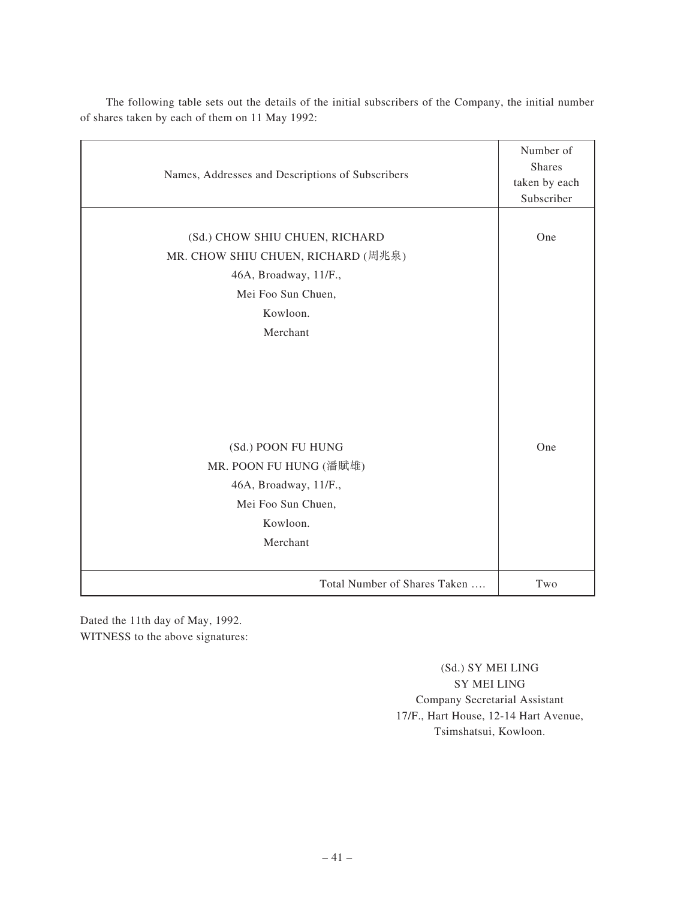The following table sets out the details of the initial subscribers of the Company, the initial number of shares taken by each of them on 11 May 1992:

| Names, Addresses and Descriptions of Subscribers | Number of Shares taken by each Subscriber |
|---|---|
| (Sd.) CHOW SHIU CHUEN, RICHARD<br>MR. CHOW SHIU CHUEN, RICHARD (周兆泉)<br>46A, Broadway, 11/F.,<br>Mei Foo Sun Chuen,<br>Kowloon.<br>Merchant | One |
| (Sd.) POON FU HUNG<br>MR. POON FU HUNG (潘賦雄)<br>46A, Broadway, 11/F.,<br>Mei Foo Sun Chuen,<br>Kowloon.<br>Merchant | One |
| Total Number of Shares Taken …. | Two |

Dated the 11th day of May, 1992.
WITNESS to the above signatures:

(Sd.) SY MEI LING
SY MEI LING
Company Secretarial Assistant
17/F., Hart House, 12-14 Hart Avenue,
Tsimshatsui, Kowloon.